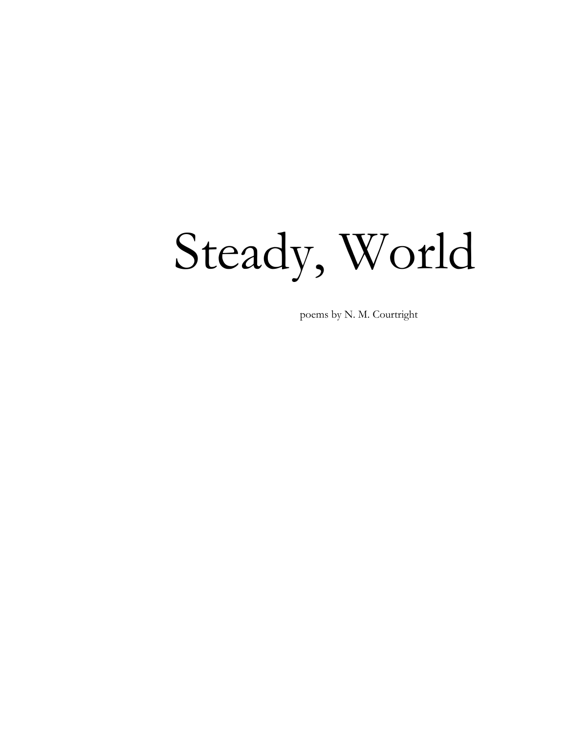# Steady, World

poems by N. M. Courtright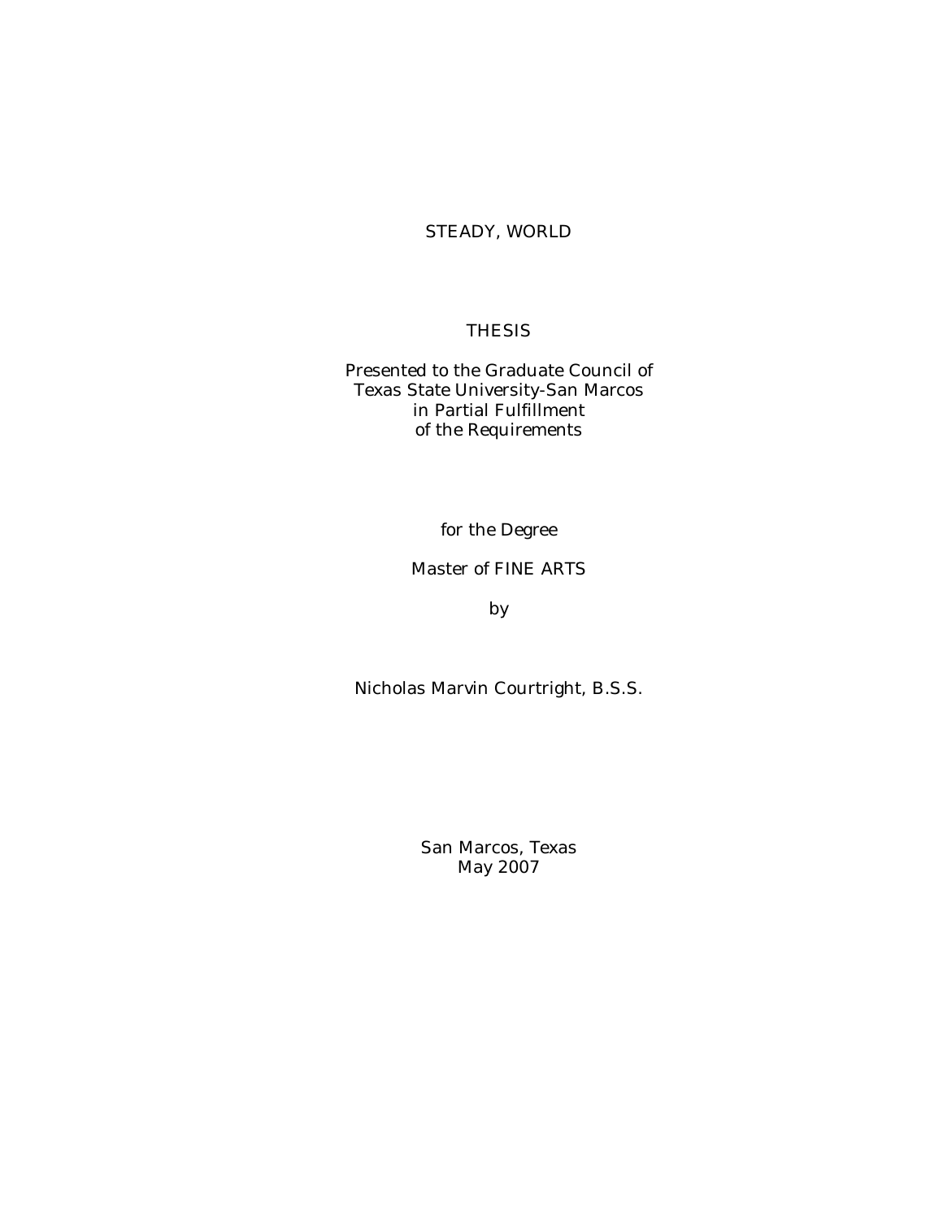# STEADY, WORLD

THESIS

Presented to the Graduate Council of
Texas State University-San Marcos
in Partial Fulfillment
of the Requirements

for the Degree

Master of FINE ARTS

by

Nicholas Marvin Courtright, B.S.S.

San Marcos, Texas
May 2007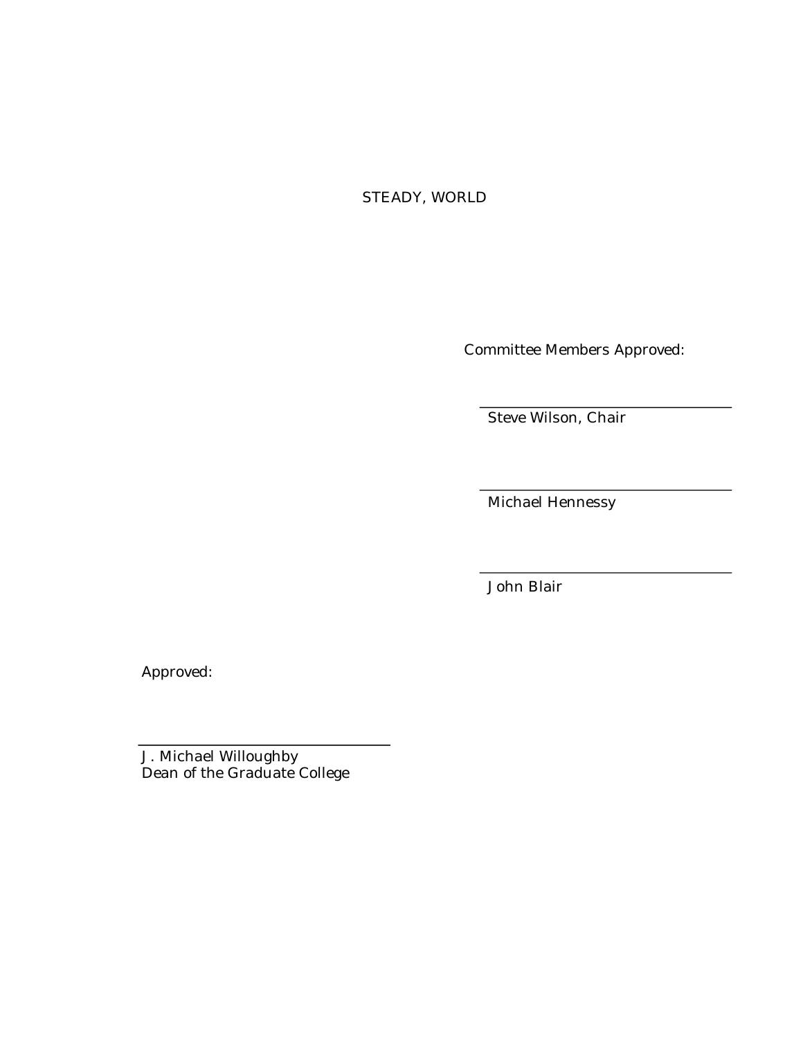STEADY, WORLD

Committee Members Approved:

Steve Wilson, Chair

Michael Hennessy

John Blair

Approved:

J. Michael Willoughby
Dean of the Graduate College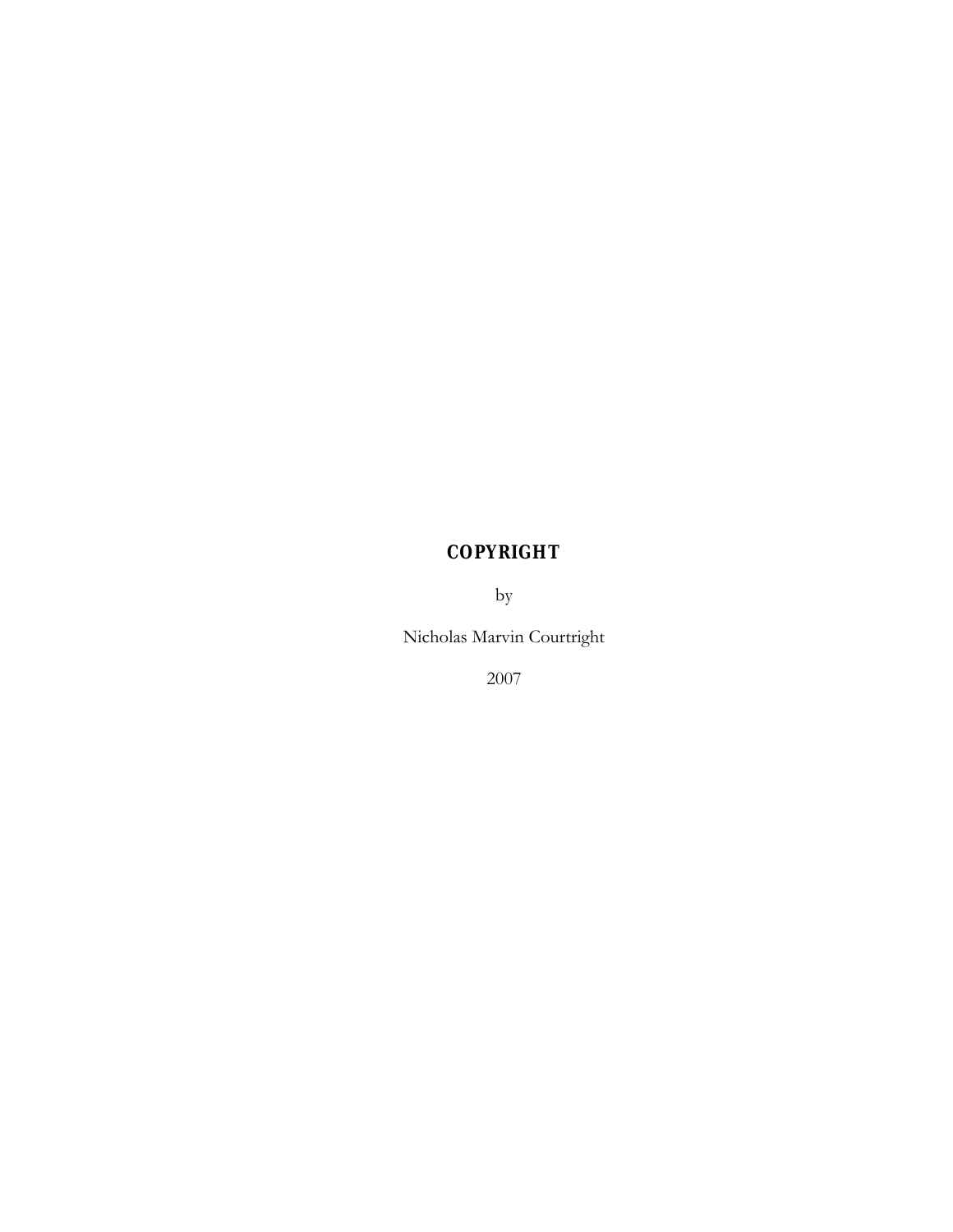**COPYRIGHT**

by

Nicholas Marvin Courtright

2007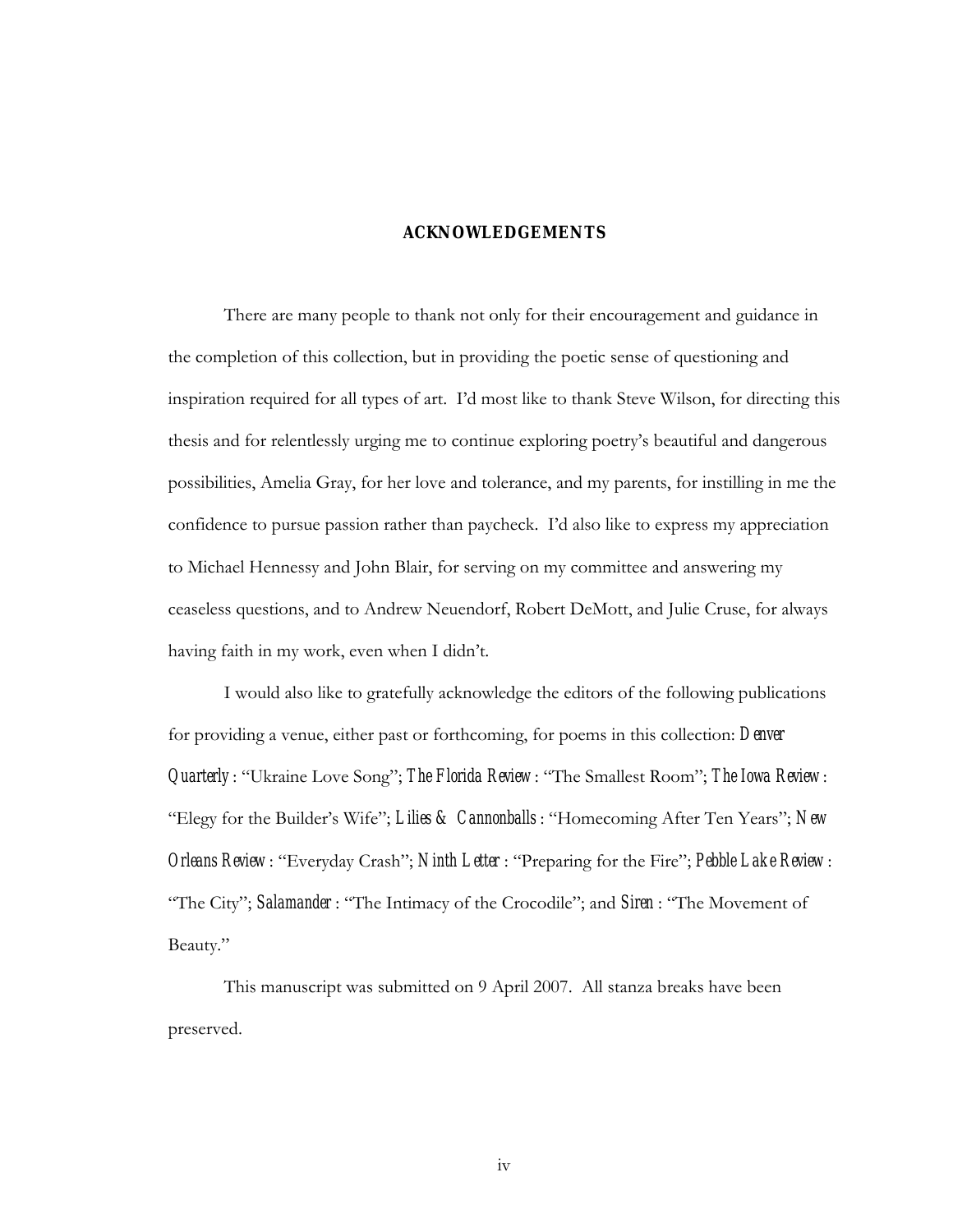## ACKNOWLEDGEMENTS

There are many people to thank not only for their encouragement and guidance in the completion of this collection, but in providing the poetic sense of questioning and inspiration required for all types of art. I'd most like to thank Steve Wilson, for directing this thesis and for relentlessly urging me to continue exploring poetry's beautiful and dangerous possibilities, Amelia Gray, for her love and tolerance, and my parents, for instilling in me the confidence to pursue passion rather than paycheck. I'd also like to express my appreciation to Michael Hennessy and John Blair, for serving on my committee and answering my ceaseless questions, and to Andrew Neuendorf, Robert DeMott, and Julie Cruse, for always having faith in my work, even when I didn't.

I would also like to gratefully acknowledge the editors of the following publications for providing a venue, either past or forthcoming, for poems in this collection: *Denver Quarterly*: "Ukraine Love Song"; *The Florida Review*: "The Smallest Room"; *The Iowa Review*: "Elegy for the Builder's Wife"; *Lilies & Cannonballs*: "Homecoming After Ten Years"; *New Orleans Review*: "Everyday Crash"; *Ninth Letter*: "Preparing for the Fire"; *Pebble Lake Review*: "The City"; *Salamander*: "The Intimacy of the Crocodile"; and *Siren*: "The Movement of Beauty."

This manuscript was submitted on 9 April 2007. All stanza breaks have been preserved.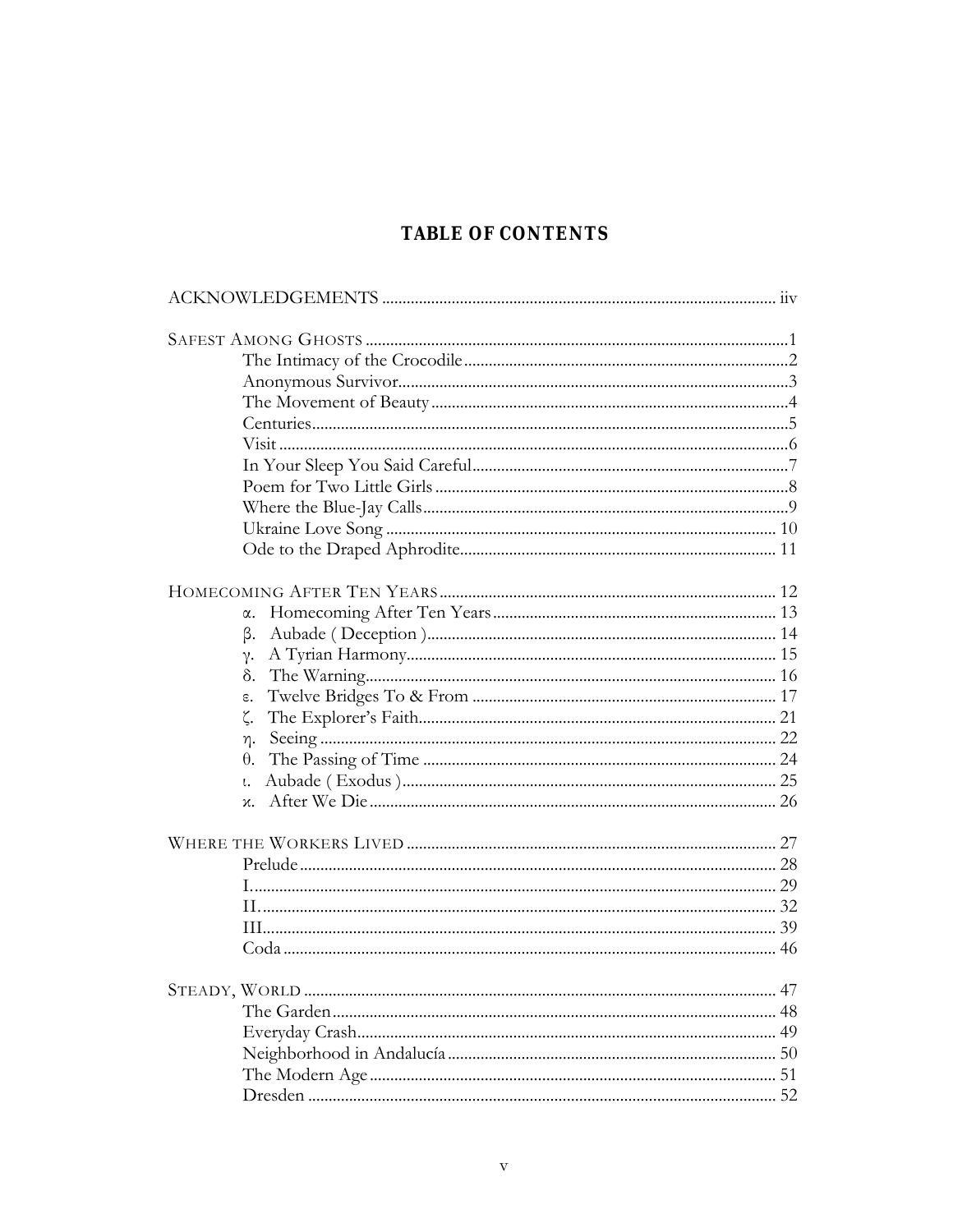# TABLE OF CONTENTS

ACKNOWLEDGEMENTS ..... iiv

SAFEST AMONG GHOSTS ..... 1
- The Intimacy of the Crocodile ..... 2
- Anonymous Survivor ..... 3
- The Movement of Beauty ..... 4
- Centuries ..... 5
- Visit ..... 6
- In Your Sleep You Said Careful ..... 7
- Poem for Two Little Girls ..... 8
- Where the Blue-Jay Calls ..... 9
- Ukraine Love Song ..... 10
- Ode to the Draped Aphrodite ..... 11

HOMECOMING AFTER TEN YEARS ..... 12
- α. Homecoming After Ten Years ..... 13
- β. Aubade ( Deception ) ..... 14
- γ. A Tyrian Harmony ..... 15
- δ. The Warning ..... 16
- ε. Twelve Bridges To & From ..... 17
- ζ. The Explorer's Faith ..... 21
- η. Seeing ..... 22
- θ. The Passing of Time ..... 24
- ι. Aubade ( Exodus ) ..... 25
- κ. After We Die ..... 26

WHERE THE WORKERS LIVED ..... 27
- Prelude ..... 28
- I. ..... 29
- II. ..... 32
- III. ..... 39
- Coda ..... 46

STEADY, WORLD ..... 47
- The Garden ..... 48
- Everyday Crash ..... 49
- Neighborhood in Andalucía ..... 50
- The Modern Age ..... 51
- Dresden ..... 52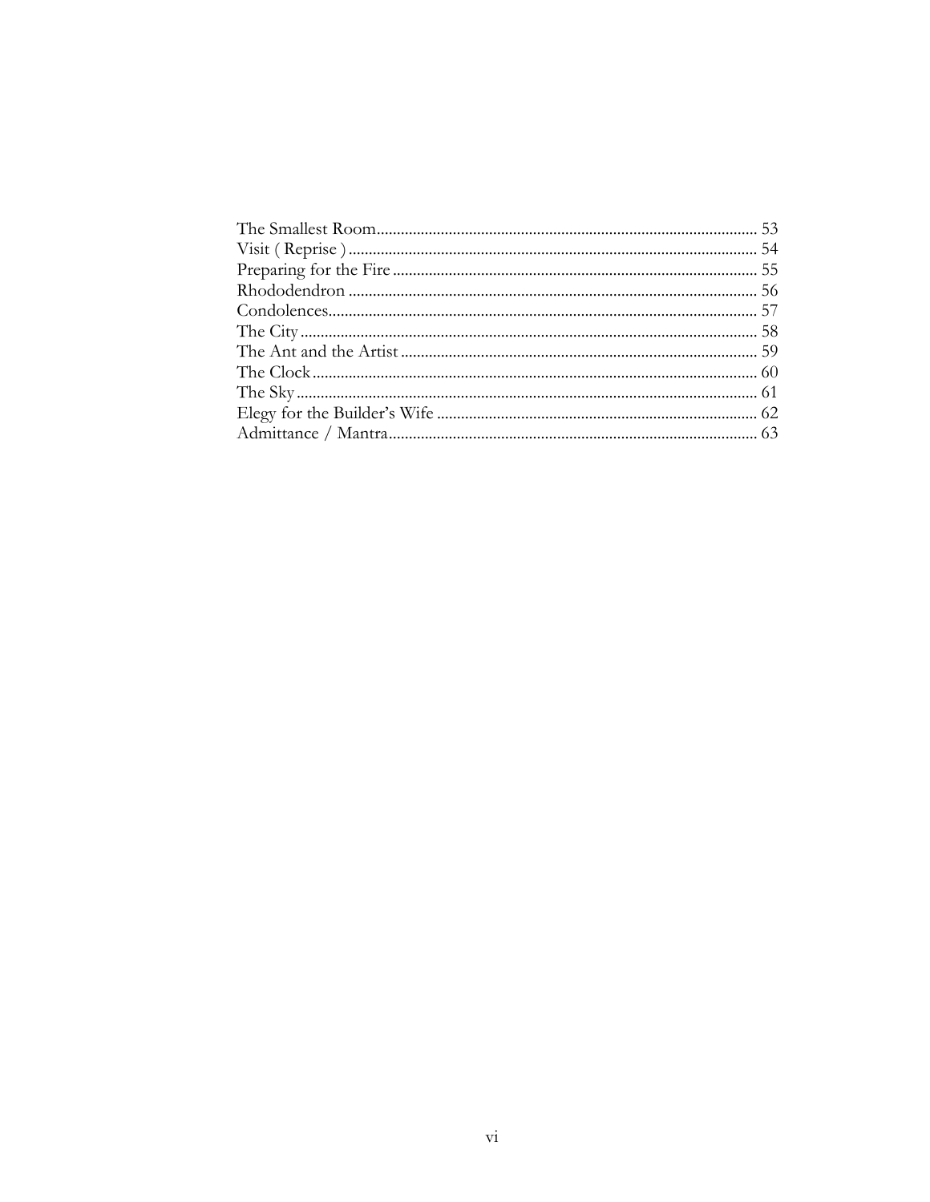| | |
|---|---|
| The Smallest Room | 53 |
| Visit ( Reprise ) | 54 |
| Preparing for the Fire | 55 |
| Rhododendron | 56 |
| Condolences | 57 |
| The City | 58 |
| The Ant and the Artist | 59 |
| The Clock | 60 |
| The Sky | 61 |
| Elegy for the Builder's Wife | 62 |
| Admittance / Mantra | 63 |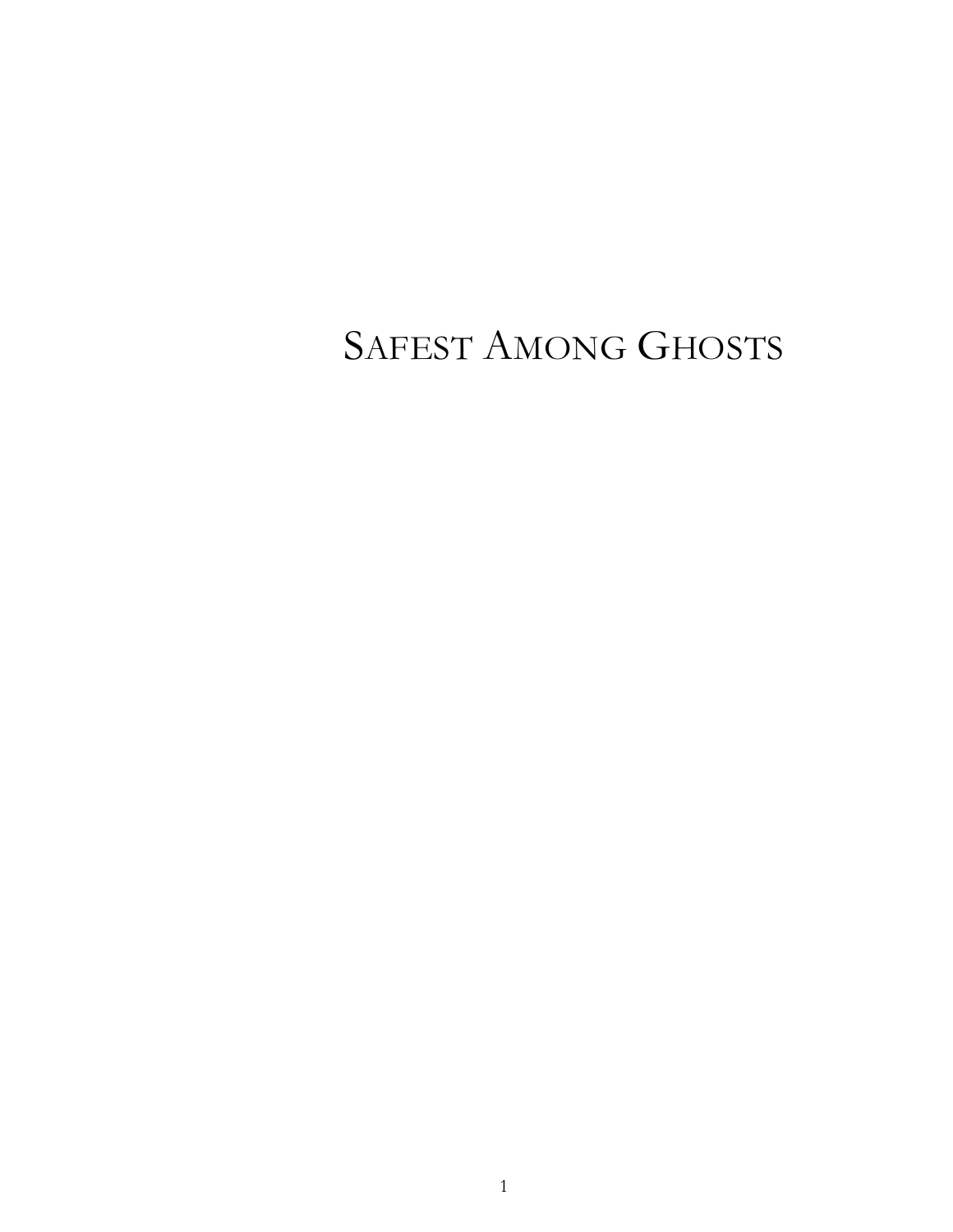# SAFEST AMONG GHOSTS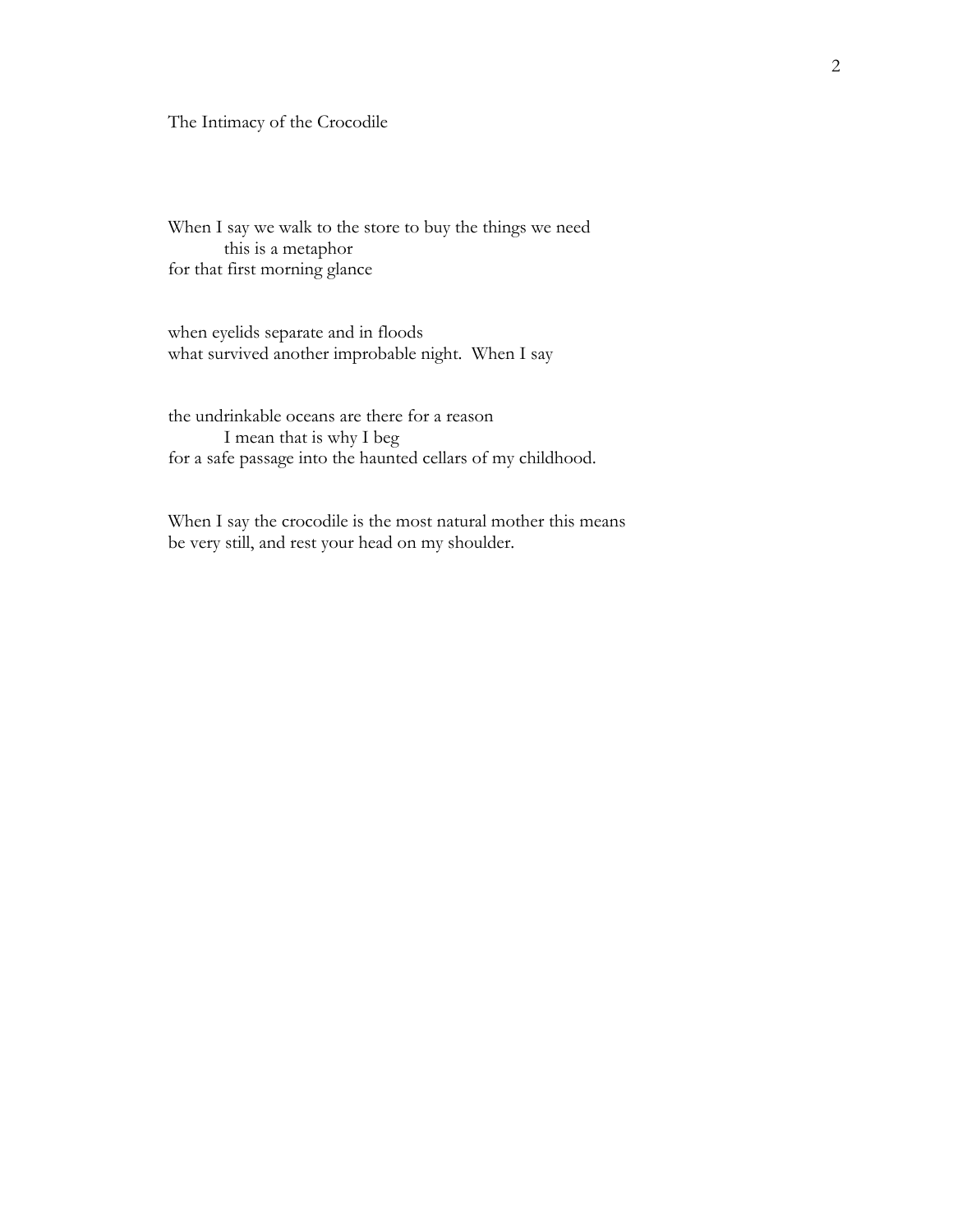# The Intimacy of the Crocodile

When I say we walk to the store to buy the things we need  
&nbsp;&nbsp;&nbsp;&nbsp;&nbsp;&nbsp;&nbsp;&nbsp;&nbsp;&nbsp;this is a metaphor  
for that first morning glance

when eyelids separate and in floods  
what survived another improbable night.  When I say

the undrinkable oceans are there for a reason  
&nbsp;&nbsp;&nbsp;&nbsp;&nbsp;&nbsp;&nbsp;&nbsp;&nbsp;&nbsp;I mean that is why I beg  
for a safe passage into the haunted cellars of my childhood.

When I say the crocodile is the most natural mother this means  
be very still, and rest your head on my shoulder.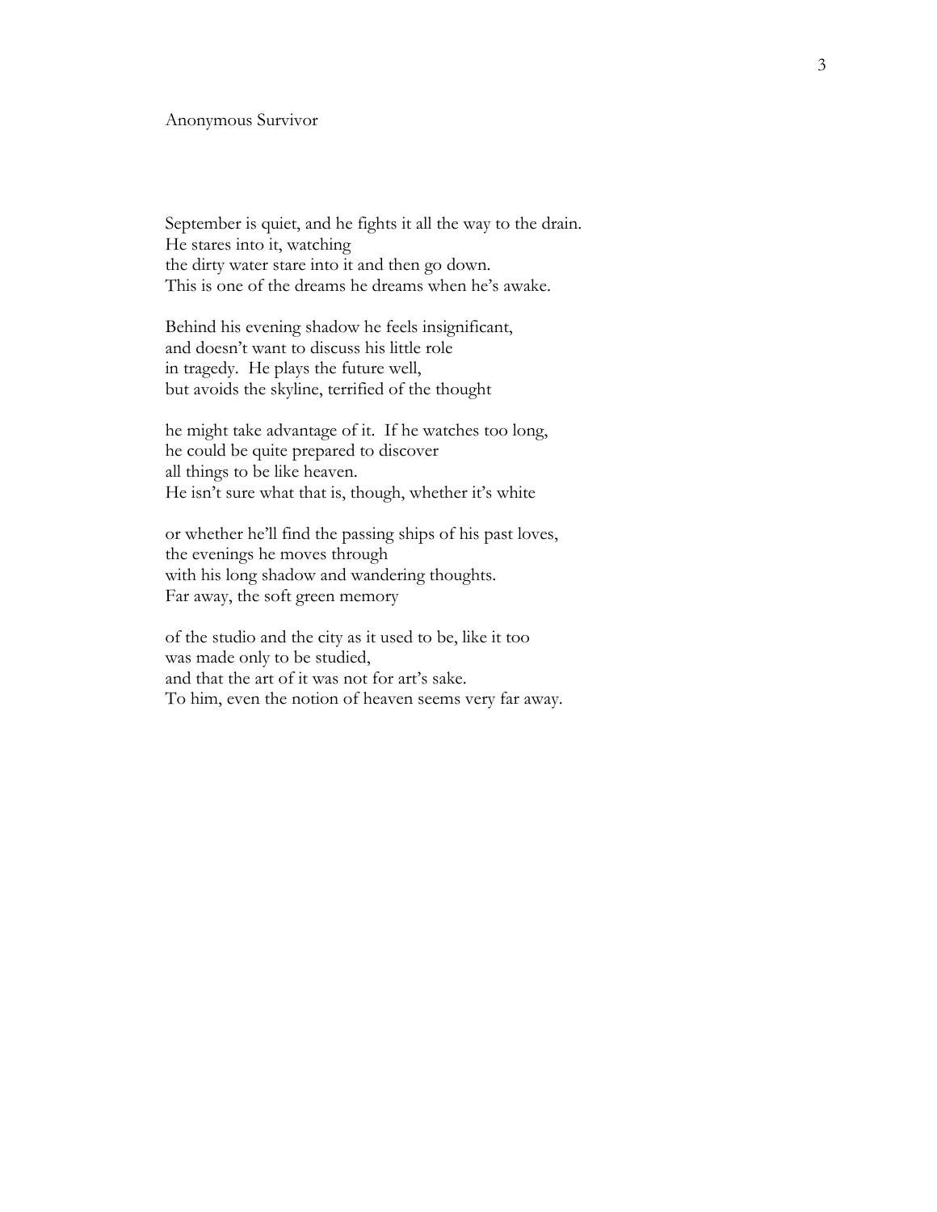Anonymous Survivor

September is quiet, and he fights it all the way to the drain.  
He stares into it, watching  
the dirty water stare into it and then go down.  
This is one of the dreams he dreams when he's awake.

Behind his evening shadow he feels insignificant,  
and doesn't want to discuss his little role  
in tragedy.  He plays the future well,  
but avoids the skyline, terrified of the thought

he might take advantage of it.  If he watches too long,  
he could be quite prepared to discover  
all things to be like heaven.  
He isn't sure what that is, though, whether it's white

or whether he'll find the passing ships of his past loves,  
the evenings he moves through  
with his long shadow and wandering thoughts.  
Far away, the soft green memory

of the studio and the city as it used to be, like it too  
was made only to be studied,  
and that the art of it was not for art's sake.  
To him, even the notion of heaven seems very far away.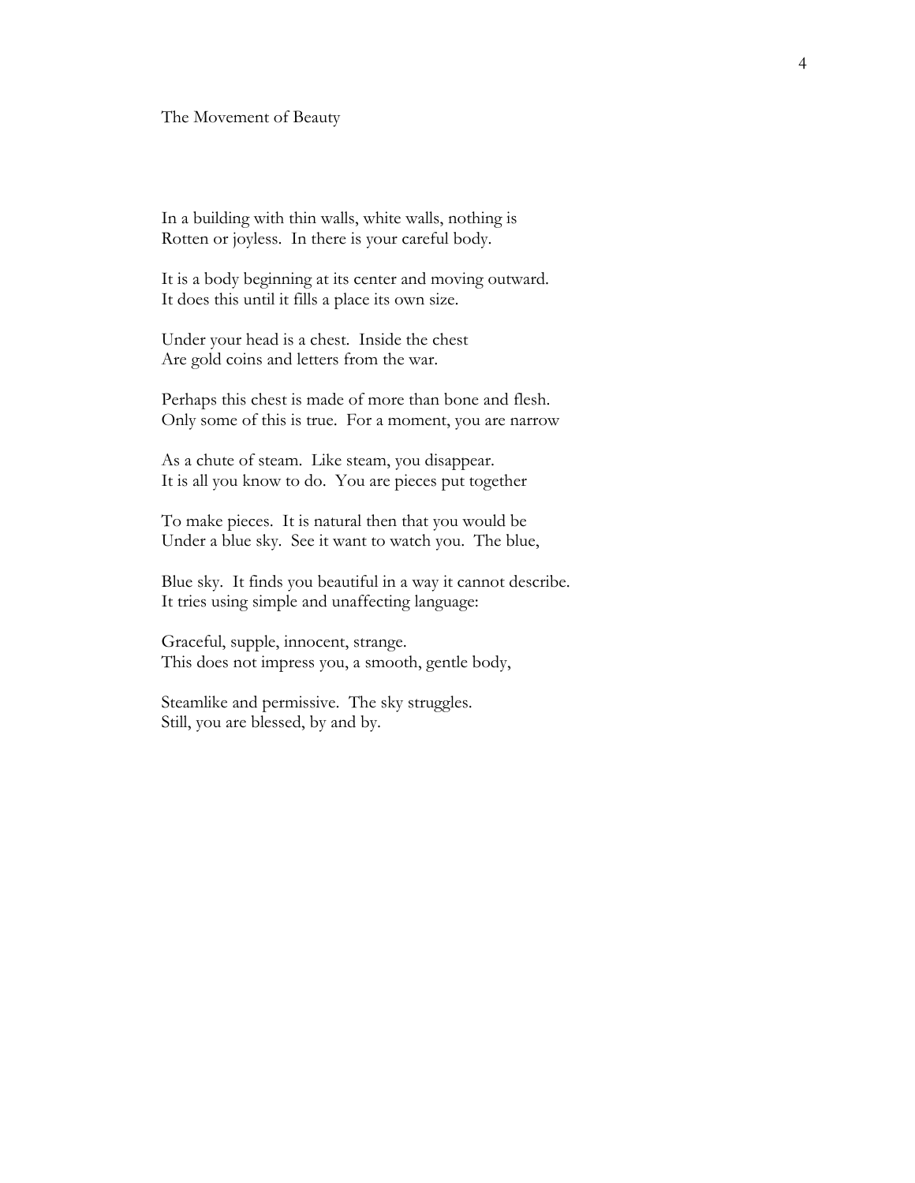# The Movement of Beauty

In a building with thin walls, white walls, nothing is  
Rotten or joyless.  In there is your careful body.

It is a body beginning at its center and moving outward.  
It does this until it fills a place its own size.

Under your head is a chest.  Inside the chest  
Are gold coins and letters from the war.

Perhaps this chest is made of more than bone and flesh.  
Only some of this is true.  For a moment, you are narrow

As a chute of steam.  Like steam, you disappear.  
It is all you know to do.  You are pieces put together

To make pieces.  It is natural then that you would be  
Under a blue sky.  See it want to watch you.  The blue,

Blue sky.  It finds you beautiful in a way it cannot describe.  
It tries using simple and unaffecting language:

Graceful, supple, innocent, strange.  
This does not impress you, a smooth, gentle body,

Steamlike and permissive.  The sky struggles.  
Still, you are blessed, by and by.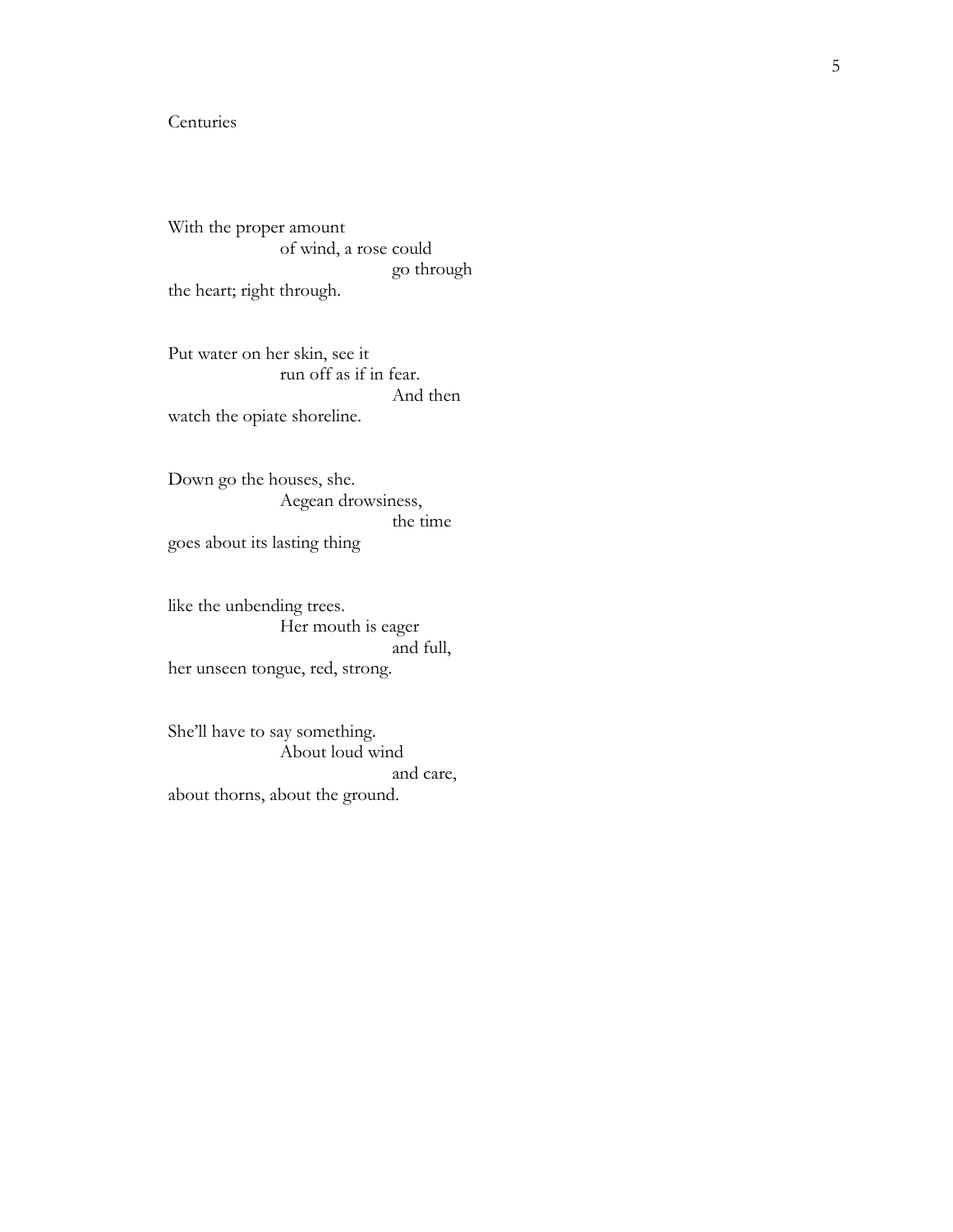## Centuries

With the proper amount  
&nbsp;&nbsp;&nbsp;&nbsp;&nbsp;&nbsp;&nbsp;&nbsp;&nbsp;&nbsp;&nbsp;&nbsp;&nbsp;&nbsp;&nbsp;&nbsp;of wind, a rose could  
&nbsp;&nbsp;&nbsp;&nbsp;&nbsp;&nbsp;&nbsp;&nbsp;&nbsp;&nbsp;&nbsp;&nbsp;&nbsp;&nbsp;&nbsp;&nbsp;&nbsp;&nbsp;&nbsp;&nbsp;&nbsp;&nbsp;&nbsp;&nbsp;&nbsp;&nbsp;&nbsp;&nbsp;&nbsp;&nbsp;&nbsp;&nbsp;go through  
the heart; right through.

Put water on her skin, see it  
&nbsp;&nbsp;&nbsp;&nbsp;&nbsp;&nbsp;&nbsp;&nbsp;&nbsp;&nbsp;&nbsp;&nbsp;&nbsp;&nbsp;&nbsp;&nbsp;run off as if in fear.  
&nbsp;&nbsp;&nbsp;&nbsp;&nbsp;&nbsp;&nbsp;&nbsp;&nbsp;&nbsp;&nbsp;&nbsp;&nbsp;&nbsp;&nbsp;&nbsp;&nbsp;&nbsp;&nbsp;&nbsp;&nbsp;&nbsp;&nbsp;&nbsp;&nbsp;&nbsp;&nbsp;&nbsp;&nbsp;&nbsp;&nbsp;&nbsp;And then  
watch the opiate shoreline.

Down go the houses, she.  
&nbsp;&nbsp;&nbsp;&nbsp;&nbsp;&nbsp;&nbsp;&nbsp;&nbsp;&nbsp;&nbsp;&nbsp;&nbsp;&nbsp;&nbsp;&nbsp;Aegean drowsiness,  
&nbsp;&nbsp;&nbsp;&nbsp;&nbsp;&nbsp;&nbsp;&nbsp;&nbsp;&nbsp;&nbsp;&nbsp;&nbsp;&nbsp;&nbsp;&nbsp;&nbsp;&nbsp;&nbsp;&nbsp;&nbsp;&nbsp;&nbsp;&nbsp;&nbsp;&nbsp;&nbsp;&nbsp;&nbsp;&nbsp;&nbsp;&nbsp;the time  
goes about its lasting thing

like the unbending trees.  
&nbsp;&nbsp;&nbsp;&nbsp;&nbsp;&nbsp;&nbsp;&nbsp;&nbsp;&nbsp;&nbsp;&nbsp;&nbsp;&nbsp;&nbsp;&nbsp;Her mouth is eager  
&nbsp;&nbsp;&nbsp;&nbsp;&nbsp;&nbsp;&nbsp;&nbsp;&nbsp;&nbsp;&nbsp;&nbsp;&nbsp;&nbsp;&nbsp;&nbsp;&nbsp;&nbsp;&nbsp;&nbsp;&nbsp;&nbsp;&nbsp;&nbsp;&nbsp;&nbsp;&nbsp;&nbsp;&nbsp;&nbsp;&nbsp;&nbsp;and full,  
her unseen tongue, red, strong.

She'll have to say something.  
&nbsp;&nbsp;&nbsp;&nbsp;&nbsp;&nbsp;&nbsp;&nbsp;&nbsp;&nbsp;&nbsp;&nbsp;&nbsp;&nbsp;&nbsp;&nbsp;About loud wind  
&nbsp;&nbsp;&nbsp;&nbsp;&nbsp;&nbsp;&nbsp;&nbsp;&nbsp;&nbsp;&nbsp;&nbsp;&nbsp;&nbsp;&nbsp;&nbsp;&nbsp;&nbsp;&nbsp;&nbsp;&nbsp;&nbsp;&nbsp;&nbsp;&nbsp;&nbsp;&nbsp;&nbsp;&nbsp;&nbsp;&nbsp;&nbsp;and care,  
about thorns, about the ground.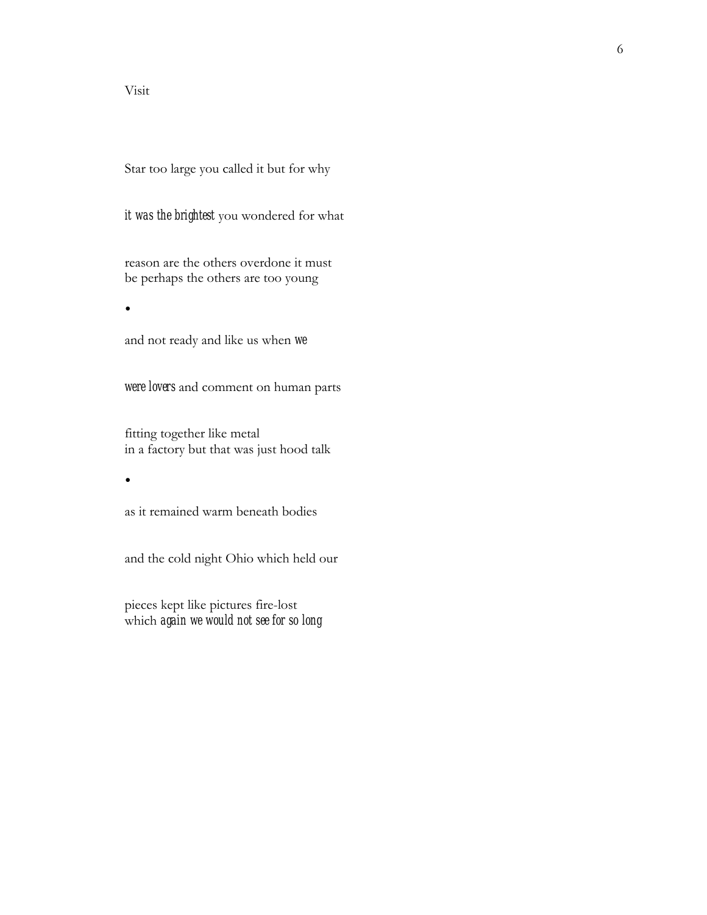Visit

Star too large you called it but for why

*it was the brightest* you wondered for what

reason are the others overdone it must  
be perhaps the others are too young

•

and not ready and like us when *we*

*were lovers* and comment on human parts

fitting together like metal  
in a factory but that was just hood talk

•

as it remained warm beneath bodies

and the cold night Ohio which held our

pieces kept like pictures fire-lost  
which *again we would not see for so long*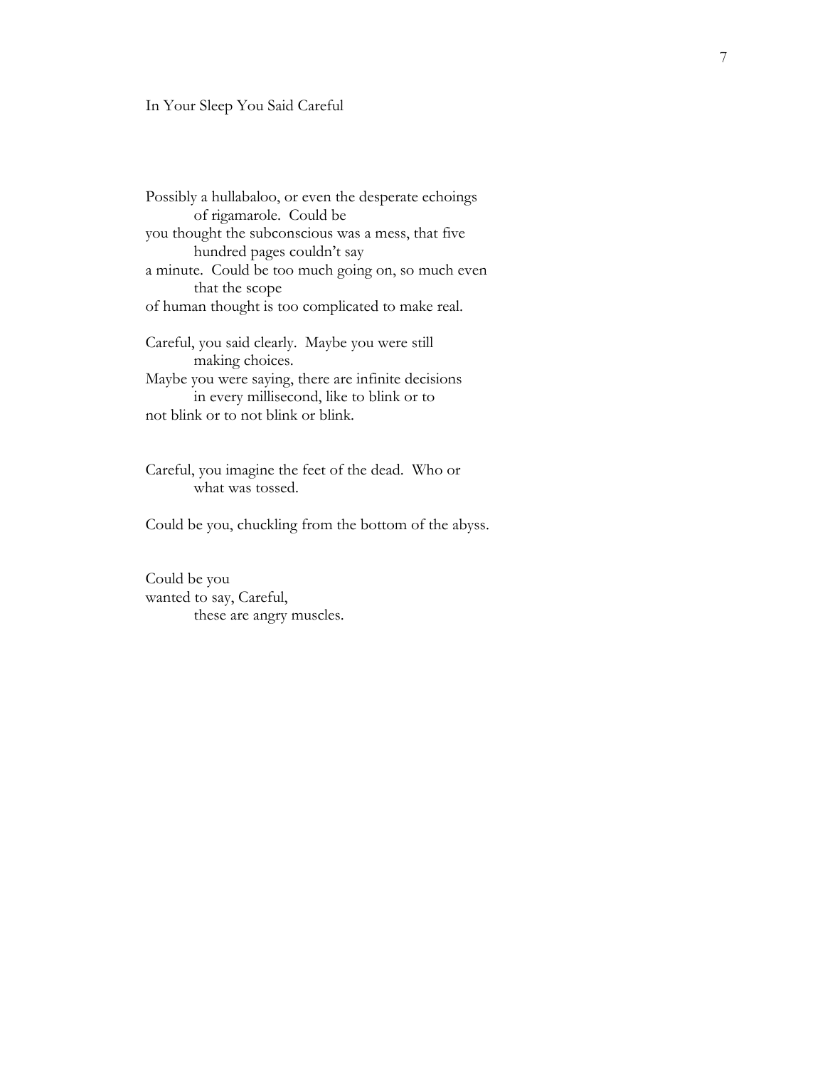## In Your Sleep You Said Careful

Possibly a hullabaloo, or even the desperate echoings
          of rigamarole.  Could be
you thought the subconscious was a mess, that five
          hundred pages couldn't say
a minute.  Could be too much going on, so much even
          that the scope
of human thought is too complicated to make real.

Careful, you said clearly.  Maybe you were still
          making choices.
Maybe you were saying, there are infinite decisions
          in every millisecond, like to blink or to
not blink or to not blink or blink.

Careful, you imagine the feet of the dead.  Who or
          what was tossed.

Could be you, chuckling from the bottom of the abyss.

Could be you
wanted to say, Careful,
          these are angry muscles.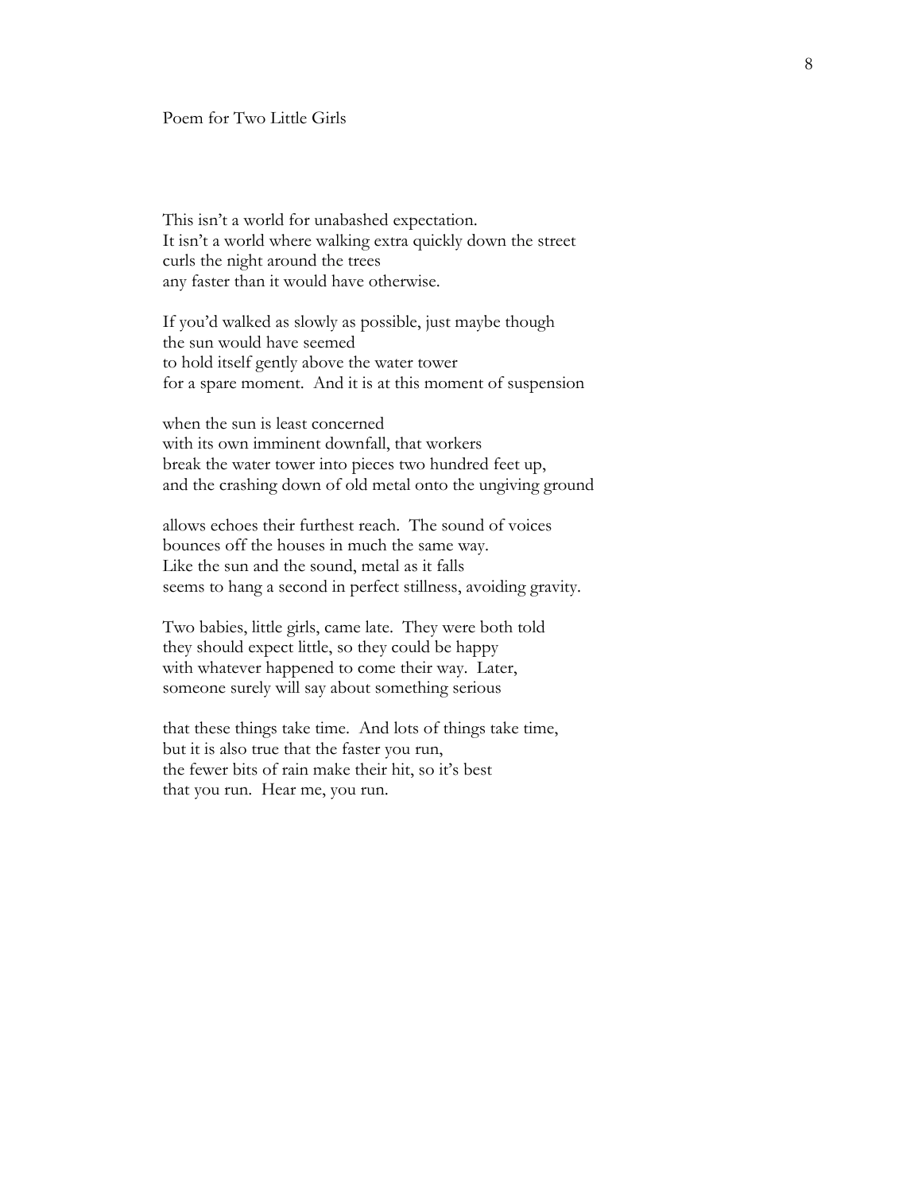Poem for Two Little Girls

This isn't a world for unabashed expectation.
It isn't a world where walking extra quickly down the street
curls the night around the trees
any faster than it would have otherwise.

If you'd walked as slowly as possible, just maybe though
the sun would have seemed
to hold itself gently above the water tower
for a spare moment. And it is at this moment of suspension

when the sun is least concerned
with its own imminent downfall, that workers
break the water tower into pieces two hundred feet up,
and the crashing down of old metal onto the ungiving ground

allows echoes their furthest reach. The sound of voices
bounces off the houses in much the same way.
Like the sun and the sound, metal as it falls
seems to hang a second in perfect stillness, avoiding gravity.

Two babies, little girls, came late. They were both told
they should expect little, so they could be happy
with whatever happened to come their way. Later,
someone surely will say about something serious

that these things take time. And lots of things take time,
but it is also true that the faster you run,
the fewer bits of rain make their hit, so it's best
that you run. Hear me, you run.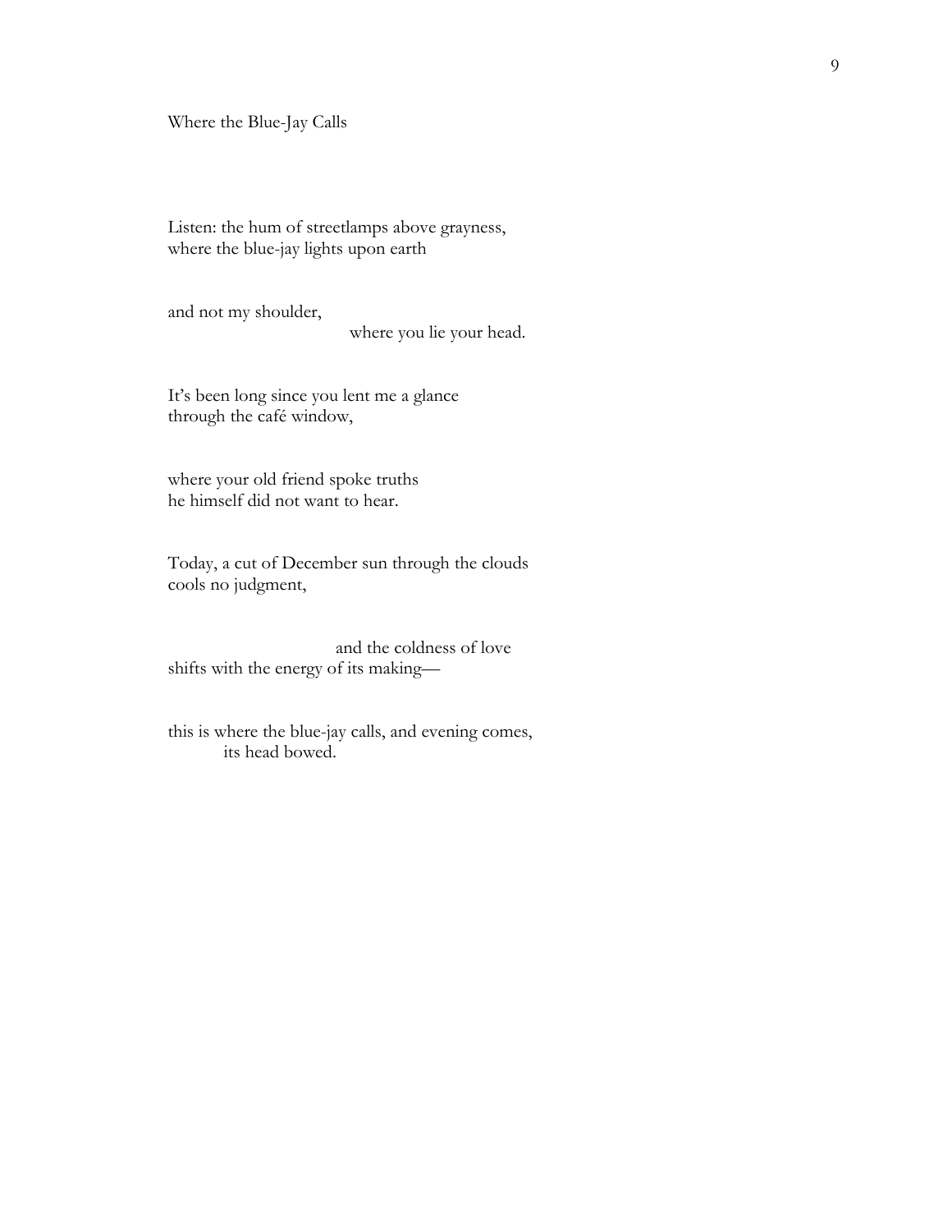## Where the Blue-Jay Calls

Listen: the hum of streetlamps above grayness,  
where the blue-jay lights upon earth

and not my shoulder,  
&nbsp;&nbsp;&nbsp;&nbsp;&nbsp;&nbsp;&nbsp;&nbsp;&nbsp;&nbsp;&nbsp;&nbsp;&nbsp;&nbsp;&nbsp;&nbsp;&nbsp;&nbsp;&nbsp;&nbsp;&nbsp;&nbsp;&nbsp;&nbsp;&nbsp;&nbsp;&nbsp;&nbsp;&nbsp;&nbsp;where you lie your head.

It's been long since you lent me a glance  
through the café window,

where your old friend spoke truths  
he himself did not want to hear.

Today, a cut of December sun through the clouds  
cools no judgment,

&nbsp;&nbsp;&nbsp;&nbsp;&nbsp;&nbsp;&nbsp;&nbsp;&nbsp;&nbsp;&nbsp;&nbsp;&nbsp;&nbsp;&nbsp;&nbsp;&nbsp;&nbsp;&nbsp;&nbsp;&nbsp;&nbsp;&nbsp;&nbsp;&nbsp;&nbsp;&nbsp;&nbsp;&nbsp;and the coldness of love  
shifts with the energy of its making—

this is where the blue-jay calls, and evening comes,  
&nbsp;&nbsp;&nbsp;&nbsp;&nbsp;&nbsp;&nbsp;&nbsp;&nbsp;&nbsp;its head bowed.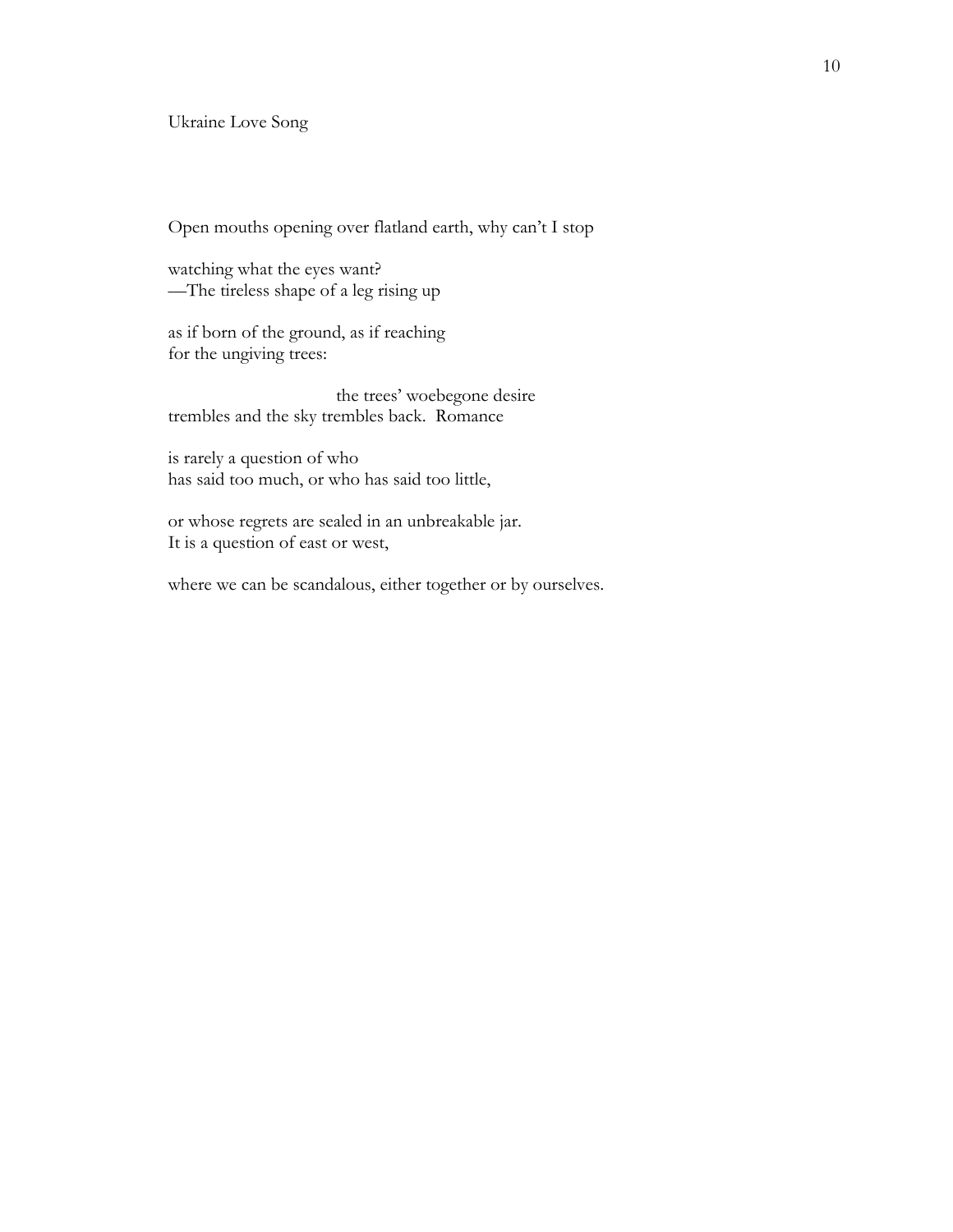# Ukraine Love Song

Open mouths opening over flatland earth, why can't I stop

watching what the eyes want?  
—The tireless shape of a leg rising up

as if born of the ground, as if reaching  
for the ungiving trees:

&nbsp;&nbsp;&nbsp;&nbsp;&nbsp;&nbsp;&nbsp;&nbsp;&nbsp;&nbsp;&nbsp;&nbsp;&nbsp;&nbsp;&nbsp;&nbsp;&nbsp;&nbsp;&nbsp;&nbsp;&nbsp;&nbsp;&nbsp;&nbsp;&nbsp;&nbsp;&nbsp;&nbsp;&nbsp;&nbsp;&nbsp;&nbsp;&nbsp;&nbsp;&nbsp;&nbsp;the trees' woebegone desire  
trembles and the sky trembles back.  Romance

is rarely a question of who  
has said too much, or who has said too little,

or whose regrets are sealed in an unbreakable jar.  
It is a question of east or west,

where we can be scandalous, either together or by ourselves.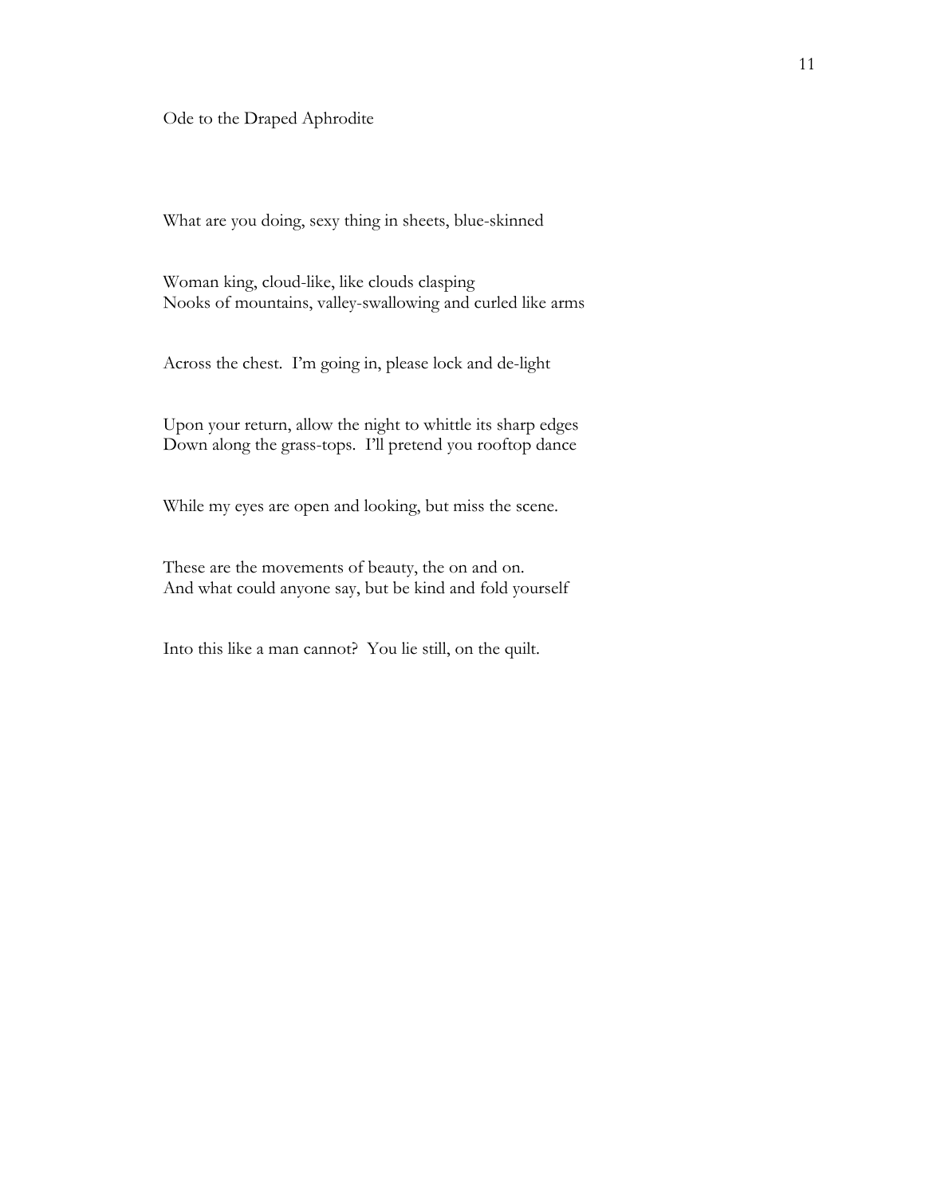# Ode to the Draped Aphrodite

What are you doing, sexy thing in sheets, blue-skinned

Woman king, cloud-like, like clouds clasping
Nooks of mountains, valley-swallowing and curled like arms

Across the chest. I'm going in, please lock and de-light

Upon your return, allow the night to whittle its sharp edges
Down along the grass-tops. I'll pretend you rooftop dance

While my eyes are open and looking, but miss the scene.

These are the movements of beauty, the on and on.
And what could anyone say, but be kind and fold yourself

Into this like a man cannot? You lie still, on the quilt.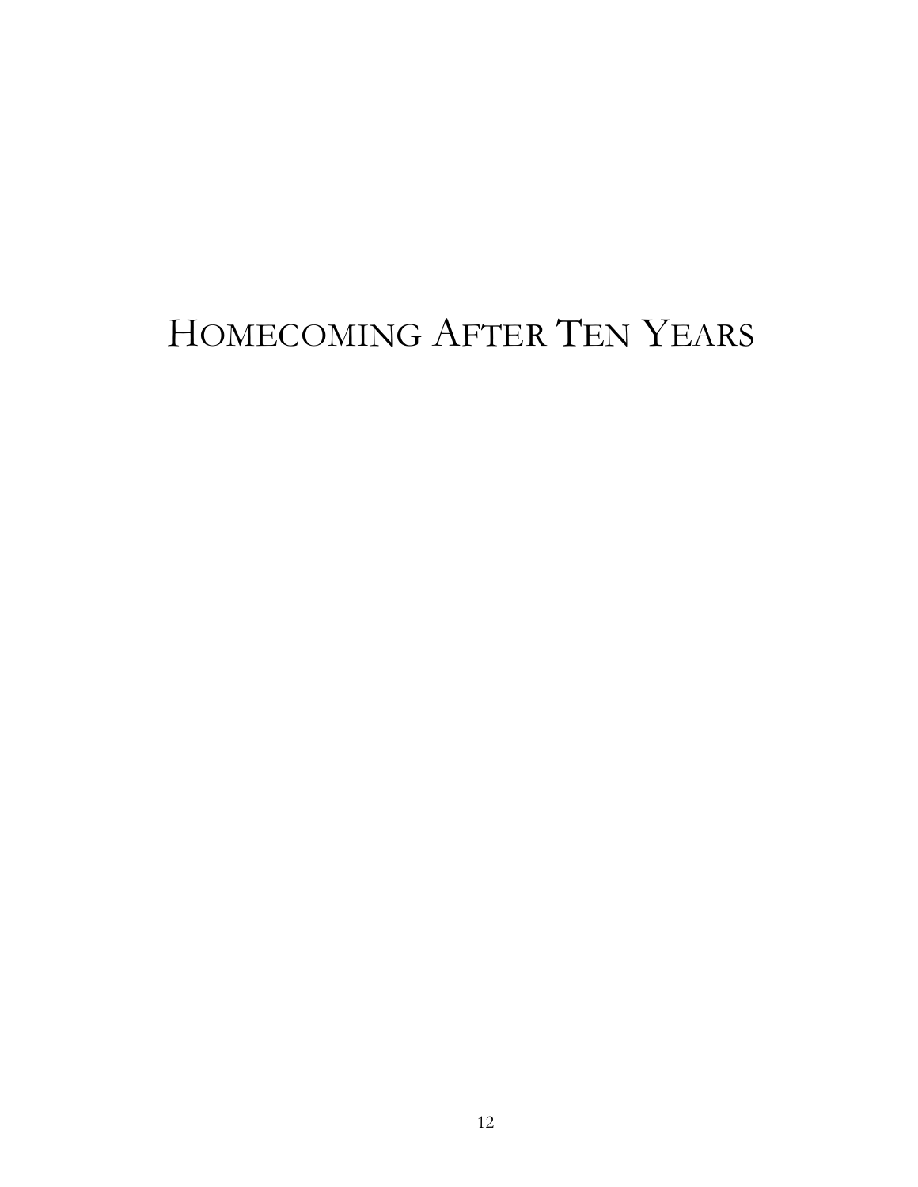# Homecoming After Ten Years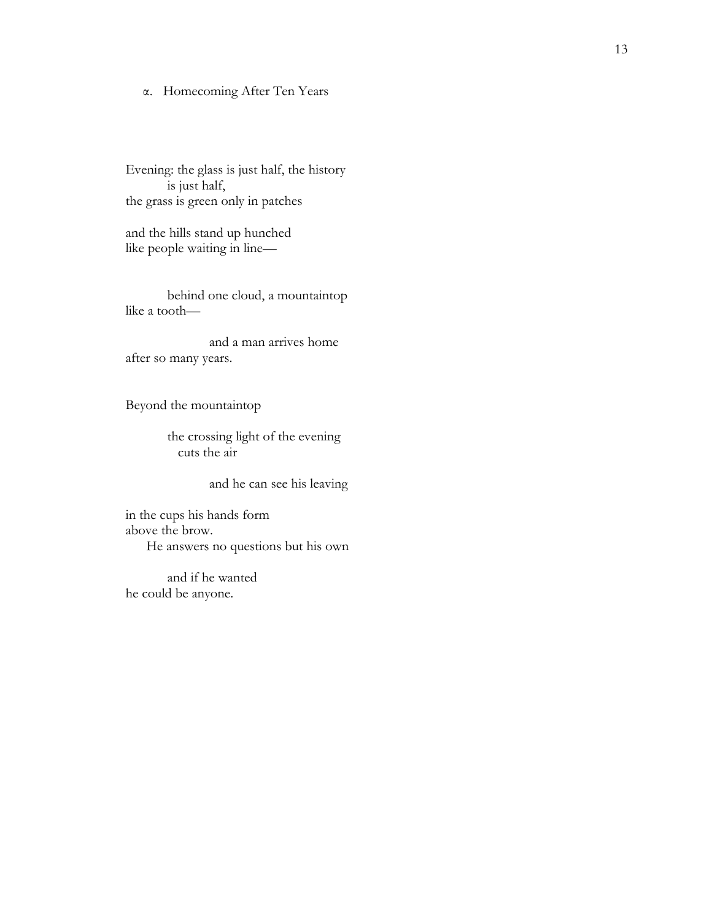## α. Homecoming After Ten Years

Evening: the glass is just half, the history
          is just half,
the grass is green only in patches

and the hills stand up hunched
like people waiting in line—

          behind one cloud, a mountaintop
like a tooth—

                    and a man arrives home
after so many years.

Beyond the mountaintop

          the crossing light of the evening
             cuts the air

                    and he can see his leaving

in the cups his hands form
above the brow.
     He answers no questions but his own

          and if he wanted
he could be anyone.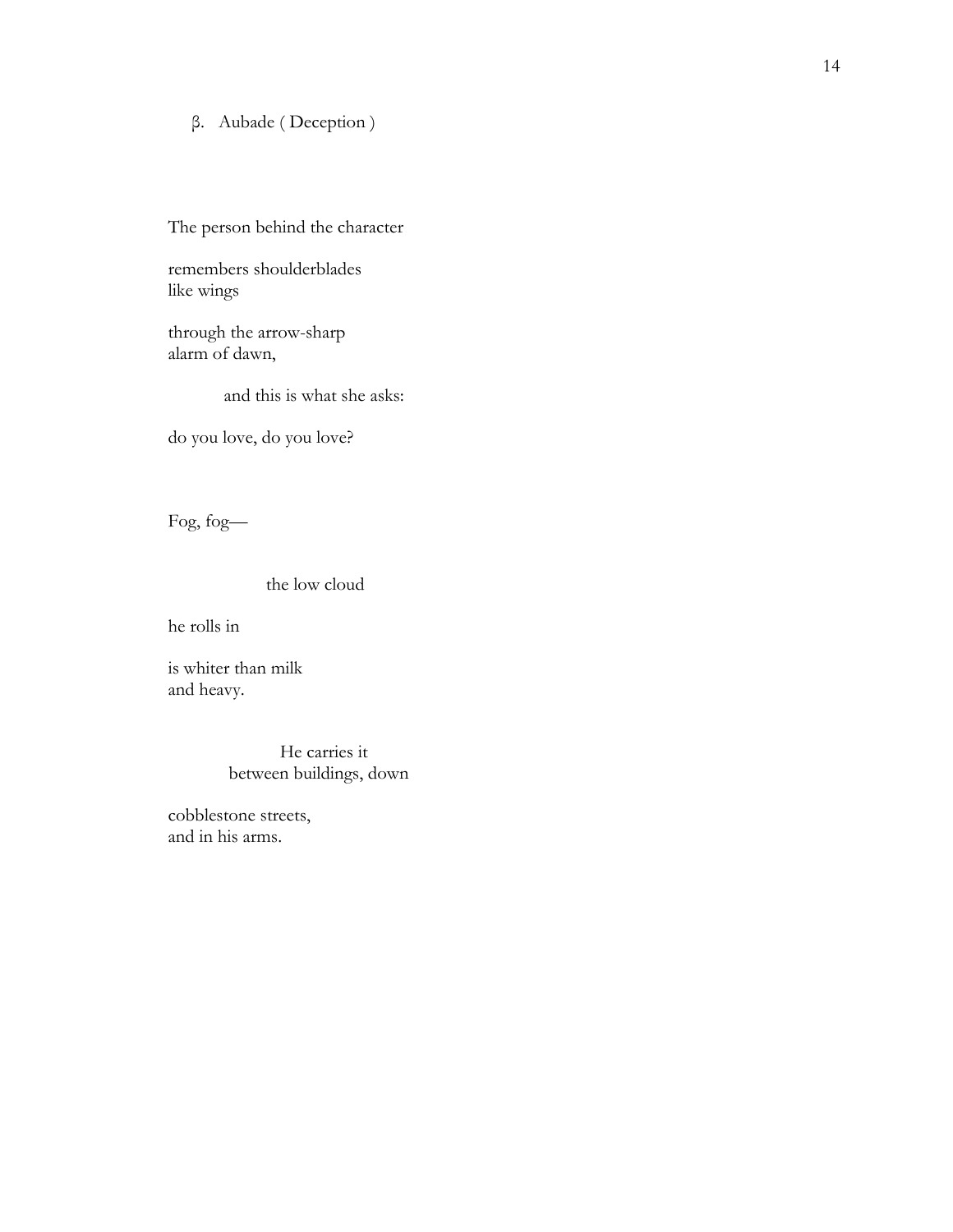### β. Aubade ( Deception )

The person behind the character

remembers shoulderblades  
like wings

through the arrow-sharp  
alarm of dawn,

&nbsp;&nbsp;&nbsp;&nbsp;&nbsp;&nbsp;&nbsp;&nbsp;and this is what she asks:

do you love, do you love?

Fog, fog—

&nbsp;&nbsp;&nbsp;&nbsp;&nbsp;&nbsp;&nbsp;&nbsp;&nbsp;&nbsp;&nbsp;&nbsp;&nbsp;&nbsp;the low cloud

he rolls in

is whiter than milk  
and heavy.

&nbsp;&nbsp;&nbsp;&nbsp;&nbsp;&nbsp;&nbsp;&nbsp;&nbsp;&nbsp;&nbsp;&nbsp;&nbsp;&nbsp;&nbsp;&nbsp;He carries it  
&nbsp;&nbsp;&nbsp;&nbsp;&nbsp;&nbsp;&nbsp;&nbsp;&nbsp;&nbsp;between buildings, down

cobblestone streets,  
and in his arms.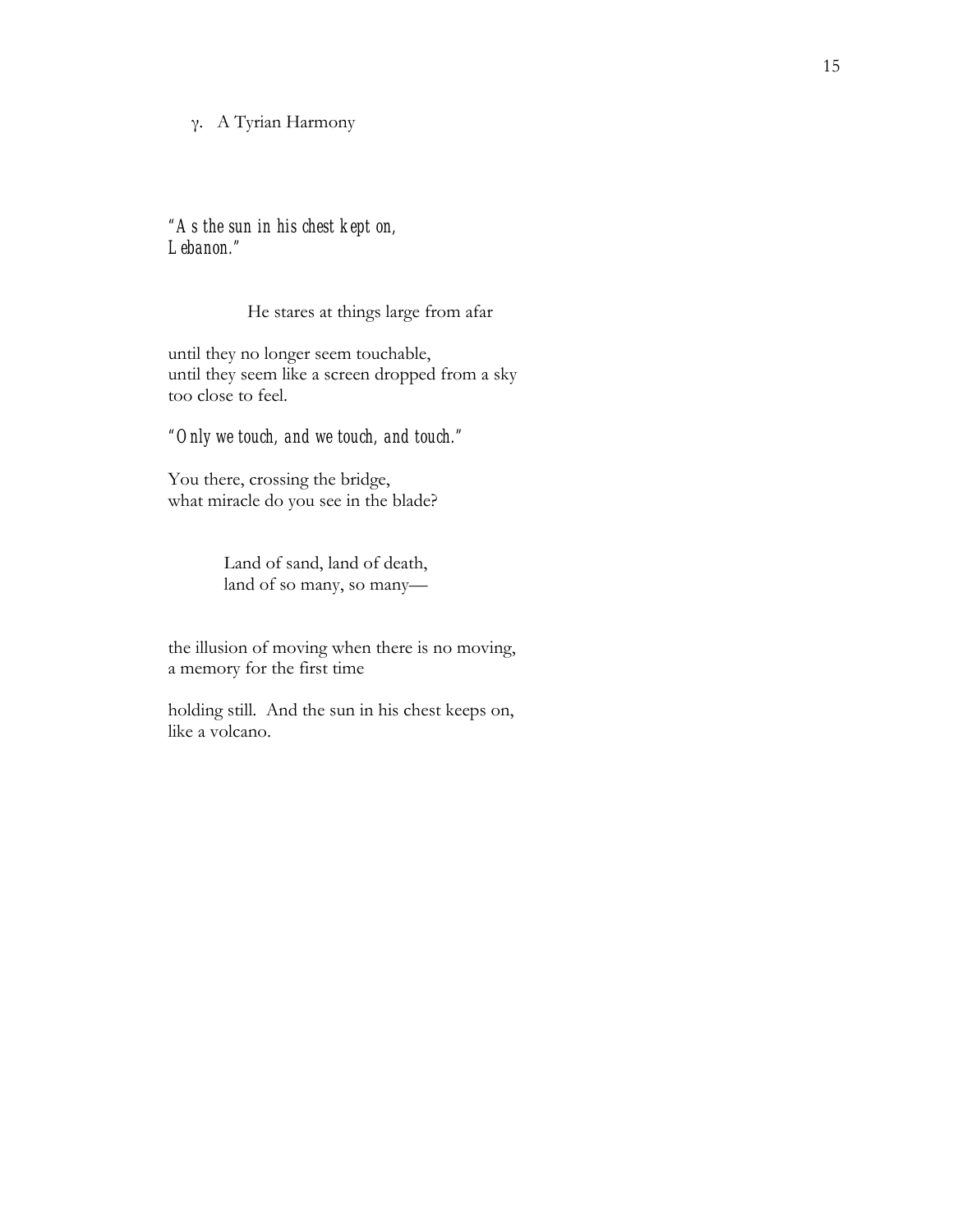### γ. A Tyrian Harmony

*"As the sun in his chest kept on,*
*Lebanon."*

He stares at things large from afar

until they no longer seem touchable,
until they seem like a screen dropped from a sky
too close to feel.

*"Only we touch, and we touch, and touch."*

You there, crossing the bridge,
what miracle do you see in the blade?

Land of sand, land of death,
land of so many, so many—

the illusion of moving when there is no moving,
a memory for the first time

holding still. And the sun in his chest keeps on,
like a volcano.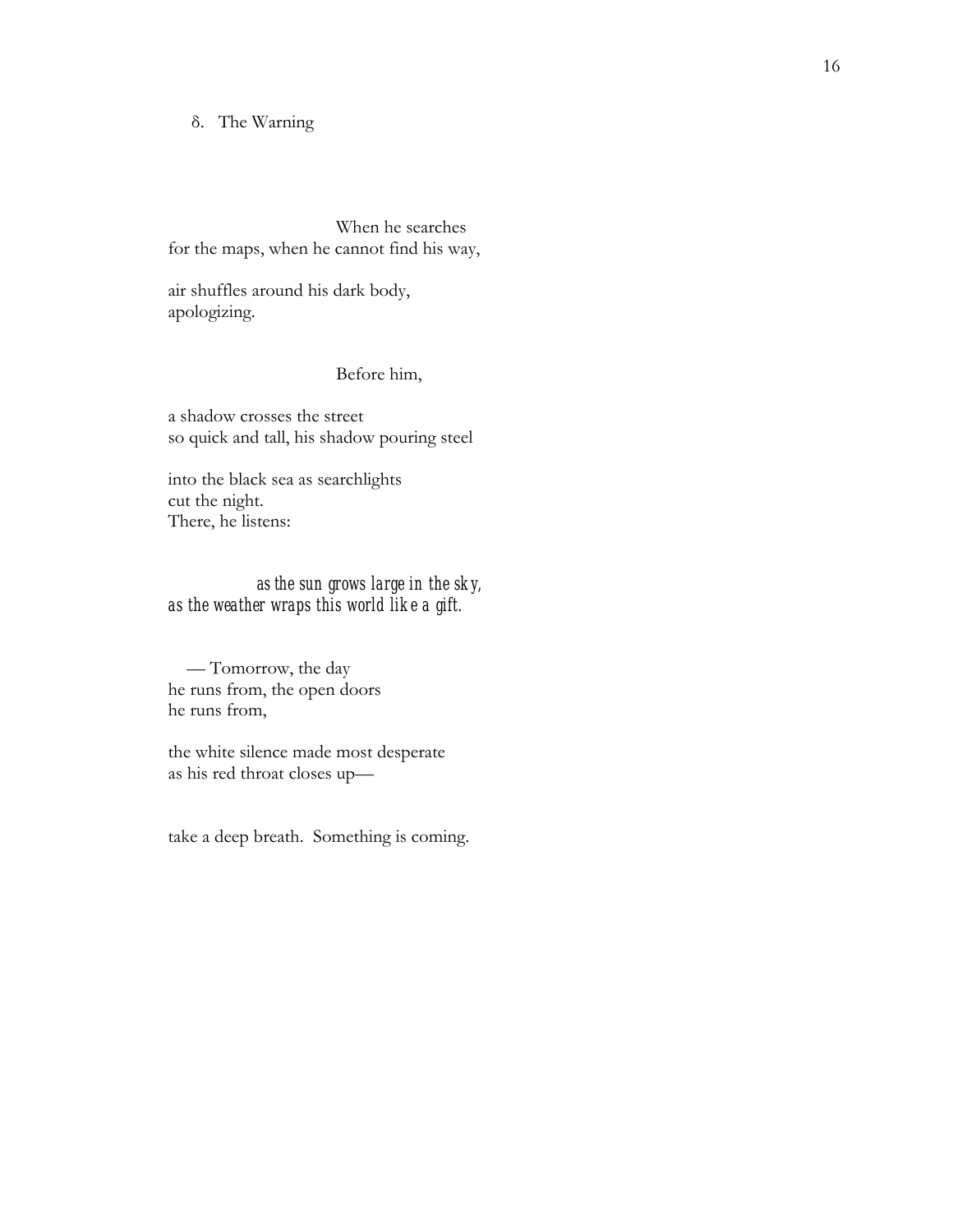## δ. The Warning

When he searches
for the maps, when he cannot find his way,

air shuffles around his dark body,
apologizing.

Before him,

a shadow crosses the street
so quick and tall, his shadow pouring steel

into the black sea as searchlights
cut the night.
There, he listens:

*as the sun grows large in the sky,*
*as the weather wraps this world like a gift.*

— Tomorrow, the day
he runs from, the open doors
he runs from,

the white silence made most desperate
as his red throat closes up—

take a deep breath. Something is coming.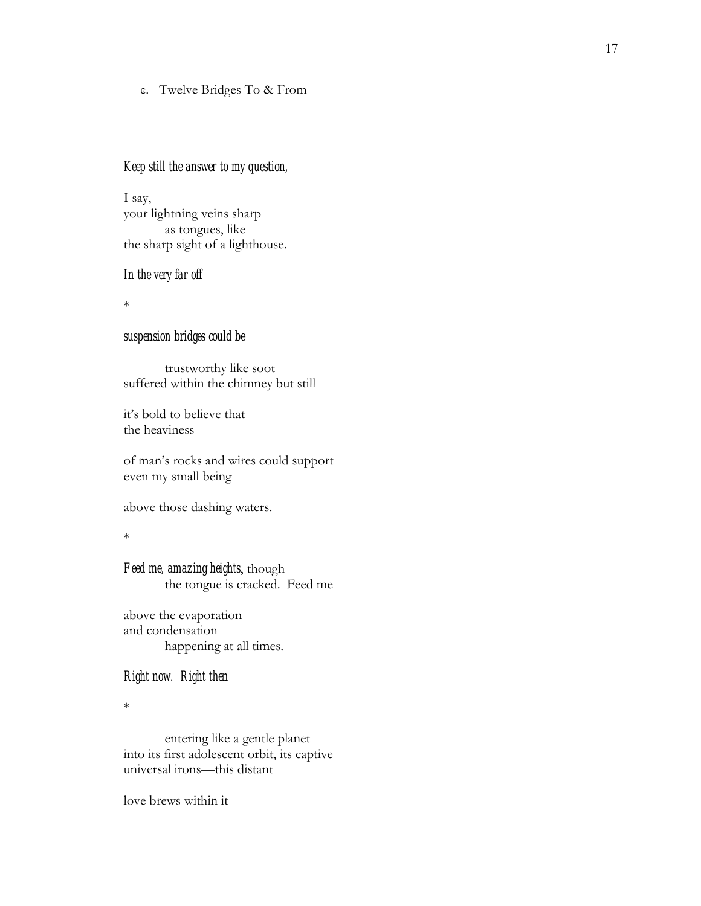ε. Twelve Bridges To & From

*Keep still the answer to my question,*

I say,
your lightning veins sharp
as tongues, like
the sharp sight of a lighthouse.

*In the very far off*

*

*suspension bridges could be*

trustworthy like soot
suffered within the chimney but still

it's bold to believe that
the heaviness

of man's rocks and wires could support
even my small being

above those dashing waters.

*

*Feed me, amazing heights*, though
the tongue is cracked. Feed me

above the evaporation
and condensation
happening at all times.

*Right now. Right then*

*

entering like a gentle planet
into its first adolescent orbit, its captive
universal irons—this distant

love brews within it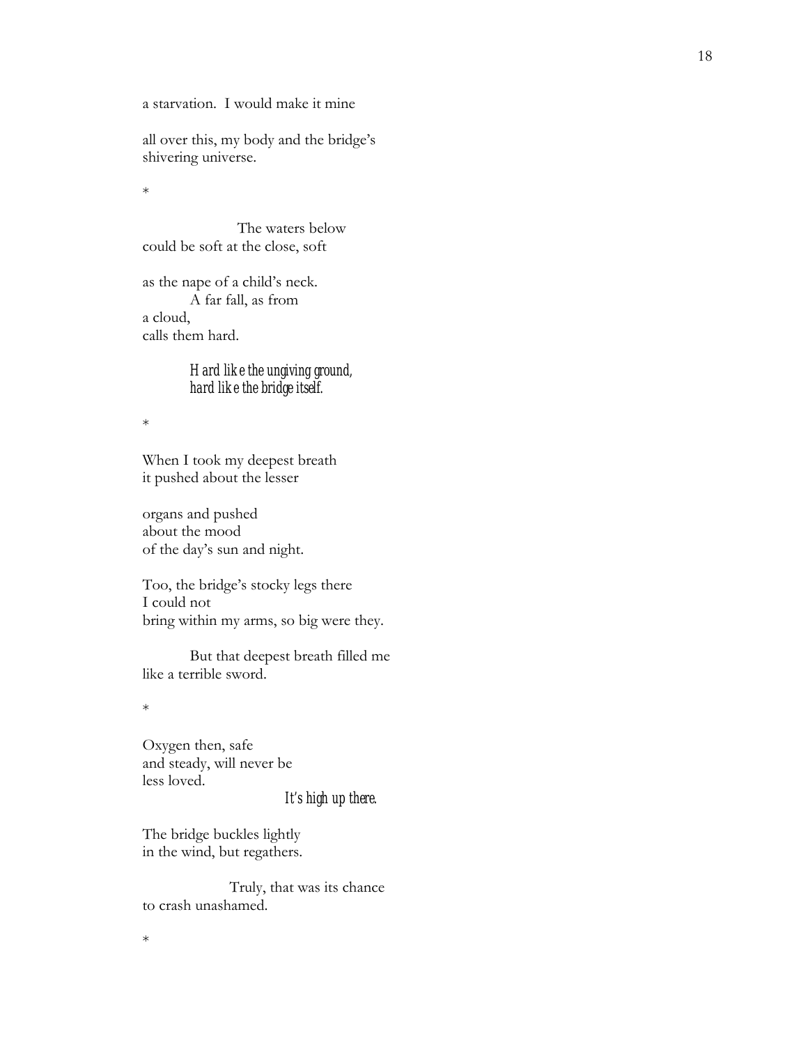a starvation. I would make it mine

all over this, my body and the bridge's
shivering universe.

*

The waters below
could be soft at the close, soft

as the nape of a child's neck.
A far fall, as from
a cloud,
calls them hard.

*Hard like the ungiving ground,*
*hard like the bridge itself.*

*

When I took my deepest breath
it pushed about the lesser

organs and pushed
about the mood
of the day's sun and night.

Too, the bridge's stocky legs there
I could not
bring within my arms, so big were they.

But that deepest breath filled me
like a terrible sword.

*

Oxygen then, safe
and steady, will never be
less loved.

*It's high up there.*

The bridge buckles lightly
in the wind, but regathers.

Truly, that was its chance
to crash unashamed.

*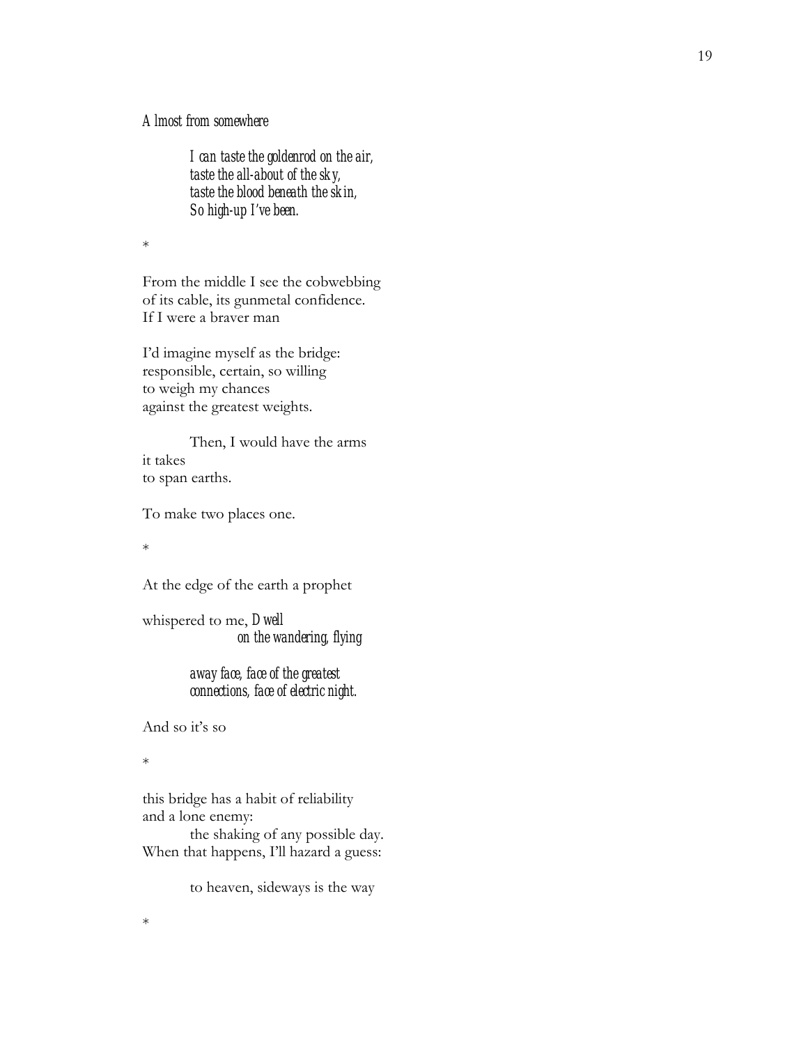*Almost from somewhere*

> *I can taste the goldenrod on the air,*
> *taste the all-about of the sky,*
> *taste the blood beneath the skin,*
> *So high-up I've been.*

*

From the middle I see the cobwebbing
of its cable, its gunmetal confidence.
If I were a braver man

I'd imagine myself as the bridge:
responsible, certain, so willing
to weigh my chances
against the greatest weights.

&nbsp;&nbsp;&nbsp;&nbsp;&nbsp;&nbsp;&nbsp;&nbsp;Then, I would have the arms
it takes
to span earths.

To make two places one.

*

At the edge of the earth a prophet

whispered to me, *Dwell*
&nbsp;&nbsp;&nbsp;&nbsp;&nbsp;&nbsp;&nbsp;&nbsp;&nbsp;&nbsp;&nbsp;&nbsp;&nbsp;&nbsp;&nbsp;&nbsp;*on the wandering, flying*

> *away face, face of the greatest*
> *connections, face of electric night.*

And so it's so

*

this bridge has a habit of reliability
and a lone enemy:
&nbsp;&nbsp;&nbsp;&nbsp;&nbsp;&nbsp;&nbsp;&nbsp;the shaking of any possible day.
When that happens, I'll hazard a guess:

&nbsp;&nbsp;&nbsp;&nbsp;&nbsp;&nbsp;&nbsp;&nbsp;to heaven, sideways is the way

*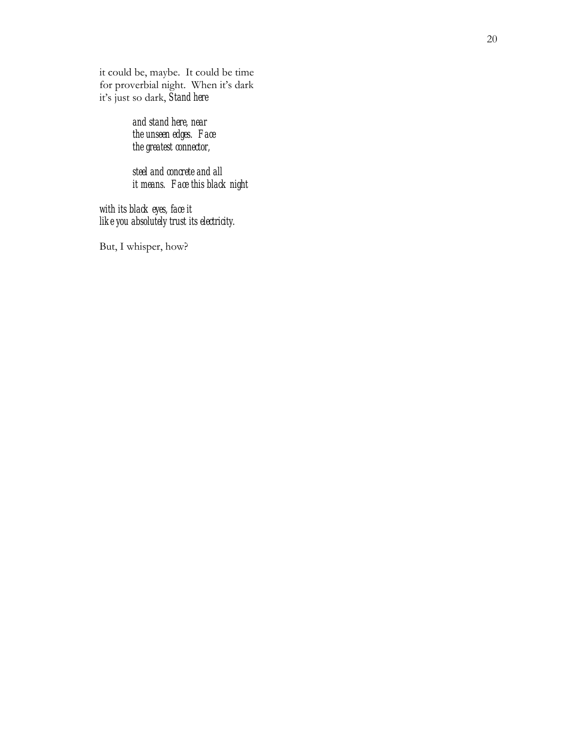it could be, maybe.  It could be time  
for proverbial night.  When it's dark  
it's just so dark, *Stand here*

> *and stand here, near*  
> *the unseen edges.  Face*  
> *the greatest connector,*
>
> *steel and concrete and all*  
> *it means.  Face this black night*

*with its black eyes, face it*  
*like you absolutely trust its electricity.*

But, I whisper, how?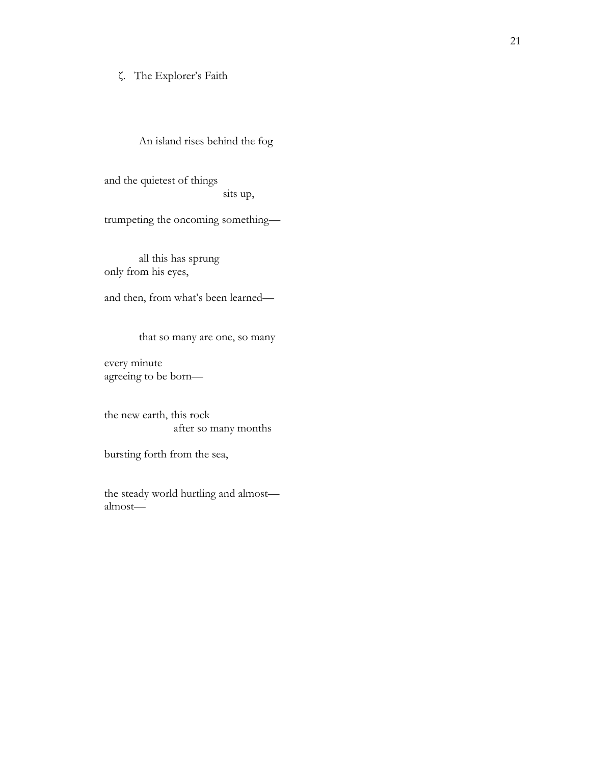ζ. The Explorer's Faith

An island rises behind the fog

and the quietest of things
sits up,

trumpeting the oncoming something—

all this has sprung
only from his eyes,

and then, from what's been learned—

that so many are one, so many

every minute
agreeing to be born—

the new earth, this rock
after so many months

bursting forth from the sea,

the steady world hurtling and almost—
almost—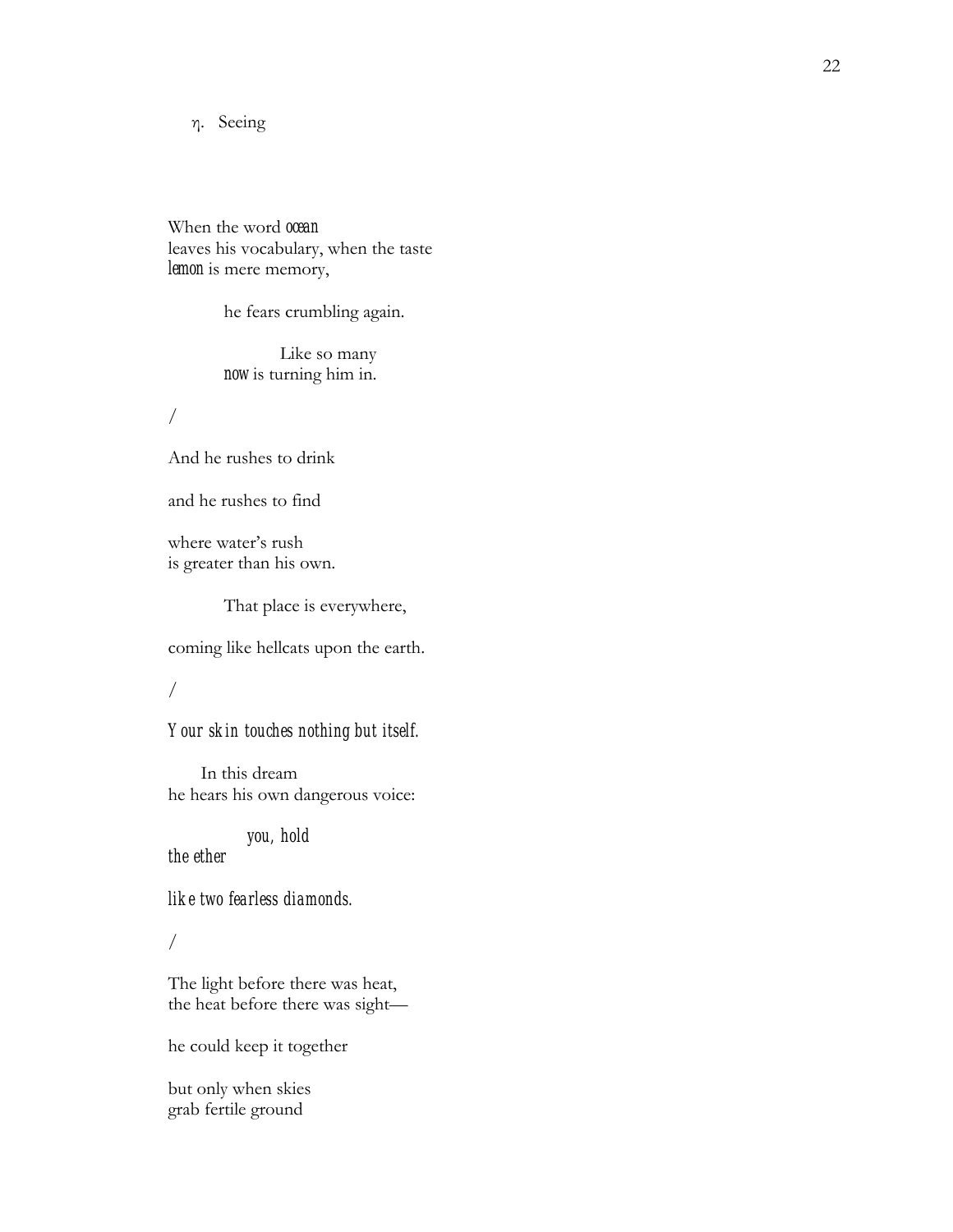η. Seeing

When the word *ocean*
leaves his vocabulary, when the taste
*lemon* is mere memory,

he fears crumbling again.

Like so many
*now* is turning him in.

/

And he rushes to drink

and he rushes to find

where water's rush
is greater than his own.

That place is everywhere,

coming like hellcats upon the earth.

/

*Your skin touches nothing but itself.*

In this dream
he hears his own dangerous voice:

*you, hold*
*the ether*

*like two fearless diamonds.*

/

The light before there was heat,
the heat before there was sight—

he could keep it together

but only when skies
grab fertile ground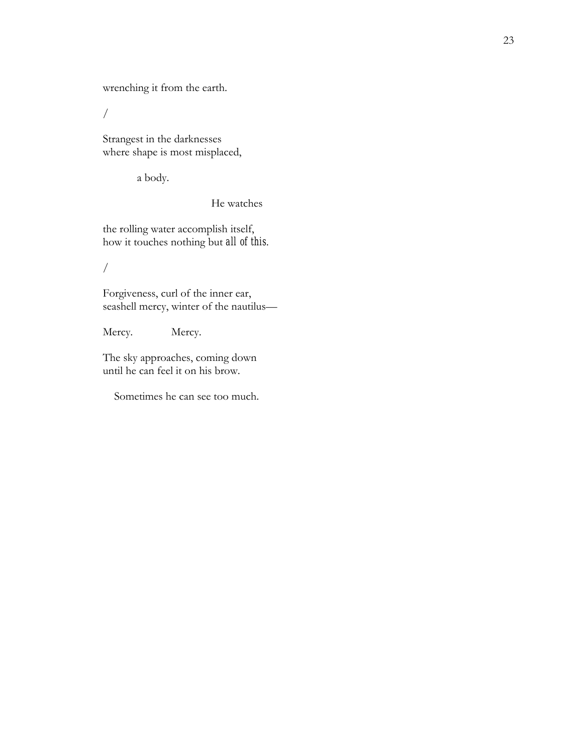wrenching it from the earth.

/

Strangest in the darknesses
where shape is most misplaced,

a body.

He watches

the rolling water accomplish itself,
how it touches nothing but *all of this*.

/

Forgiveness, curl of the inner ear,
seashell mercy, winter of the nautilus—

Mercy.  Mercy.

The sky approaches, coming down
until he can feel it on his brow.

Sometimes he can see too much.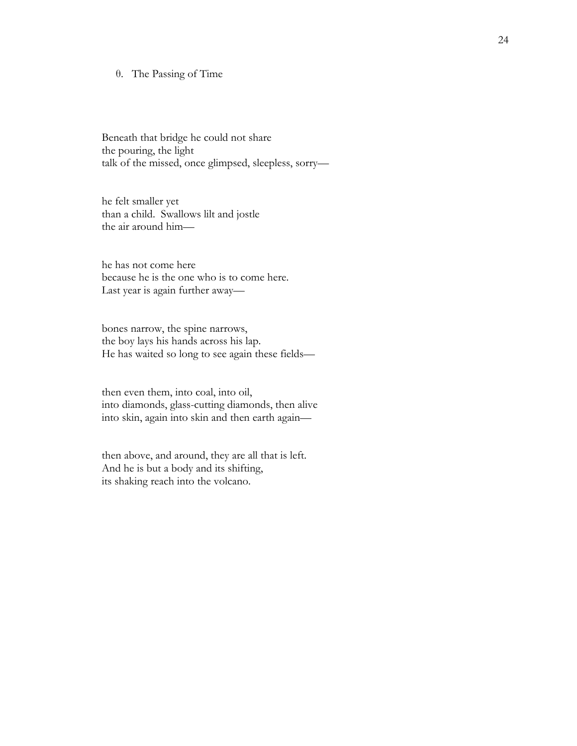## θ. The Passing of Time

Beneath that bridge he could not share
the pouring, the light
talk of the missed, once glimpsed, sleepless, sorry—

he felt smaller yet
than a child. Swallows lilt and jostle
the air around him—

he has not come here
because he is the one who is to come here.
Last year is again further away—

bones narrow, the spine narrows,
the boy lays his hands across his lap.
He has waited so long to see again these fields—

then even them, into coal, into oil,
into diamonds, glass-cutting diamonds, then alive
into skin, again into skin and then earth again—

then above, and around, they are all that is left.
And he is but a body and its shifting,
its shaking reach into the volcano.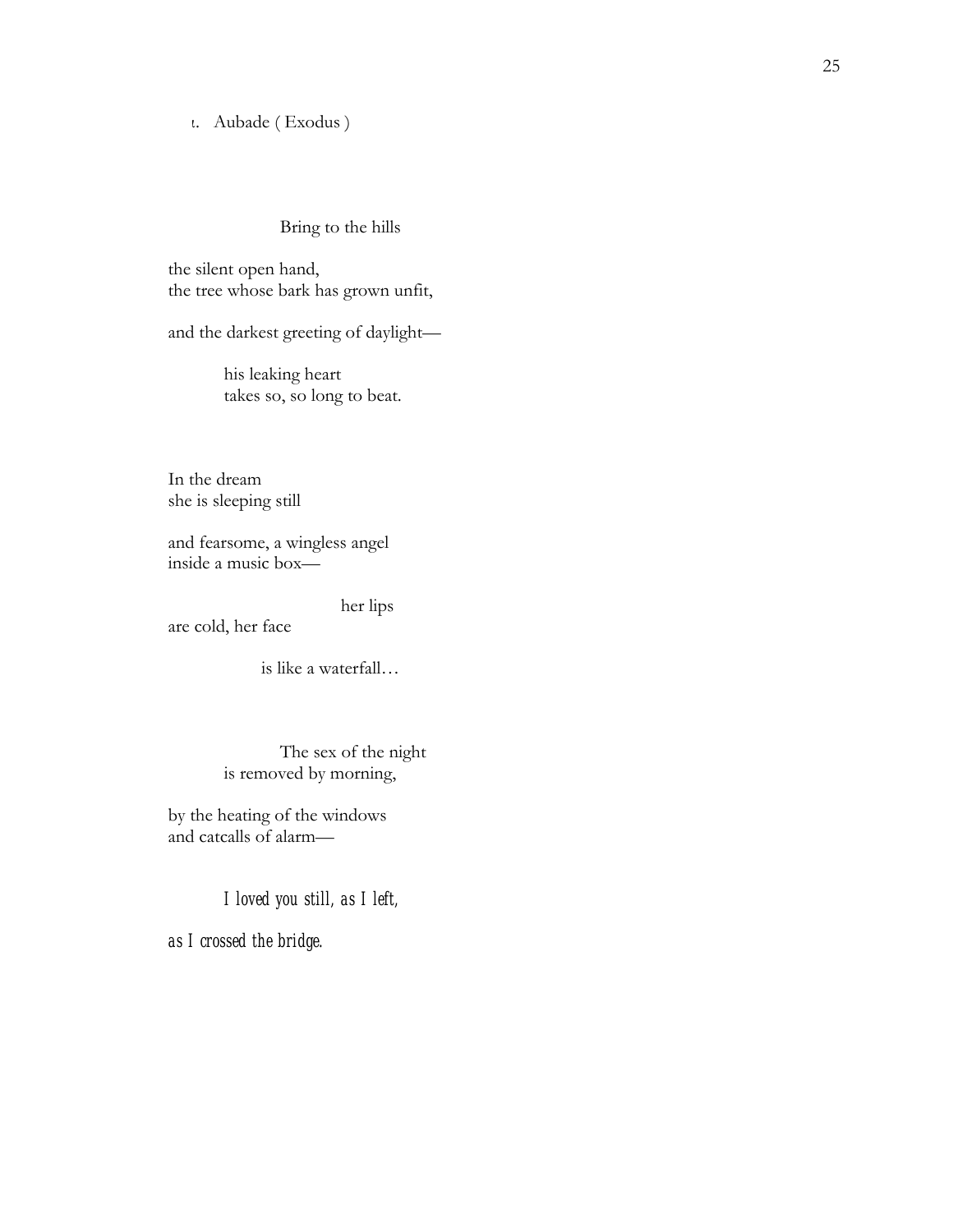ι. Aubade ( Exodus )

Bring to the hills

the silent open hand,
the tree whose bark has grown unfit,

and the darkest greeting of daylight—

his leaking heart
takes so, so long to beat.

In the dream
she is sleeping still

and fearsome, a wingless angel
inside a music box—

her lips
are cold, her face

is like a waterfall…

The sex of the night
is removed by morning,

by the heating of the windows
and catcalls of alarm—

*I loved you still, as I left,*

*as I crossed the bridge.*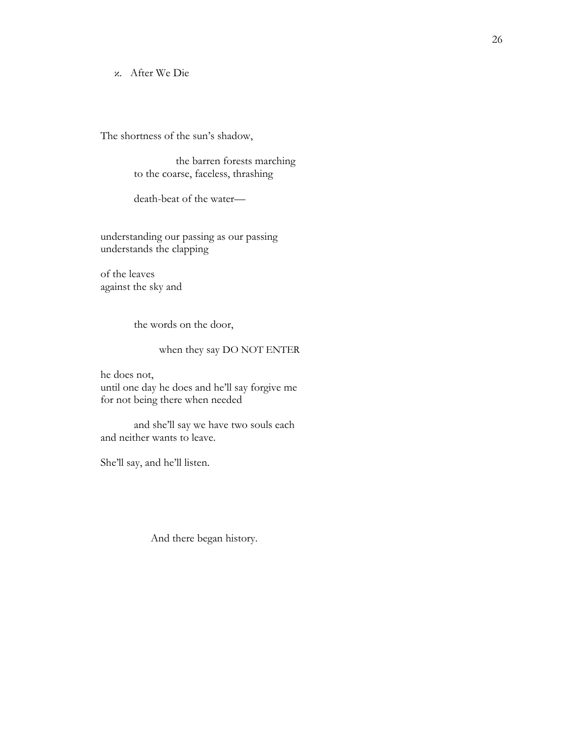### ϰ. After We Die

The shortness of the sun's shadow,

the barren forests marching
to the coarse, faceless, thrashing

death-beat of the water—

understanding our passing as our passing
understands the clapping

of the leaves
against the sky and

the words on the door,

when they say DO NOT ENTER

he does not,
until one day he does and he'll say forgive me
for not being there when needed

and she'll say we have two souls each
and neither wants to leave.

She'll say, and he'll listen.

And there began history.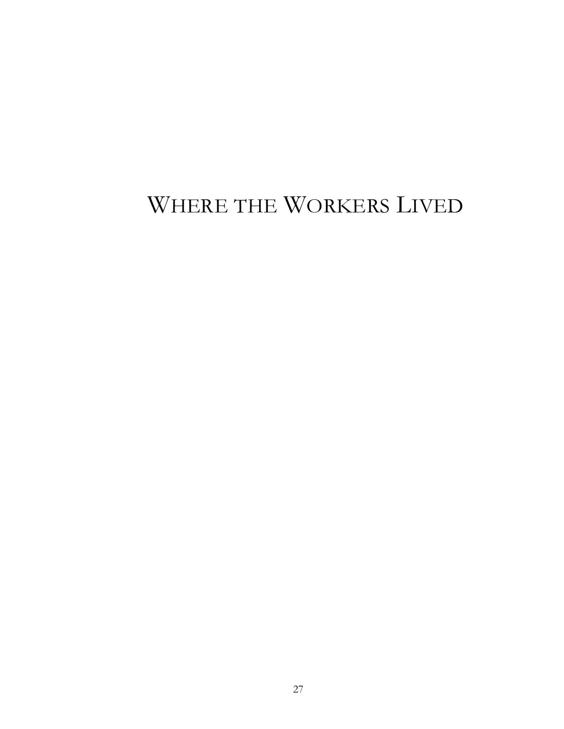# WHERE THE WORKERS LIVED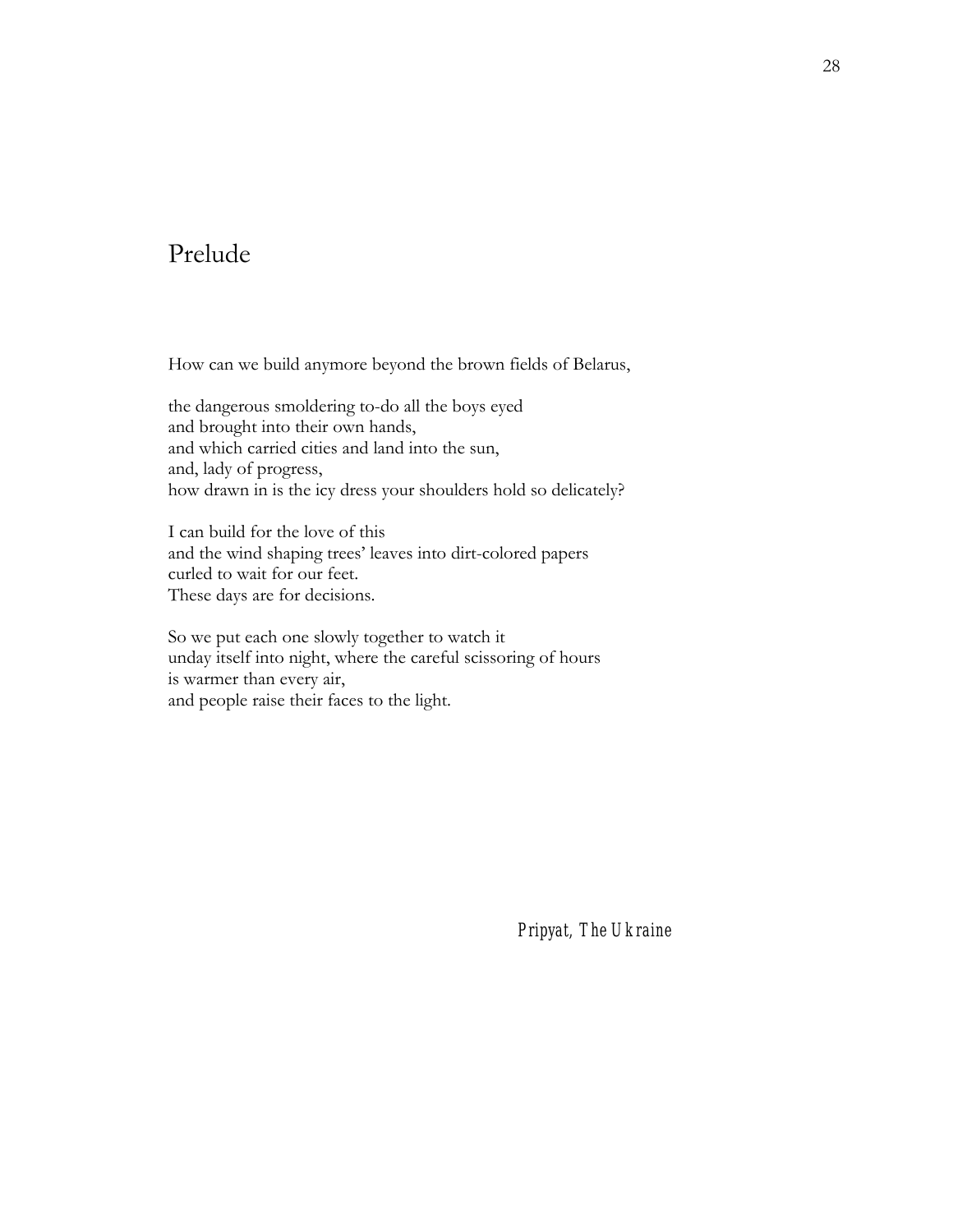# Prelude

How can we build anymore beyond the brown fields of Belarus,

the dangerous smoldering to-do all the boys eyed  
and brought into their own hands,  
and which carried cities and land into the sun,  
and, lady of progress,  
how drawn in is the icy dress your shoulders hold so delicately?

I can build for the love of this  
and the wind shaping trees' leaves into dirt-colored papers  
curled to wait for our feet.  
These days are for decisions.

So we put each one slowly together to watch it  
unday itself into night, where the careful scissoring of hours  
is warmer than every air,  
and people raise their faces to the light.

*Pripyat, The Ukraine*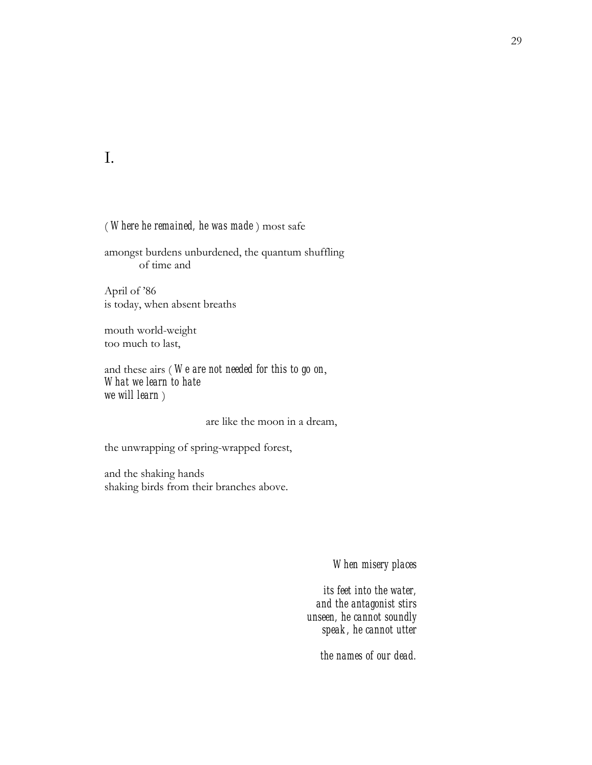# I.

( *Where he remained, he was made* ) most safe

amongst burdens unburdened, the quantum shuffling
of time and

April of '86
is today, when absent breaths

mouth world-weight
too much to last,

and these airs ( *We are not needed for this to go on,*
*What we learn to hate*
*we will learn* )

are like the moon in a dream,

the unwrapping of spring-wrapped forest,

and the shaking hands
shaking birds from their branches above.

*When misery places*

*its feet into the water,*
*and the antagonist stirs*
*unseen, he cannot soundly*
*speak, he cannot utter*

*the names of our dead.*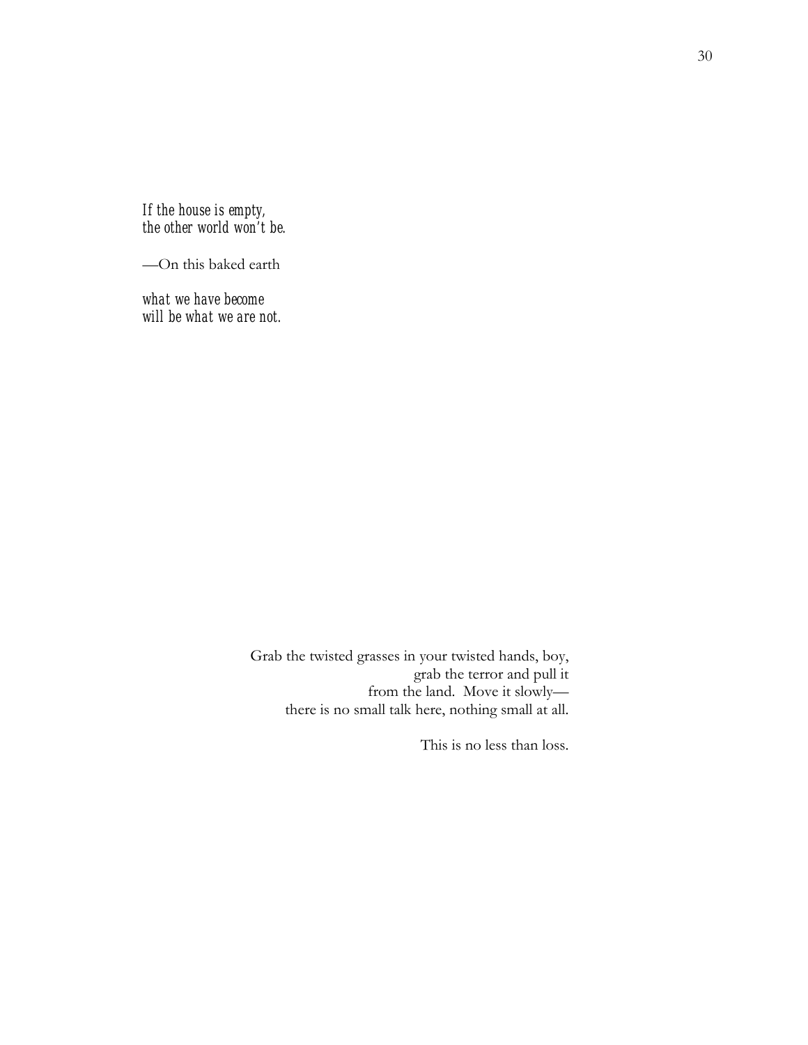*If the house is empty,*
*the other world won't be.*

—On this baked earth

*what we have become*
*will be what we are not.*

Grab the twisted grasses in your twisted hands, boy,
grab the terror and pull it
from the land. Move it slowly—
there is no small talk here, nothing small at all.

This is no less than loss.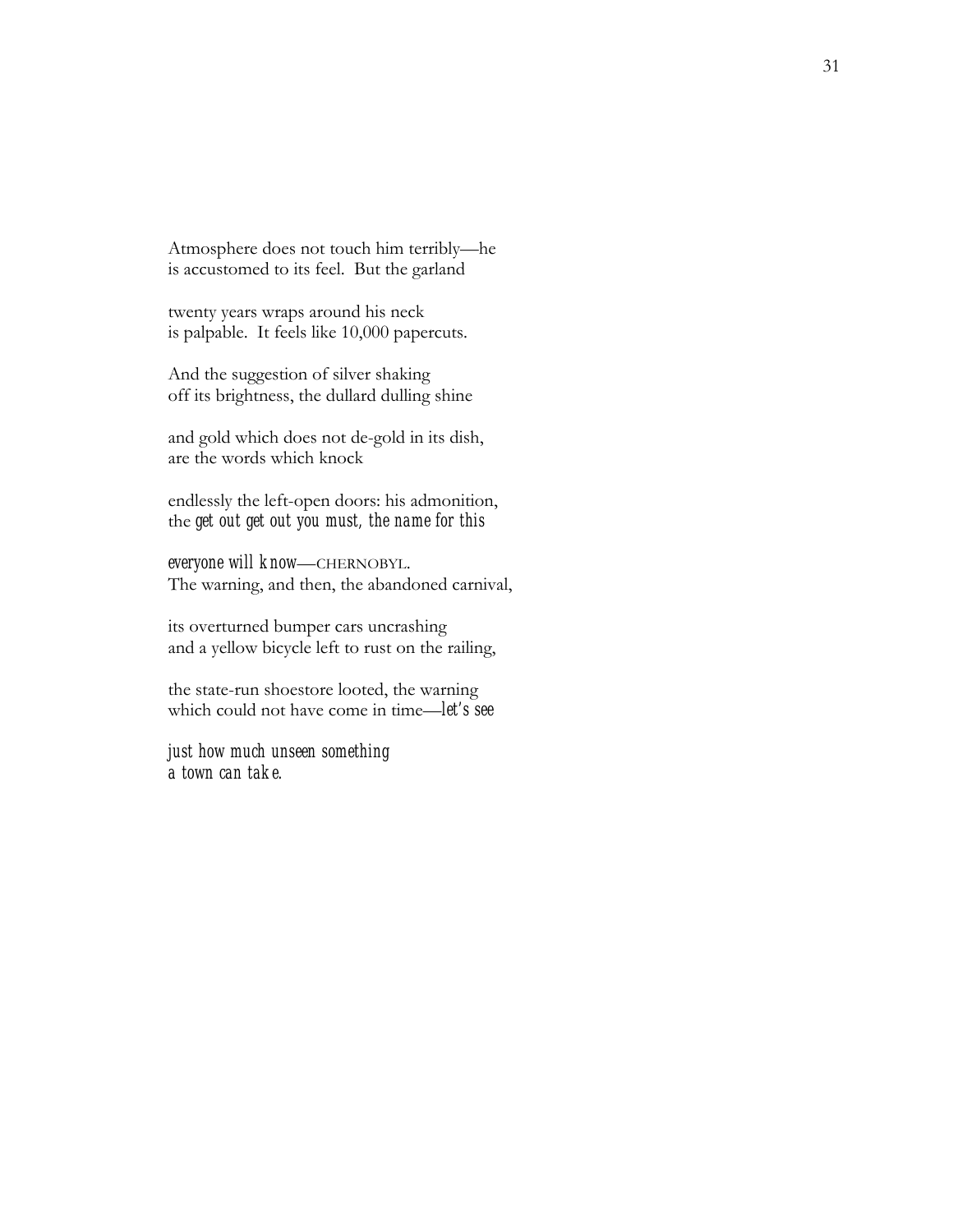Atmosphere does not touch him terribly—he  
is accustomed to its feel.  But the garland

twenty years wraps around his neck  
is palpable.  It feels like 10,000 papercuts.

And the suggestion of silver shaking  
off its brightness, the dullard dulling shine

and gold which does not de-gold in its dish,  
are the words which knock

endlessly the left-open doors: his admonition,  
the *get out get out you must, the name for this*

*everyone will know*—CHERNOBYL.  
The warning, and then, the abandoned carnival,

its overturned bumper cars uncrashing  
and a yellow bicycle left to rust on the railing,

the state-run shoestore looted, the warning  
which could not have come in time—*let's see*

*just how much unseen something*  
*a town can take.*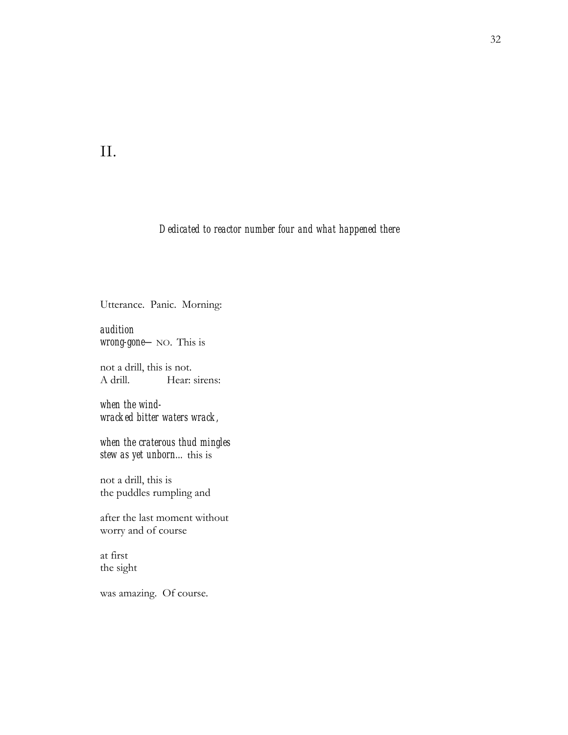# II.

*Dedicated to reactor number four and what happened there*

Utterance. Panic. Morning:

*audition*  
*wrong-gone*— NO. This is

not a drill, this is not.  
A drill.            Hear: sirens:

*when the wind-*  
*wracked bitter waters wrack,*

*when the craterous thud mingles*  
*stew as yet unborn…* this is

not a drill, this is  
the puddles rumpling and

after the last moment without  
worry and of course

at first  
the sight

was amazing. Of course.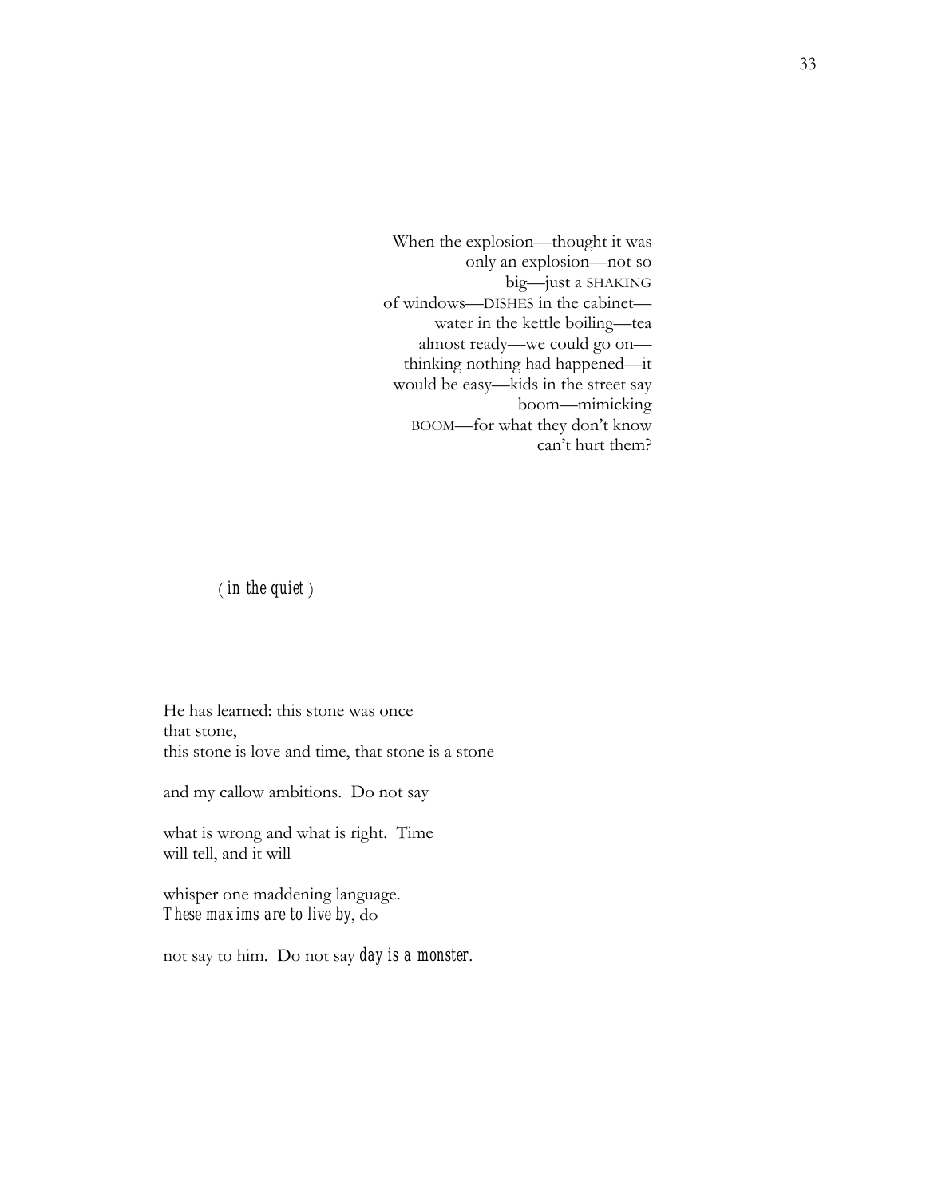When the explosion—thought it was
only an explosion—not so
big—just a SHAKING
of windows—DISHES in the cabinet—
water in the kettle boiling—tea
almost ready—we could go on—
thinking nothing had happened—it
would be easy—kids in the street say
boom—mimicking
BOOM—for what they don't know
can't hurt them?

*( in the quiet )*

He has learned: this stone was once
that stone,
this stone is love and time, that stone is a stone

and my callow ambitions. Do not say

what is wrong and what is right. Time
will tell, and it will

whisper one maddening language.
*These maxims are to live by*, do

not say to him. Do not say *day is a monster*.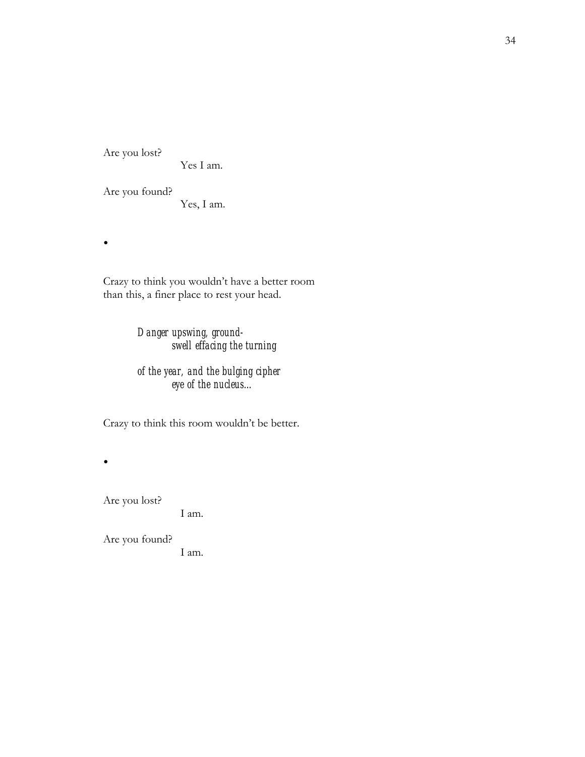Are you lost?
                    Yes I am.

Are you found?
                    Yes, I am.

•

Crazy to think you wouldn't have a better room
than this, a finer place to rest your head.

> *Danger upswing, ground-*
> *swell effacing the turning*
>
> *of the year, and the bulging cipher*
> *eye of the nucleus...*

Crazy to think this room wouldn't be better.

•

Are you lost?
                    I am.

Are you found?
                    I am.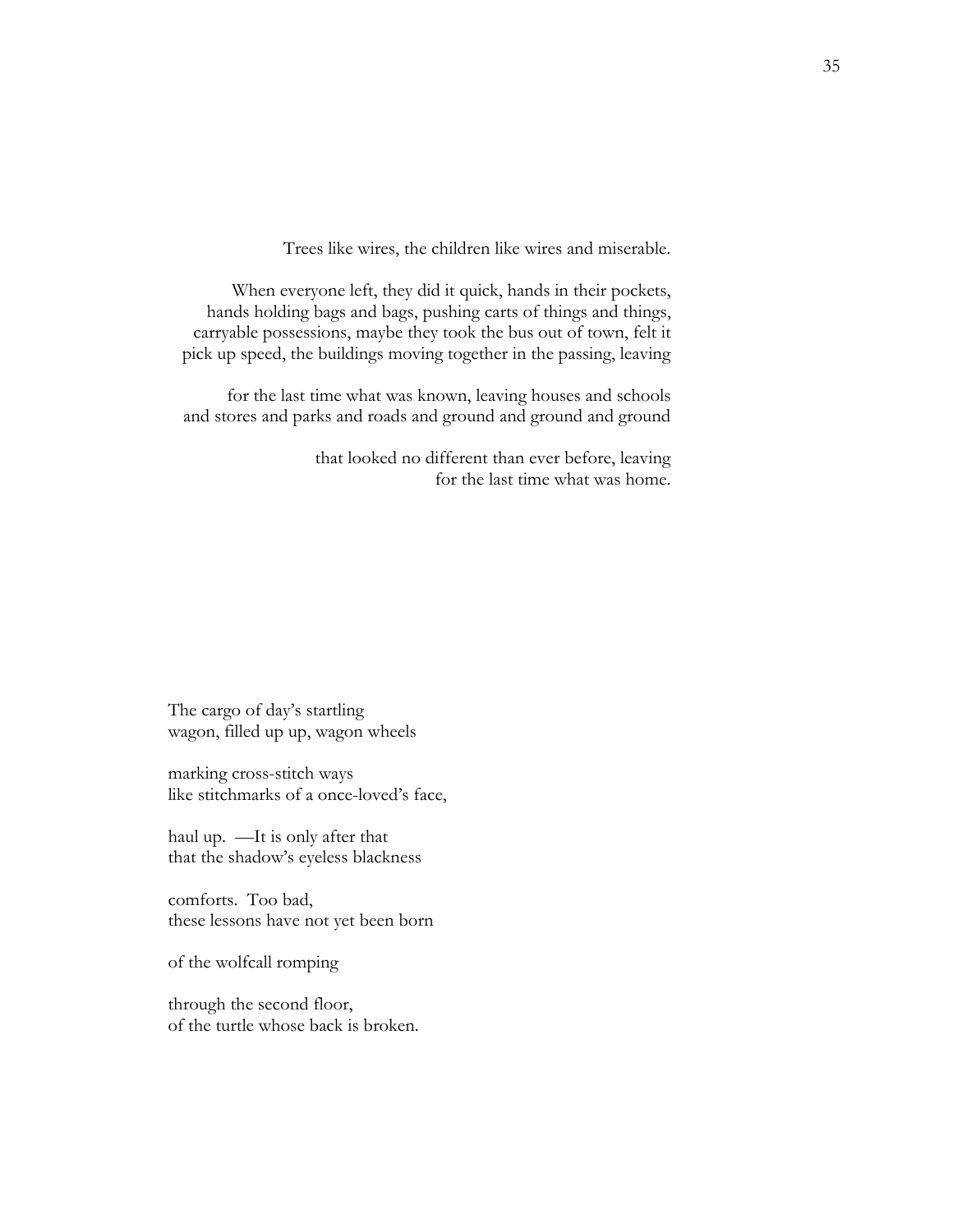Trees like wires, the children like wires and miserable.

When everyone left, they did it quick, hands in their pockets,
hands holding bags and bags, pushing carts of things and things,
carryable possessions, maybe they took the bus out of town, felt it
pick up speed, the buildings moving together in the passing, leaving

for the last time what was known, leaving houses and schools
and stores and parks and roads and ground and ground and ground

that looked no different than ever before, leaving
for the last time what was home.

The cargo of day's startling
wagon, filled up up, wagon wheels

marking cross-stitch ways
like stitchmarks of a once-loved's face,

haul up. —It is only after that
that the shadow's eyeless blackness

comforts. Too bad,
these lessons have not yet been born

of the wolfcall romping

through the second floor,
of the turtle whose back is broken.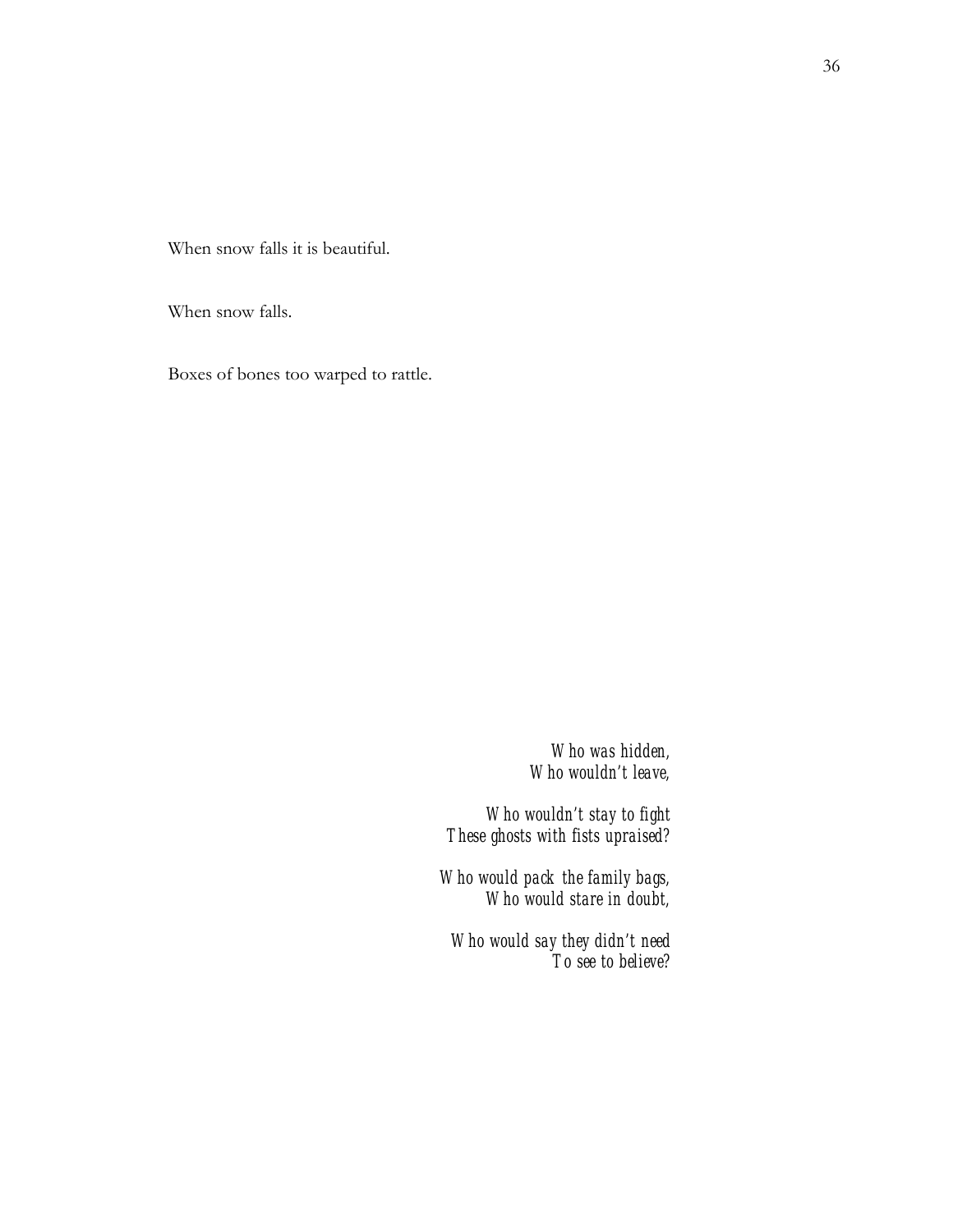When snow falls it is beautiful.

When snow falls.

Boxes of bones too warped to rattle.

*Who was hidden,*
*Who wouldn't leave,*

*Who wouldn't stay to fight*
*These ghosts with fists upraised?*

*Who would pack the family bags,*
*Who would stare in doubt,*

*Who would say they didn't need*
*To see to believe?*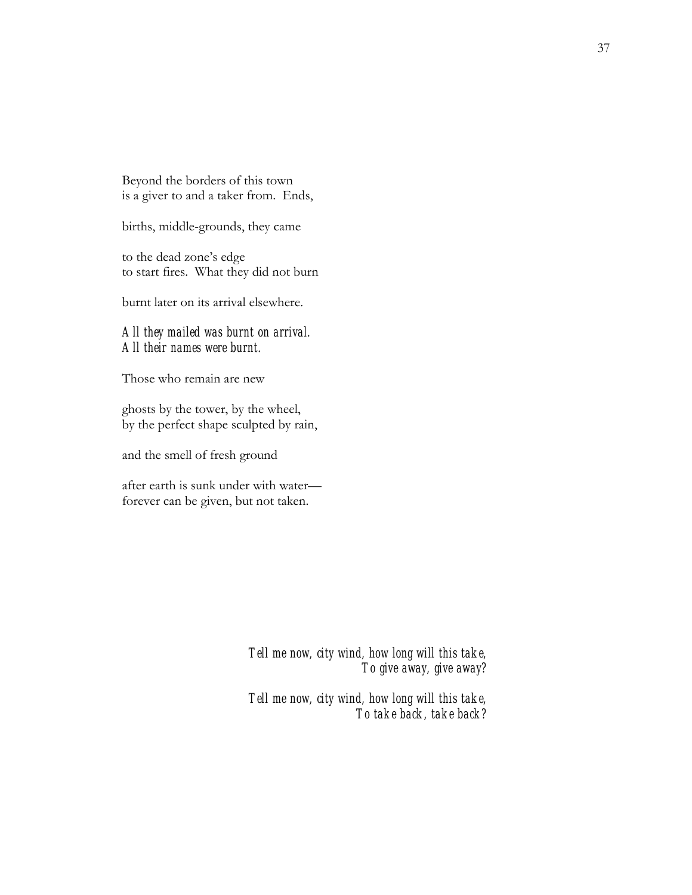Beyond the borders of this town  
is a giver to and a taker from.  Ends,

births, middle-grounds, they came

to the dead zone's edge  
to start fires.  What they did not burn

burnt later on its arrival elsewhere.

*All they mailed was burnt on arrival.*  
*All their names were burnt.*

Those who remain are new

ghosts by the tower, by the wheel,  
by the perfect shape sculpted by rain,

and the smell of fresh ground

after earth is sunk under with water—  
forever can be given, but not taken.

*Tell me now, city wind, how long will this take,*  
*To give away, give away?*

*Tell me now, city wind, how long will this take,*  
*To take back, take back?*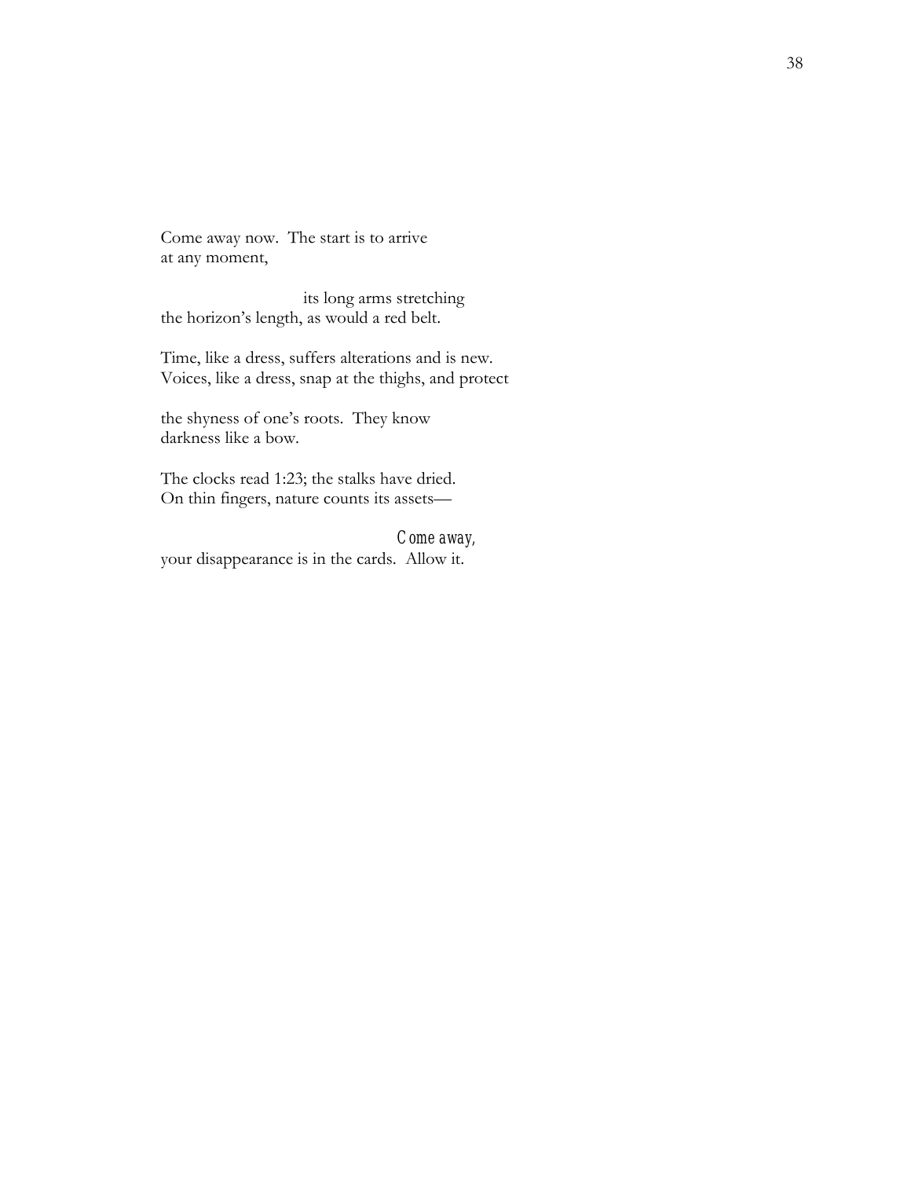Come away now. The start is to arrive
at any moment,

                              its long arms stretching
the horizon's length, as would a red belt.

Time, like a dress, suffers alterations and is new.
Voices, like a dress, snap at the thighs, and protect

the shyness of one's roots. They know
darkness like a bow.

The clocks read 1:23; the stalks have dried.
On thin fingers, nature counts its assets—

                                                    *Come away,*
your disappearance is in the cards. Allow it.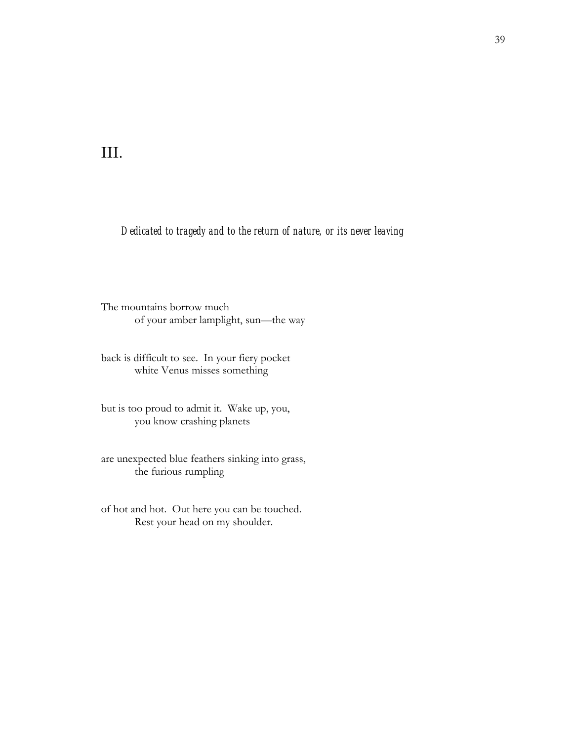# III.

*Dedicated to tragedy and to the return of nature, or its never leaving*

The mountains borrow much
of your amber lamplight, sun—the way

back is difficult to see. In your fiery pocket
white Venus misses something

but is too proud to admit it. Wake up, you,
you know crashing planets

are unexpected blue feathers sinking into grass,
the furious rumpling

of hot and hot. Out here you can be touched.
Rest your head on my shoulder.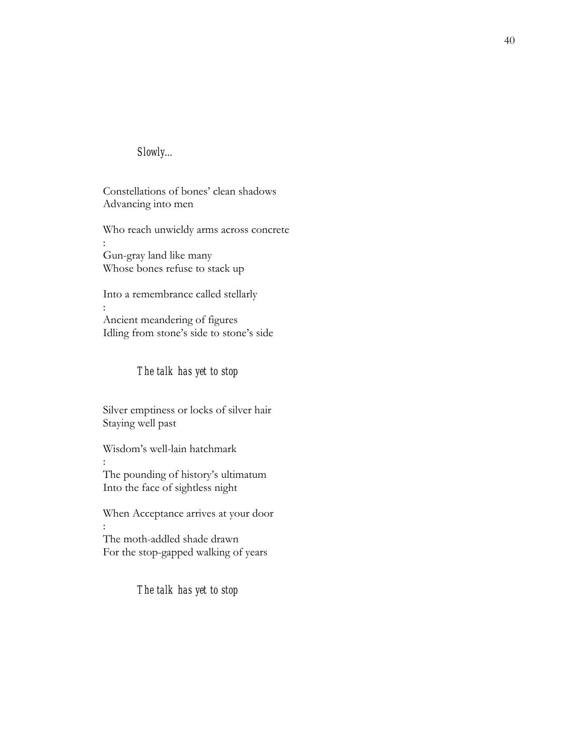*Slowly…*

Constellations of bones' clean shadows
Advancing into men

Who reach unwieldy arms across concrete
:
Gun-gray land like many
Whose bones refuse to stack up

Into a remembrance called stellarly
:
Ancient meandering of figures
Idling from stone's side to stone's side

*The talk has yet to stop*

Silver emptiness or locks of silver hair
Staying well past

Wisdom's well-lain hatchmark
:
The pounding of history's ultimatum
Into the face of sightless night

When Acceptance arrives at your door
:
The moth-addled shade drawn
For the stop-gapped walking of years

*The talk has yet to stop*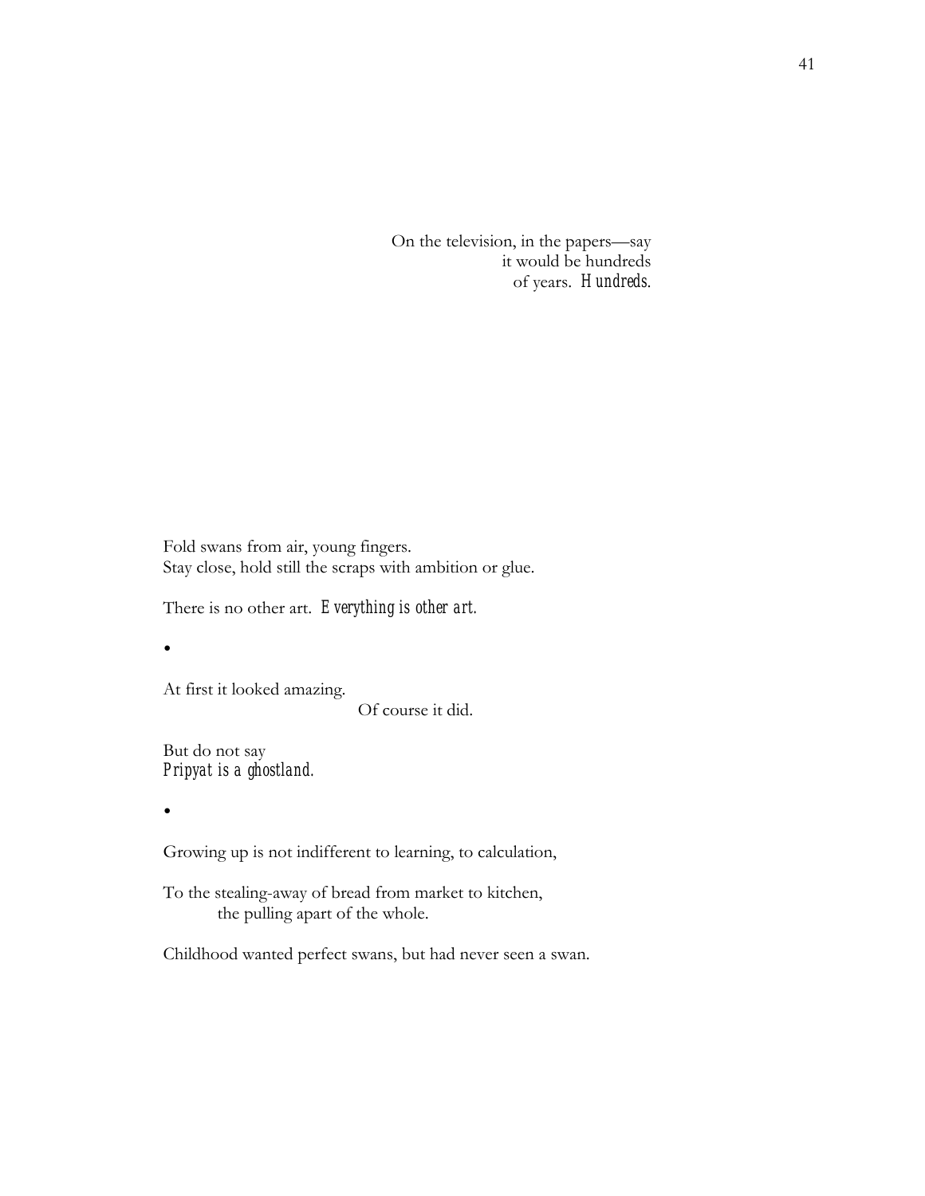On the television, in the papers—say
it would be hundreds
of years. *Hundreds.*

Fold swans from air, young fingers.
Stay close, hold still the scraps with ambition or glue.

There is no other art. *Everything is other art.*

•

At first it looked amazing.
Of course it did.

But do not say
*Pripyat is a ghostland.*

•

Growing up is not indifferent to learning, to calculation,

To the stealing-away of bread from market to kitchen,
the pulling apart of the whole.

Childhood wanted perfect swans, but had never seen a swan.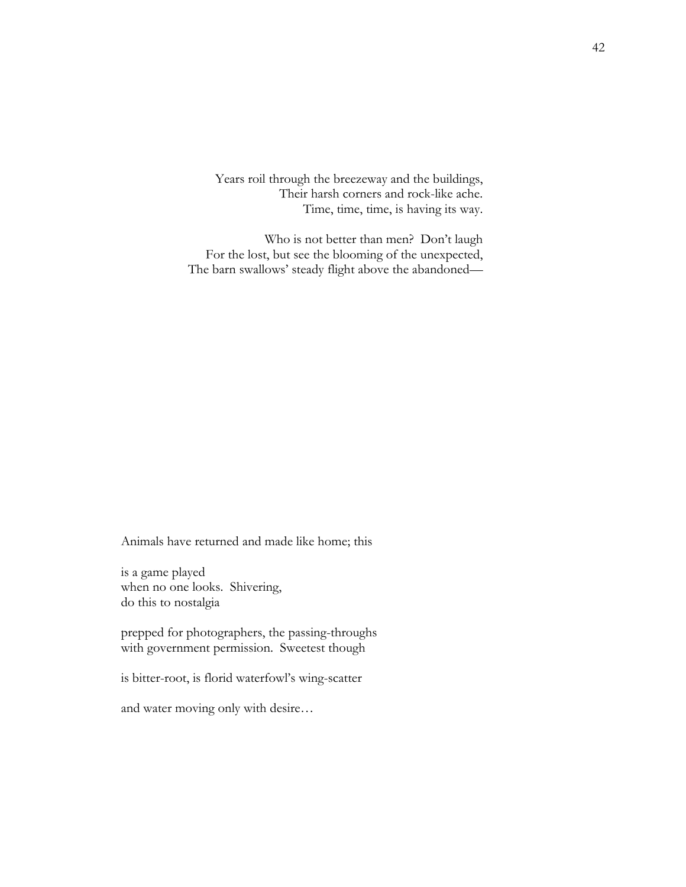Years roil through the breezeway and the buildings,  
Their harsh corners and rock-like ache.  
Time, time, time, is having its way.

Who is not better than men?  Don't laugh  
For the lost, but see the blooming of the unexpected,  
The barn swallows' steady flight above the abandoned—

Animals have returned and made like home; this

is a game played  
when no one looks.  Shivering,  
do this to nostalgia

prepped for photographers, the passing-throughs  
with government permission.  Sweetest though

is bitter-root, is florid waterfowl's wing-scatter

and water moving only with desire…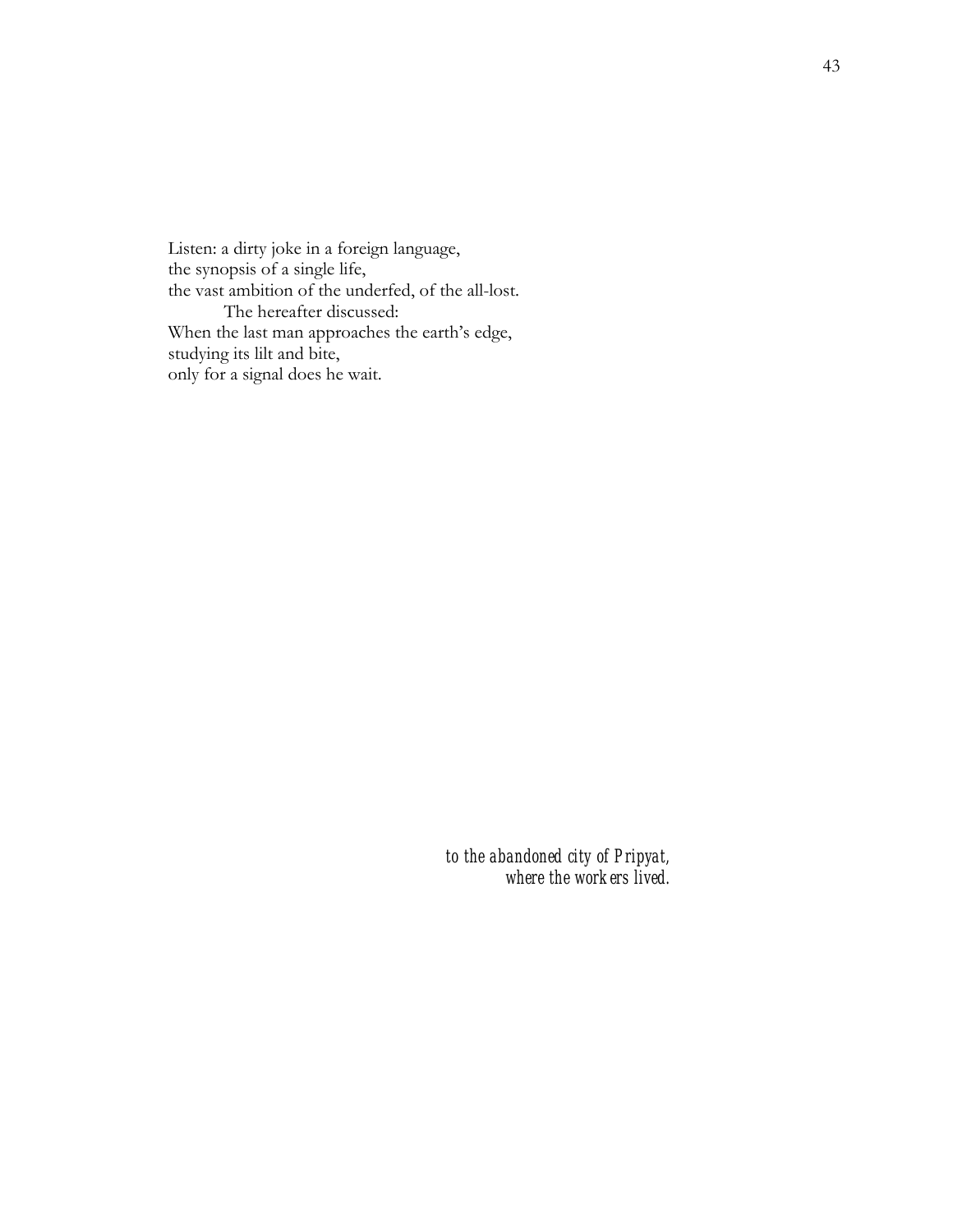Listen: a dirty joke in a foreign language,  
the synopsis of a single life,  
the vast ambition of the underfed, of the all-lost.  
&nbsp;&nbsp;&nbsp;&nbsp;&nbsp;&nbsp;&nbsp;&nbsp;&nbsp;&nbsp;The hereafter discussed:  
When the last man approaches the earth's edge,  
studying its lilt and bite,  
only for a signal does he wait.

*to the abandoned city of Pripyat,*  
*where the workers lived.*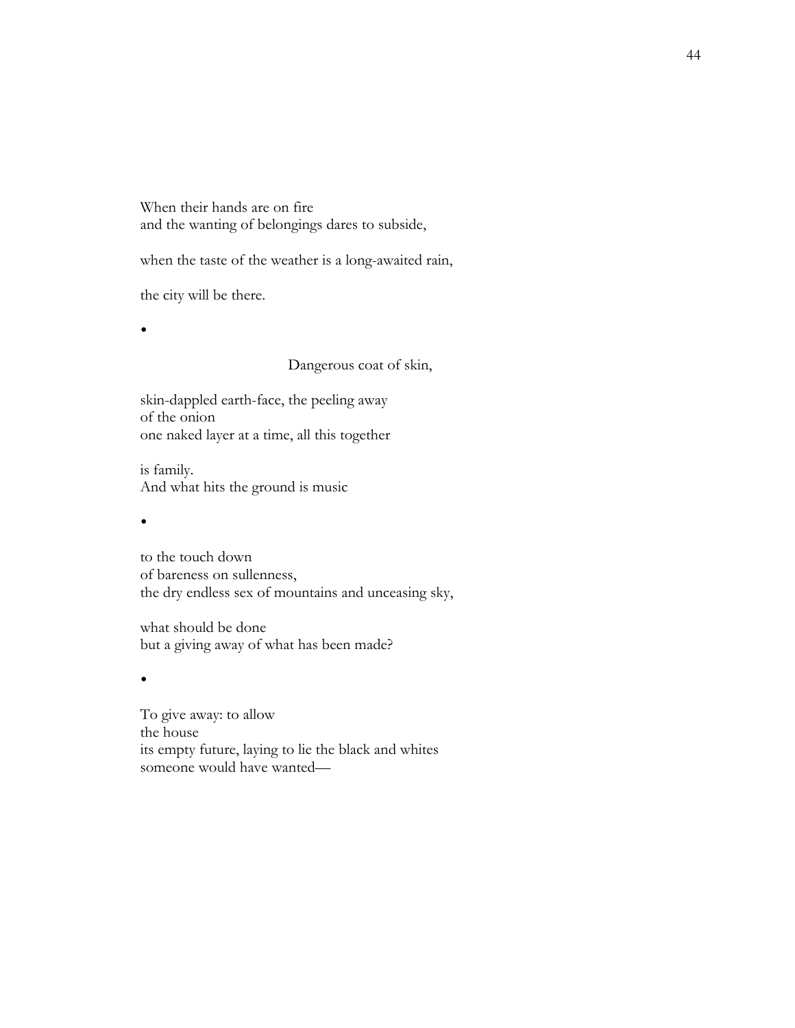When their hands are on fire
and the wanting of belongings dares to subside,

when the taste of the weather is a long-awaited rain,

the city will be there.

•

Dangerous coat of skin,

skin-dappled earth-face, the peeling away
of the onion
one naked layer at a time, all this together

is family.
And what hits the ground is music

•

to the touch down
of bareness on sullenness,
the dry endless sex of mountains and unceasing sky,

what should be done
but a giving away of what has been made?

•

To give away: to allow
the house
its empty future, laying to lie the black and whites
someone would have wanted—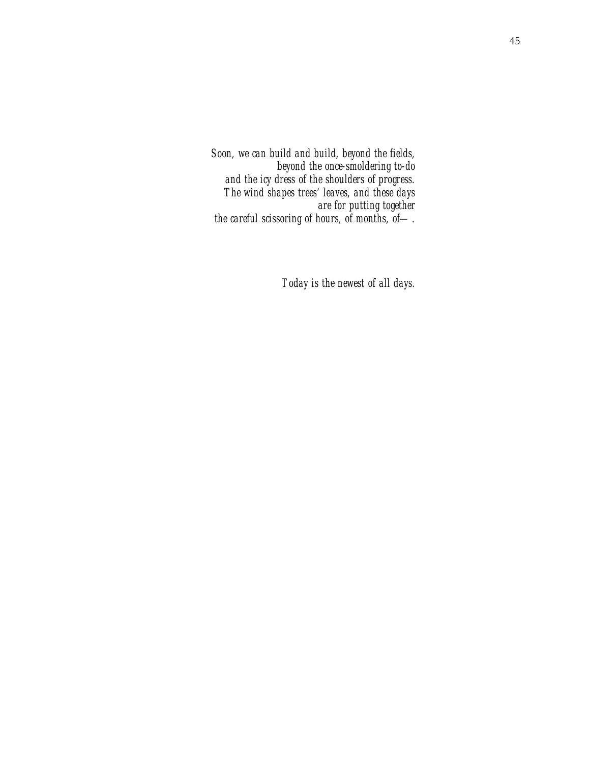*Soon, we can build and build, beyond the fields,*
*beyond the once-smoldering to-do*
*and the icy dress of the shoulders of progress.*
*The wind shapes trees' leaves, and these days*
*are for putting together*
*the careful scissoring of hours, of months, of—.*

*Today is the newest of all days.*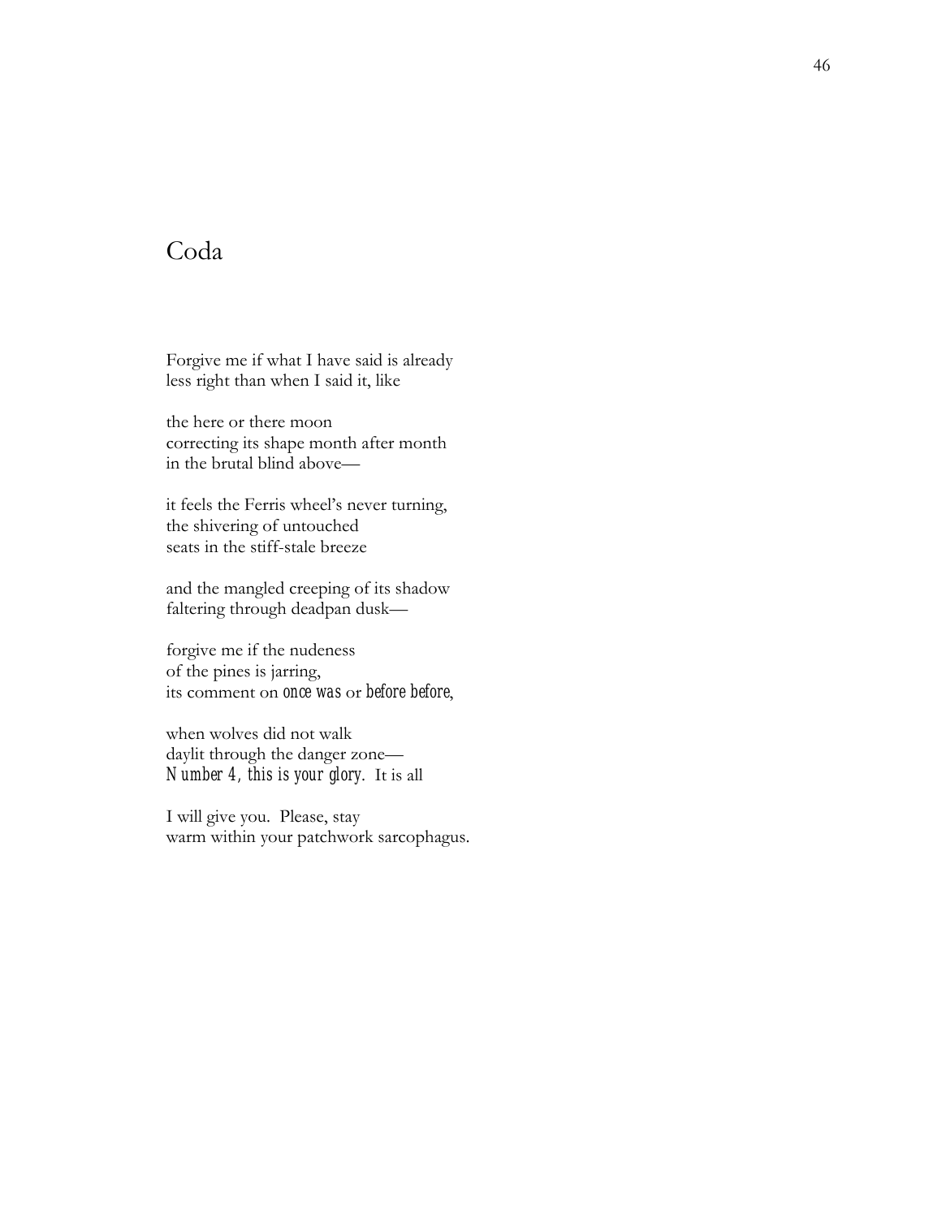# Coda

Forgive me if what I have said is already  
less right than when I said it, like

the here or there moon  
correcting its shape month after month  
in the brutal blind above—

it feels the Ferris wheel's never turning,  
the shivering of untouched  
seats in the stiff-stale breeze

and the mangled creeping of its shadow  
faltering through deadpan dusk—

forgive me if the nudeness  
of the pines is jarring,  
its comment on *once was* or *before before*,

when wolves did not walk  
daylit through the danger zone—  
*Number 4, this is your glory.* It is all

I will give you. Please, stay  
warm within your patchwork sarcophagus.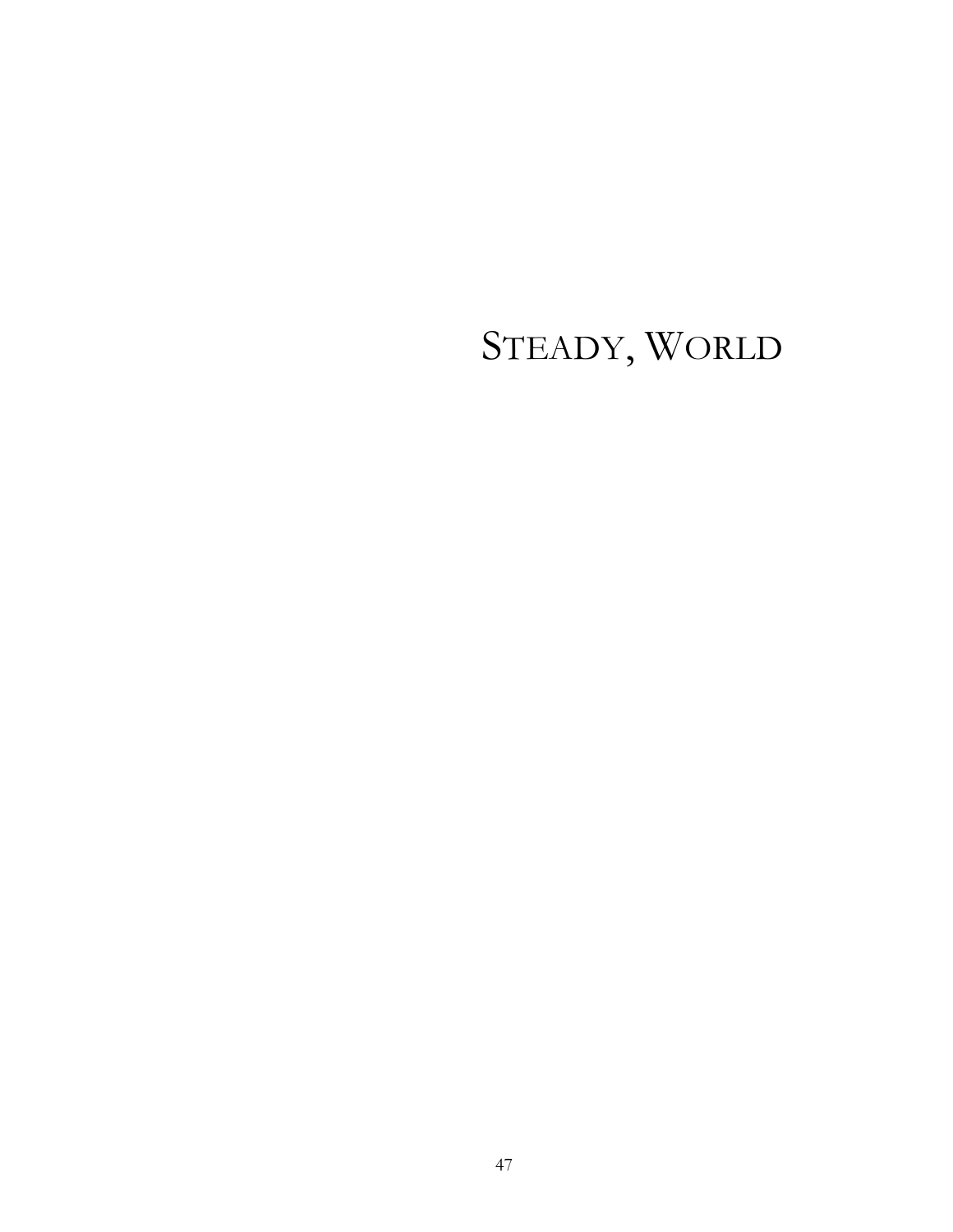# STEADY, WORLD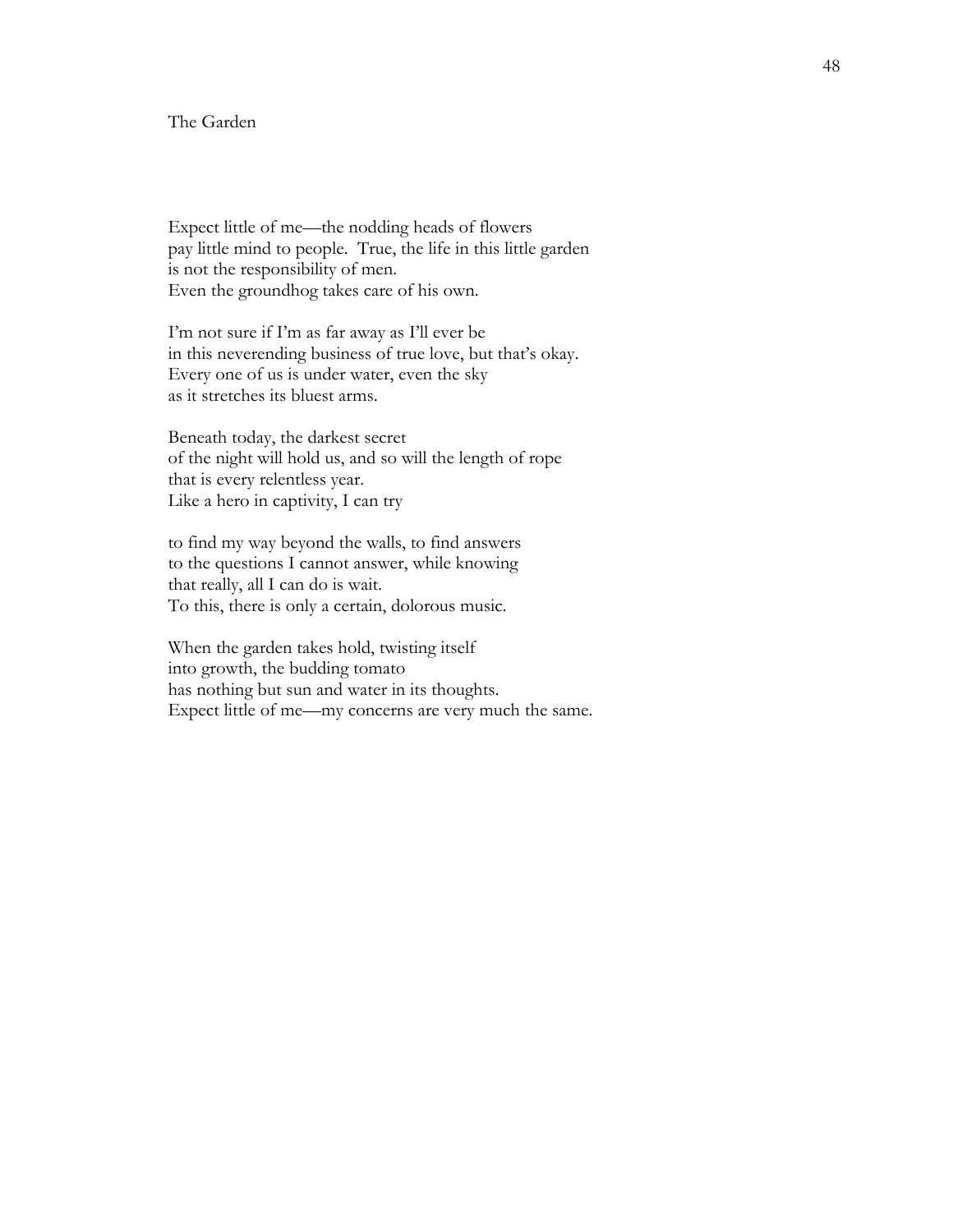## The Garden

Expect little of me—the nodding heads of flowers  
pay little mind to people.  True, the life in this little garden  
is not the responsibility of men.  
Even the groundhog takes care of his own.

I'm not sure if I'm as far away as I'll ever be  
in this neverending business of true love, but that's okay.  
Every one of us is under water, even the sky  
as it stretches its bluest arms.

Beneath today, the darkest secret  
of the night will hold us, and so will the length of rope  
that is every relentless year.  
Like a hero in captivity, I can try

to find my way beyond the walls, to find answers  
to the questions I cannot answer, while knowing  
that really, all I can do is wait.  
To this, there is only a certain, dolorous music.

When the garden takes hold, twisting itself  
into growth, the budding tomato  
has nothing but sun and water in its thoughts.  
Expect little of me—my concerns are very much the same.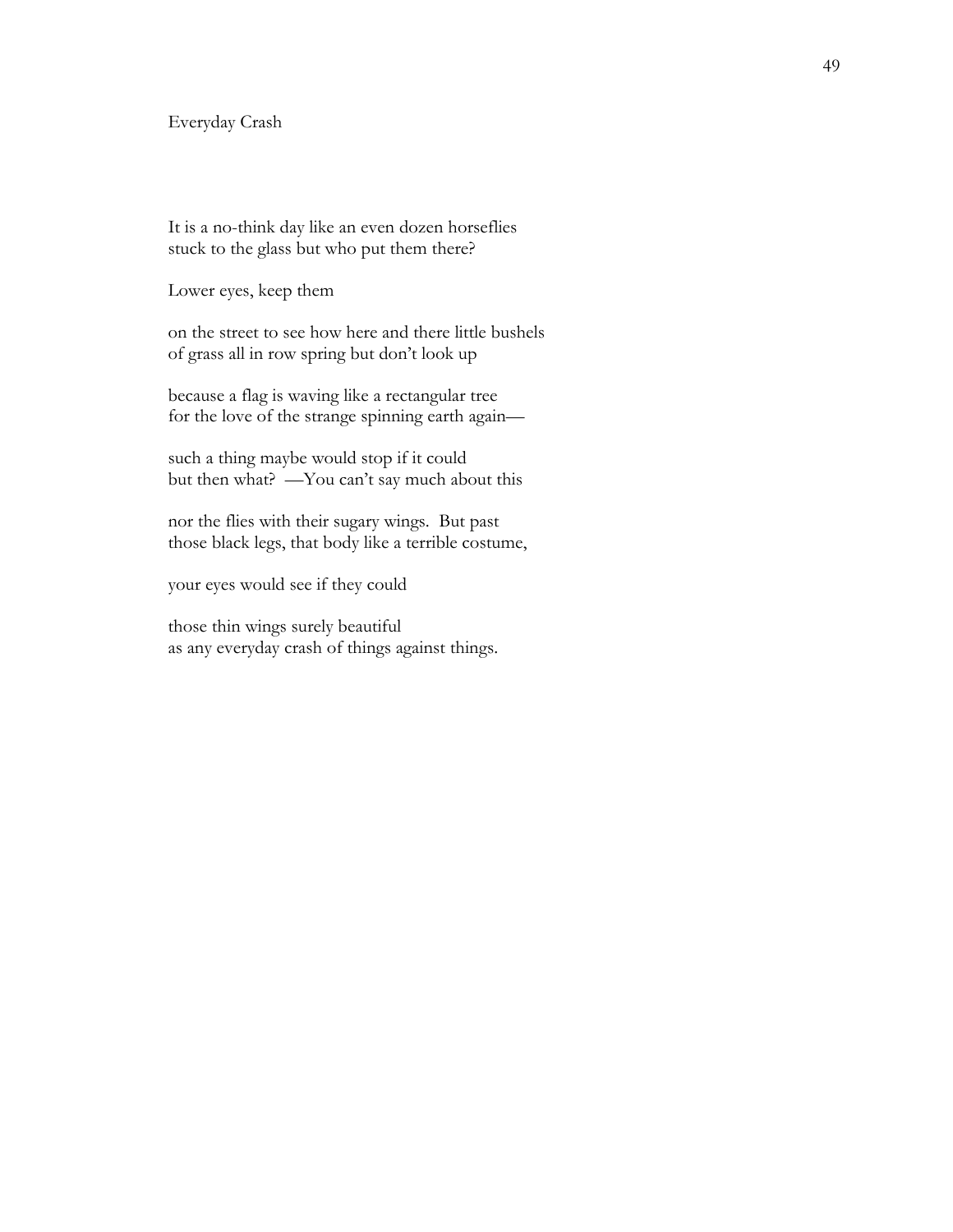# Everyday Crash

It is a no-think day like an even dozen horseflies
stuck to the glass but who put them there?

Lower eyes, keep them

on the street to see how here and there little bushels
of grass all in row spring but don't look up

because a flag is waving like a rectangular tree
for the love of the strange spinning earth again—

such a thing maybe would stop if it could
but then what? —You can't say much about this

nor the flies with their sugary wings. But past
those black legs, that body like a terrible costume,

your eyes would see if they could

those thin wings surely beautiful
as any everyday crash of things against things.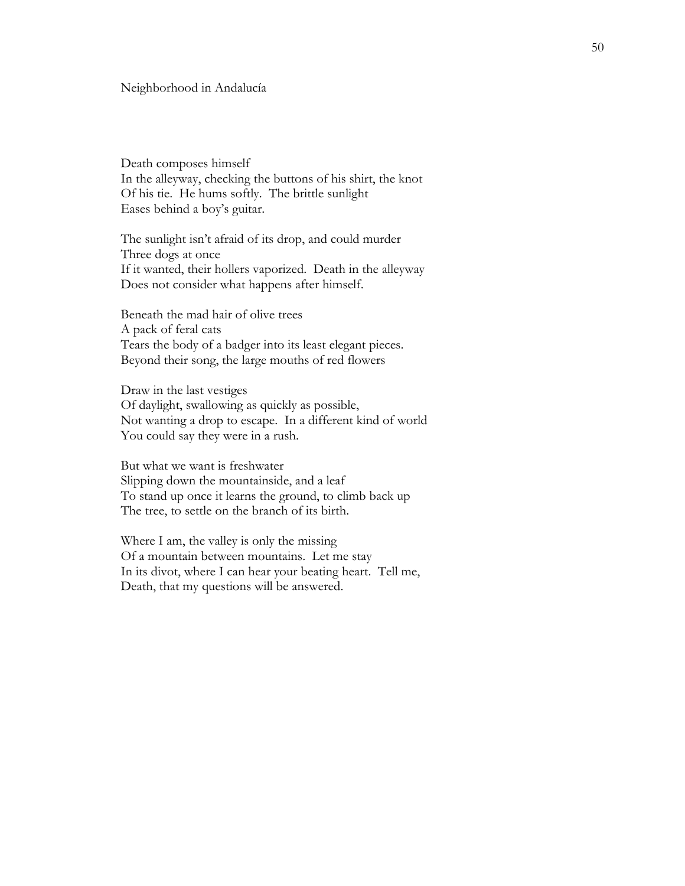## Neighborhood in Andalucía

Death composes himself  
In the alleyway, checking the buttons of his shirt, the knot  
Of his tie. He hums softly. The brittle sunlight  
Eases behind a boy's guitar.

The sunlight isn't afraid of its drop, and could murder  
Three dogs at once  
If it wanted, their hollers vaporized. Death in the alleyway  
Does not consider what happens after himself.

Beneath the mad hair of olive trees  
A pack of feral cats  
Tears the body of a badger into its least elegant pieces.  
Beyond their song, the large mouths of red flowers

Draw in the last vestiges  
Of daylight, swallowing as quickly as possible,  
Not wanting a drop to escape. In a different kind of world  
You could say they were in a rush.

But what we want is freshwater  
Slipping down the mountainside, and a leaf  
To stand up once it learns the ground, to climb back up  
The tree, to settle on the branch of its birth.

Where I am, the valley is only the missing  
Of a mountain between mountains. Let me stay  
In its divot, where I can hear your beating heart. Tell me,  
Death, that my questions will be answered.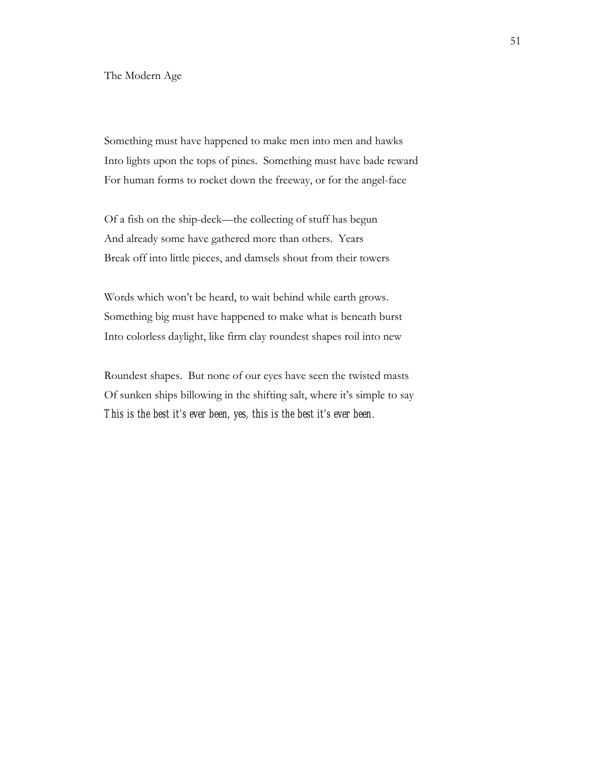# The Modern Age

Something must have happened to make men into men and hawks
Into lights upon the tops of pines. Something must have bade reward
For human forms to rocket down the freeway, or for the angel-face

Of a fish on the ship-deck—the collecting of stuff has begun
And already some have gathered more than others. Years
Break off into little pieces, and damsels shout from their towers

Words which won't be heard, to wait behind while earth grows.
Something big must have happened to make what is beneath burst
Into colorless daylight, like firm clay roundest shapes roil into new

Roundest shapes. But none of our eyes have seen the twisted masts
Of sunken ships billowing in the shifting salt, where it's simple to say
*This is the best it's ever been, yes, this is the best it's ever been.*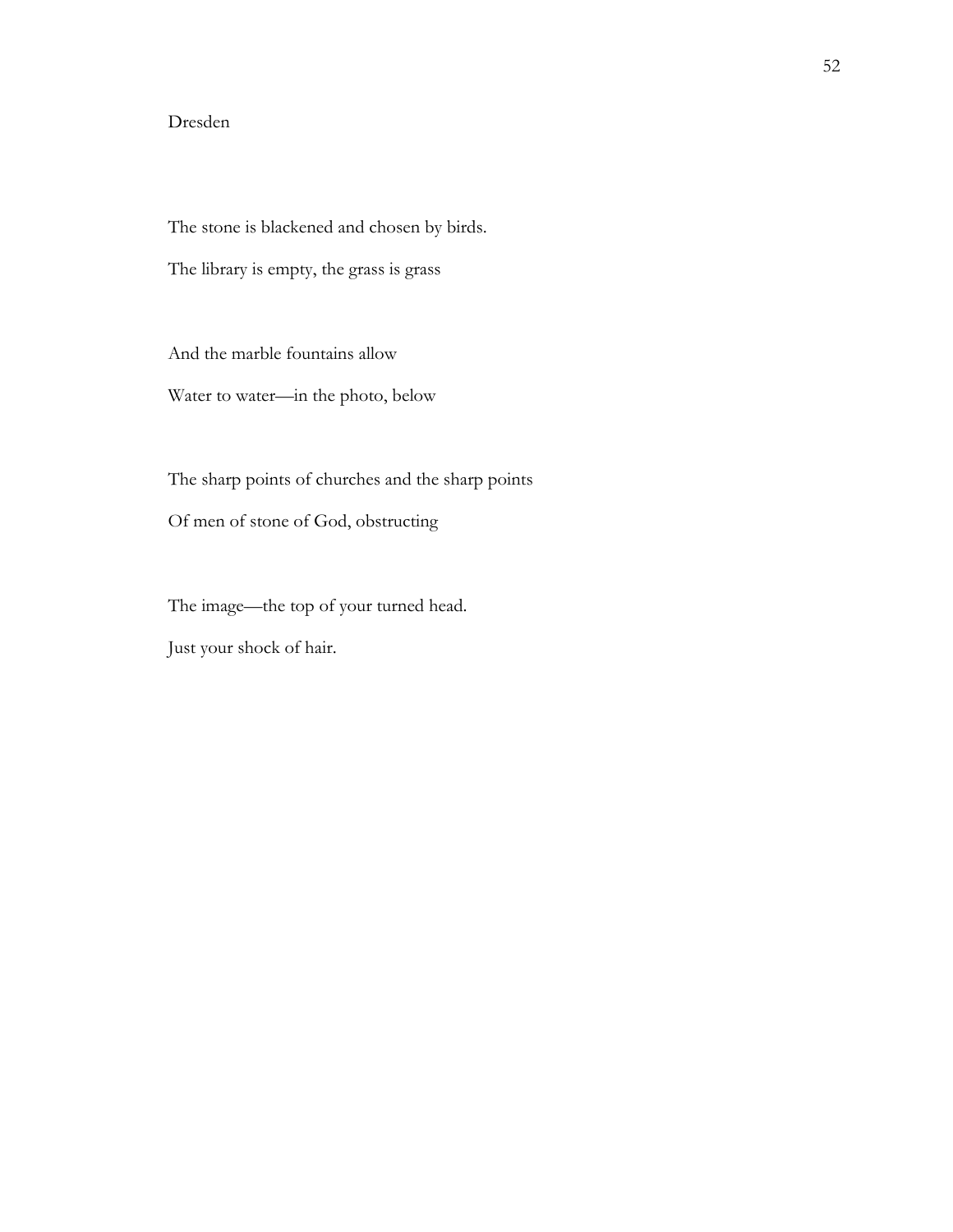Dresden

The stone is blackened and chosen by birds.  
The library is empty, the grass is grass

And the marble fountains allow  
Water to water—in the photo, below

The sharp points of churches and the sharp points  
Of men of stone of God, obstructing

The image—the top of your turned head.  
Just your shock of hair.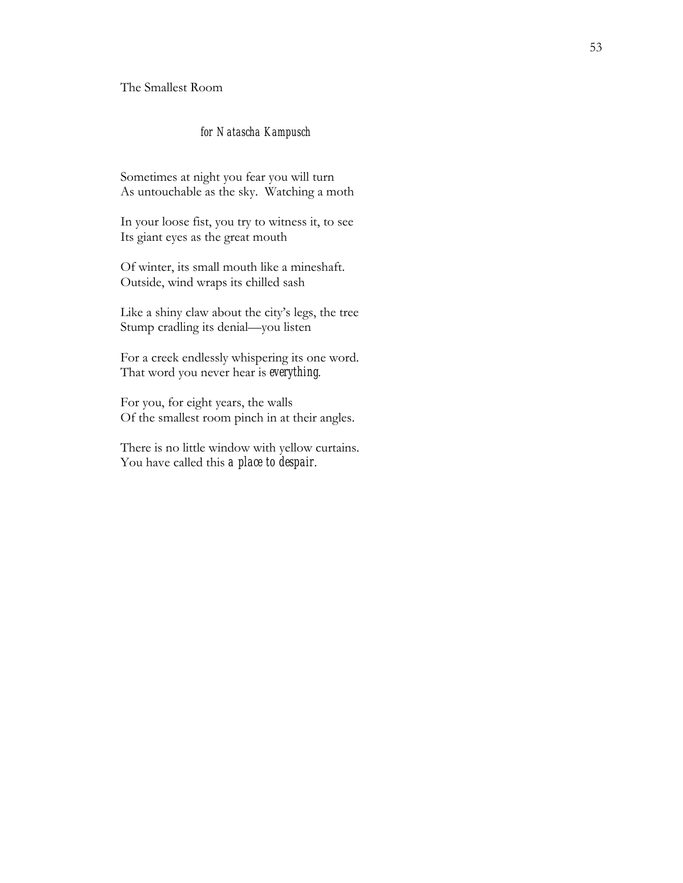# The Smallest Room

*for Natascha Kampusch*

Sometimes at night you fear you will turn  
As untouchable as the sky. Watching a moth

In your loose fist, you try to witness it, to see  
Its giant eyes as the great mouth

Of winter, its small mouth like a mineshaft.  
Outside, wind wraps its chilled sash

Like a shiny claw about the city's legs, the tree  
Stump cradling its denial—you listen

For a creek endlessly whispering its one word.  
That word you never hear is *everything*.

For you, for eight years, the walls  
Of the smallest room pinch in at their angles.

There is no little window with yellow curtains.  
You have called this *a place to despair*.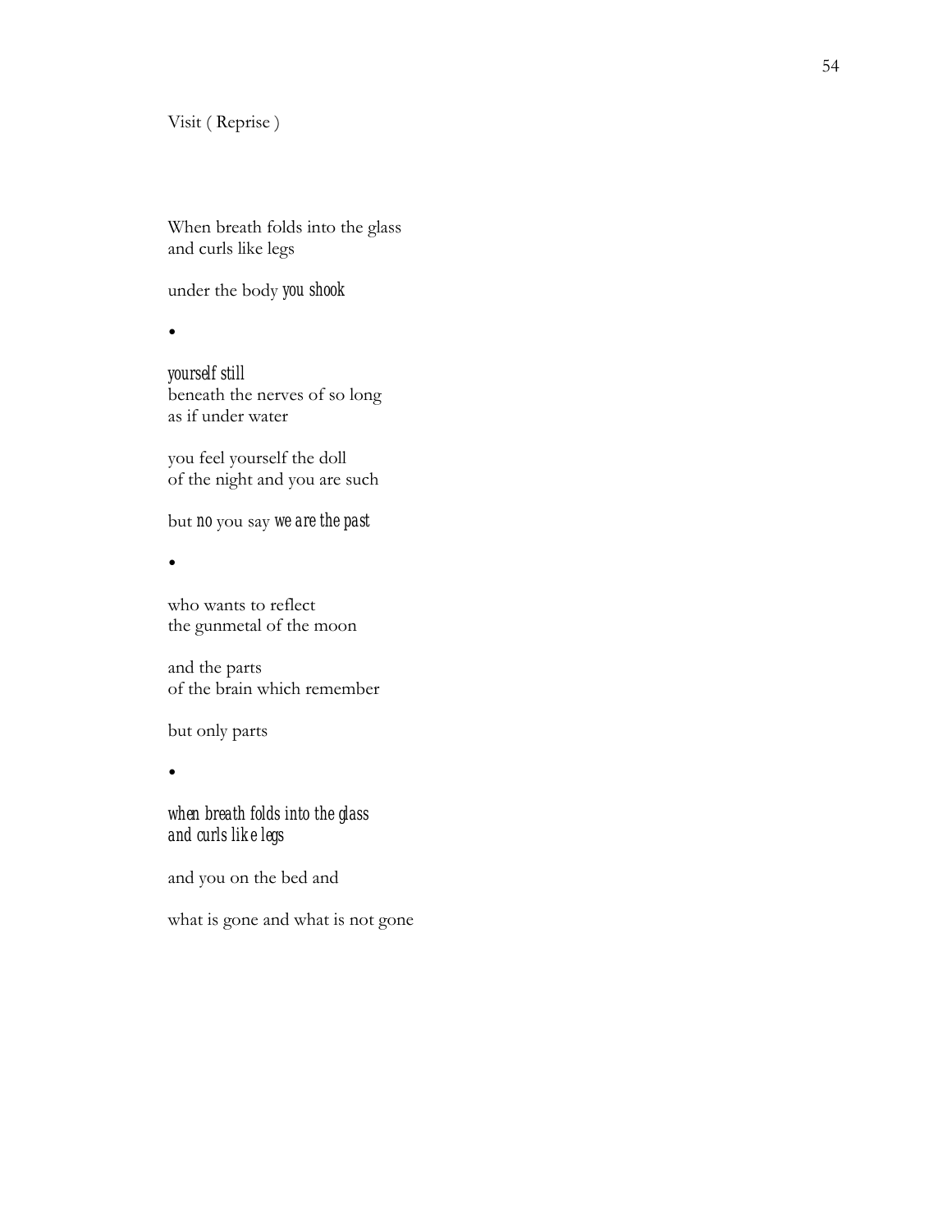Visit ( Reprise )

When breath folds into the glass  
and curls like legs

under the body *you shook*

•

*yourself still*  
beneath the nerves of so long  
as if under water

you feel yourself the doll  
of the night and you are such

but *no* you say *we are the past*

•

who wants to reflect  
the gunmetal of the moon

and the parts  
of the brain which remember

but only parts

•

*when breath folds into the glass*  
*and curls like legs*

and you on the bed and

what is gone and what is not gone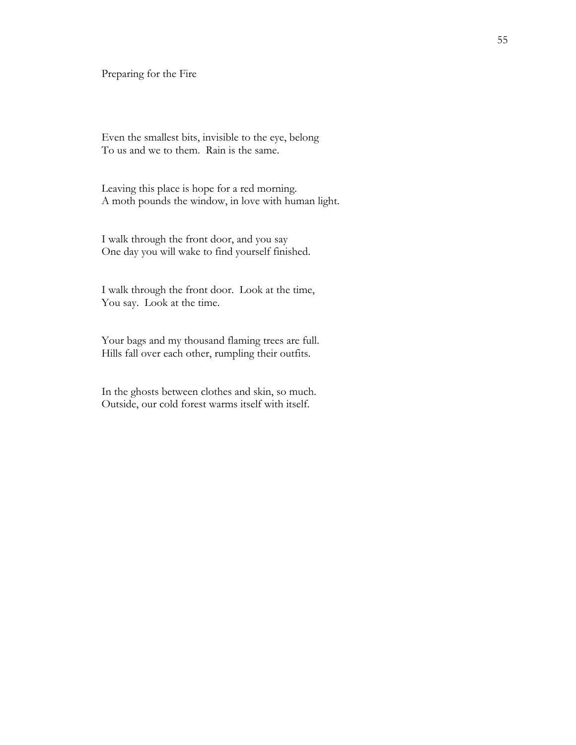## Preparing for the Fire

Even the smallest bits, invisible to the eye, belong  
To us and we to them. Rain is the same.

Leaving this place is hope for a red morning.  
A moth pounds the window, in love with human light.

I walk through the front door, and you say  
One day you will wake to find yourself finished.

I walk through the front door. Look at the time,  
You say. Look at the time.

Your bags and my thousand flaming trees are full.  
Hills fall over each other, rumpling their outfits.

In the ghosts between clothes and skin, so much.  
Outside, our cold forest warms itself with itself.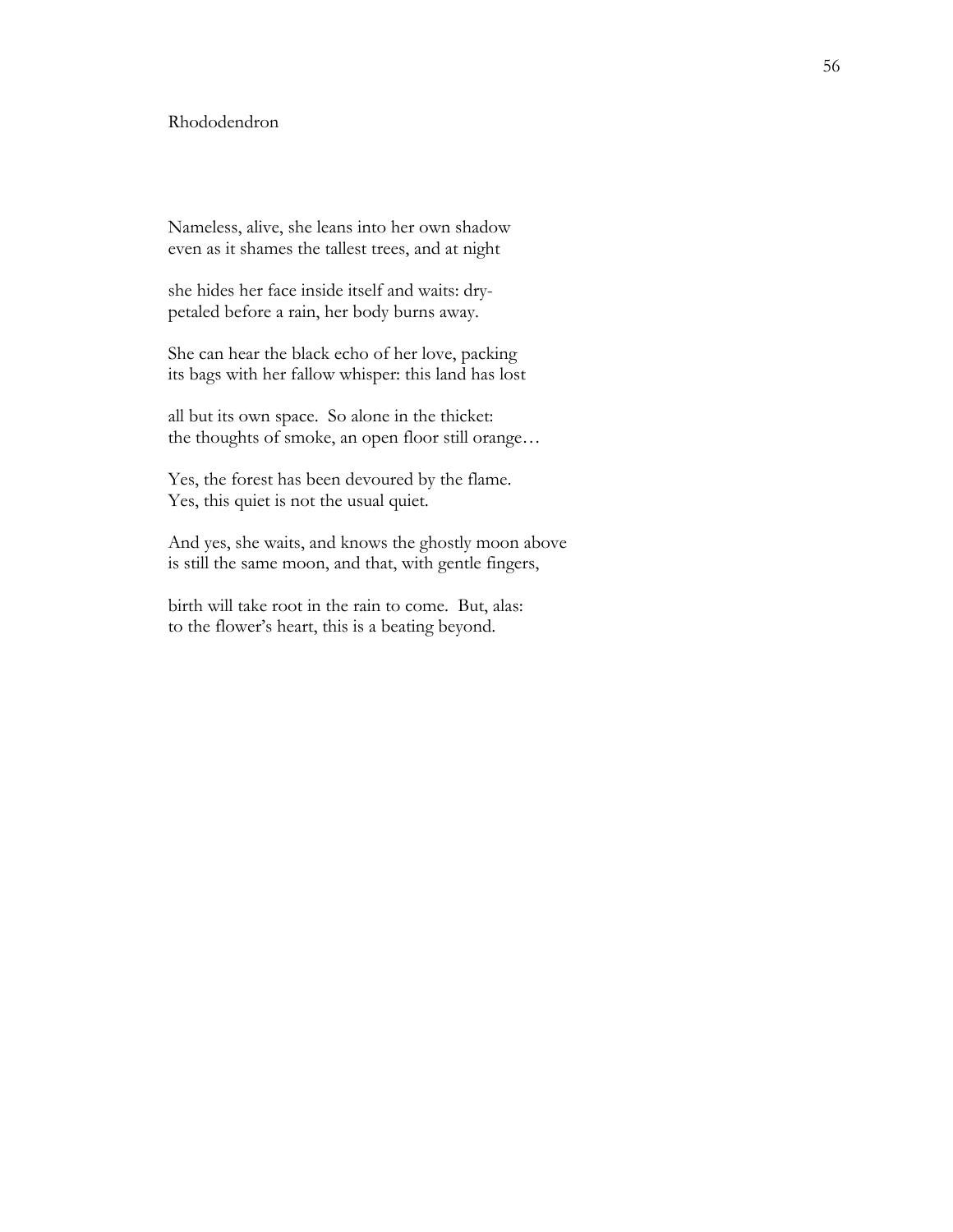# Rhododendron

Nameless, alive, she leans into her own shadow  
even as it shames the tallest trees, and at night

she hides her face inside itself and waits: dry-  
petaled before a rain, her body burns away.

She can hear the black echo of her love, packing  
its bags with her fallow whisper: this land has lost

all but its own space. So alone in the thicket:  
the thoughts of smoke, an open floor still orange…

Yes, the forest has been devoured by the flame.  
Yes, this quiet is not the usual quiet.

And yes, she waits, and knows the ghostly moon above  
is still the same moon, and that, with gentle fingers,

birth will take root in the rain to come. But, alas:  
to the flower's heart, this is a beating beyond.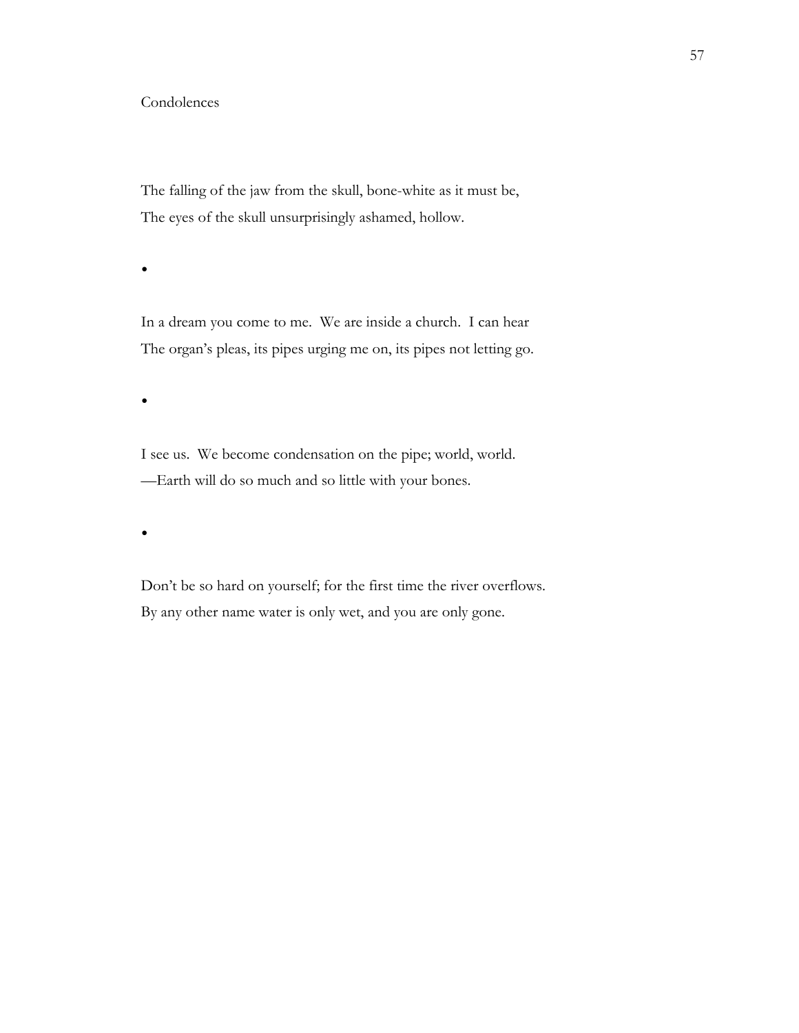## Condolences

The falling of the jaw from the skull, bone-white as it must be,
The eyes of the skull unsurprisingly ashamed, hollow.

•

In a dream you come to me. We are inside a church. I can hear
The organ's pleas, its pipes urging me on, its pipes not letting go.

•

I see us. We become condensation on the pipe; world, world.
—Earth will do so much and so little with your bones.

•

Don't be so hard on yourself; for the first time the river overflows.
By any other name water is only wet, and you are only gone.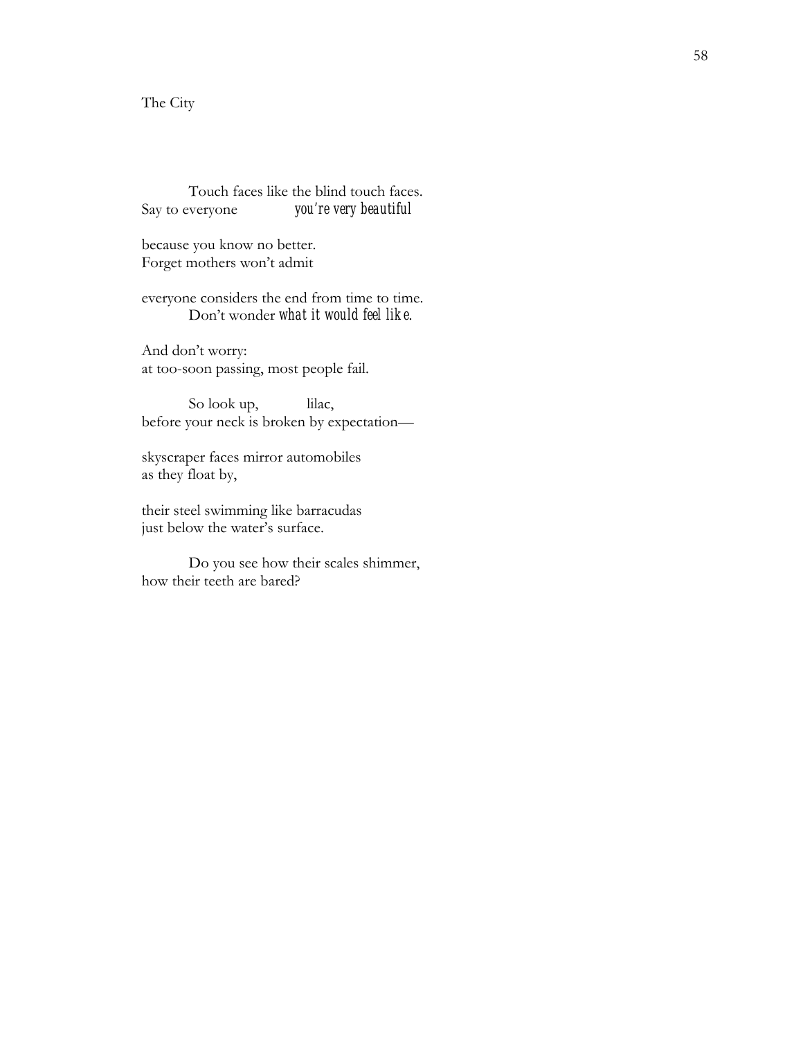The City

Touch faces like the blind touch faces.
Say to everyone *you're very beautiful*

because you know no better.
Forget mothers won't admit

everyone considers the end from time to time.
Don't wonder *what it would feel like.*

And don't worry:
at too-soon passing, most people fail.

So look up, lilac,
before your neck is broken by expectation—

skyscraper faces mirror automobiles
as they float by,

their steel swimming like barracudas
just below the water's surface.

Do you see how their scales shimmer,
how their teeth are bared?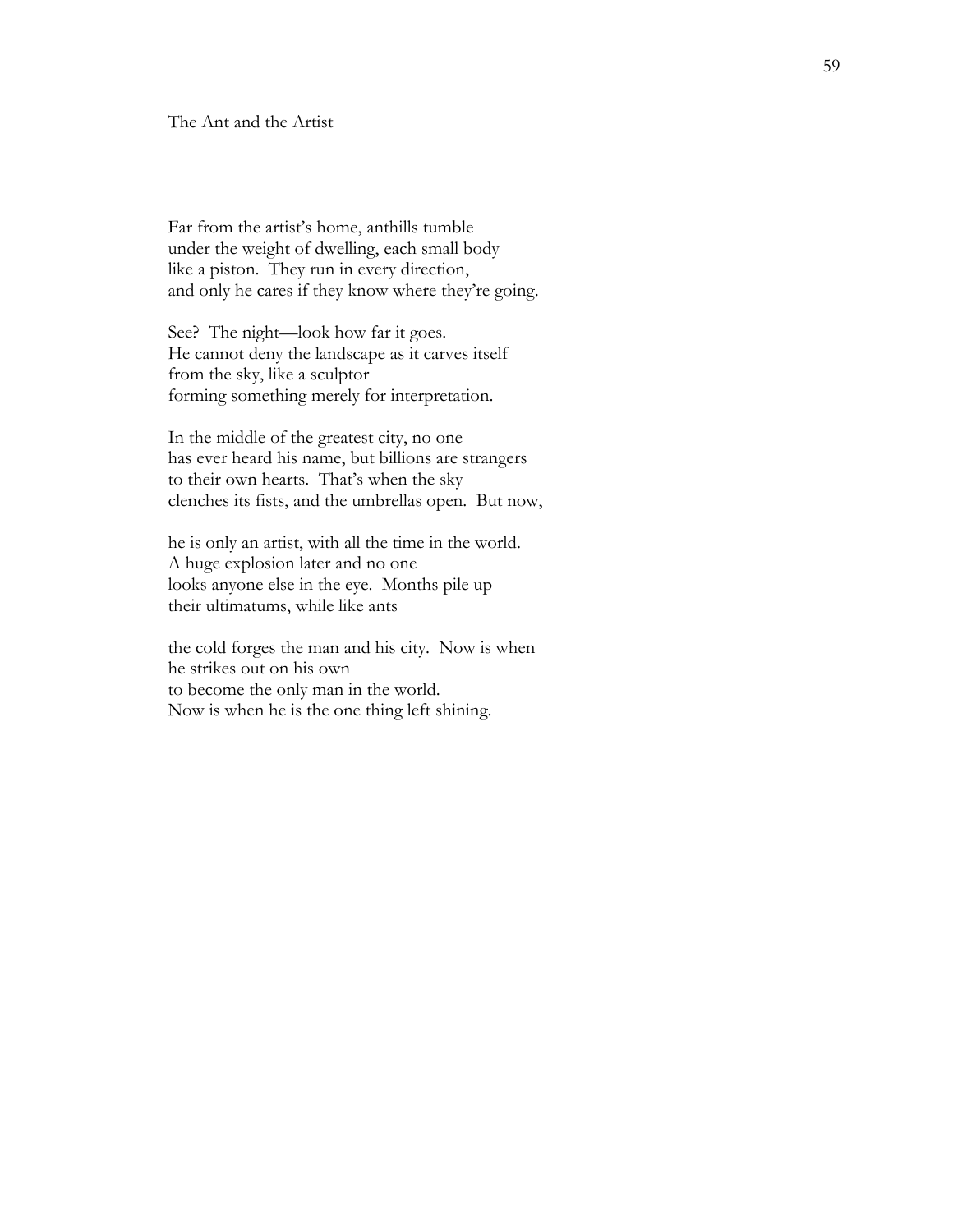# The Ant and the Artist

Far from the artist's home, anthills tumble
under the weight of dwelling, each small body
like a piston. They run in every direction,
and only he cares if they know where they're going.

See? The night—look how far it goes.
He cannot deny the landscape as it carves itself
from the sky, like a sculptor
forming something merely for interpretation.

In the middle of the greatest city, no one
has ever heard his name, but billions are strangers
to their own hearts. That's when the sky
clenches its fists, and the umbrellas open. But now,

he is only an artist, with all the time in the world.
A huge explosion later and no one
looks anyone else in the eye. Months pile up
their ultimatums, while like ants

the cold forges the man and his city. Now is when
he strikes out on his own
to become the only man in the world.
Now is when he is the one thing left shining.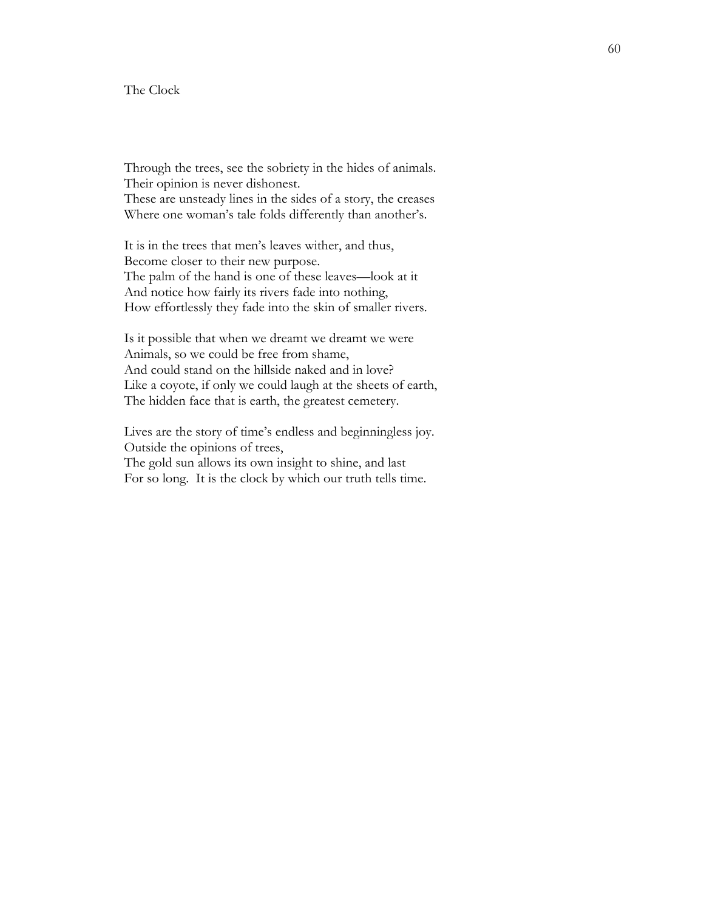## The Clock

Through the trees, see the sobriety in the hides of animals.
Their opinion is never dishonest.
These are unsteady lines in the sides of a story, the creases
Where one woman's tale folds differently than another's.

It is in the trees that men's leaves wither, and thus,
Become closer to their new purpose.
The palm of the hand is one of these leaves—look at it
And notice how fairly its rivers fade into nothing,
How effortlessly they fade into the skin of smaller rivers.

Is it possible that when we dreamt we dreamt we were
Animals, so we could be free from shame,
And could stand on the hillside naked and in love?
Like a coyote, if only we could laugh at the sheets of earth,
The hidden face that is earth, the greatest cemetery.

Lives are the story of time's endless and beginningless joy.
Outside the opinions of trees,
The gold sun allows its own insight to shine, and last
For so long. It is the clock by which our truth tells time.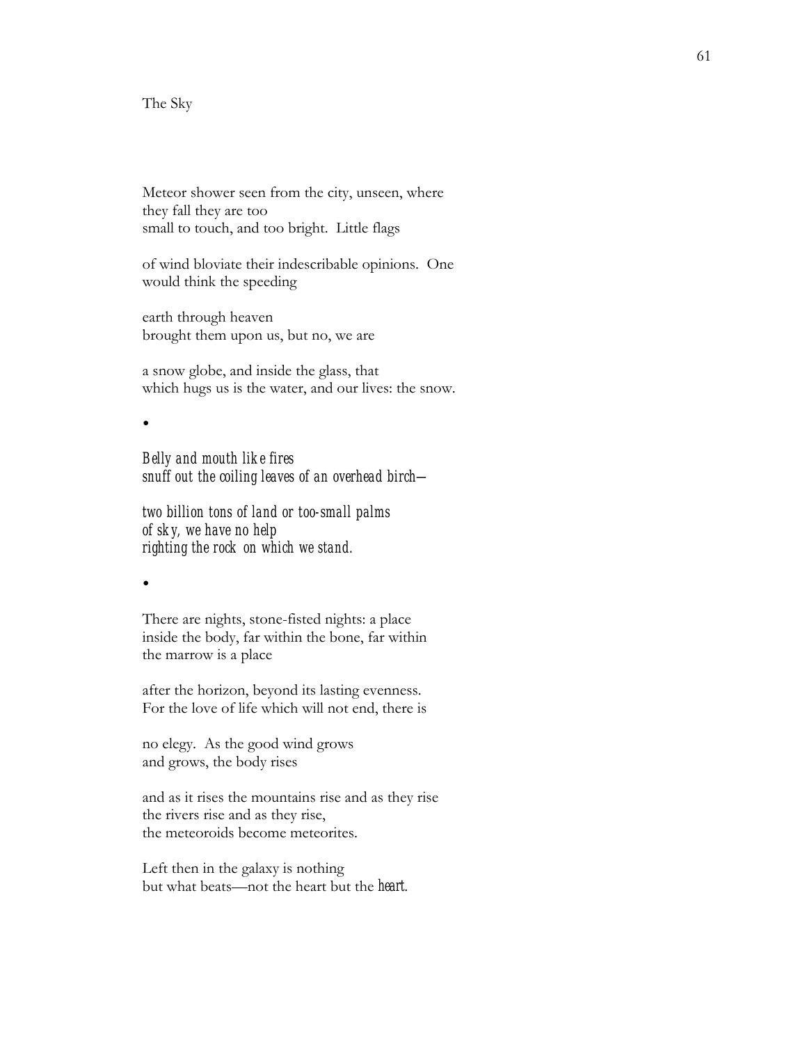The Sky

Meteor shower seen from the city, unseen, where
they fall they are too
small to touch, and too bright.  Little flags

of wind bloviate their indescribable opinions.  One
would think the speeding

earth through heaven
brought them upon us, but no, we are

a snow globe, and inside the glass, that
which hugs us is the water, and our lives: the snow.

•

*Belly and mouth like fires*
*snuff out the coiling leaves of an overhead birch—*

*two billion tons of land or too-small palms*
*of sky, we have no help*
*righting the rock on which we stand.*

•

There are nights, stone-fisted nights: a place
inside the body, far within the bone, far within
the marrow is a place

after the horizon, beyond its lasting evenness.
For the love of life which will not end, there is

no elegy.  As the good wind grows
and grows, the body rises

and as it rises the mountains rise and as they rise
the rivers rise and as they rise,
the meteoroids become meteorites.

Left then in the galaxy is nothing
but what beats—not the heart but the *heart*.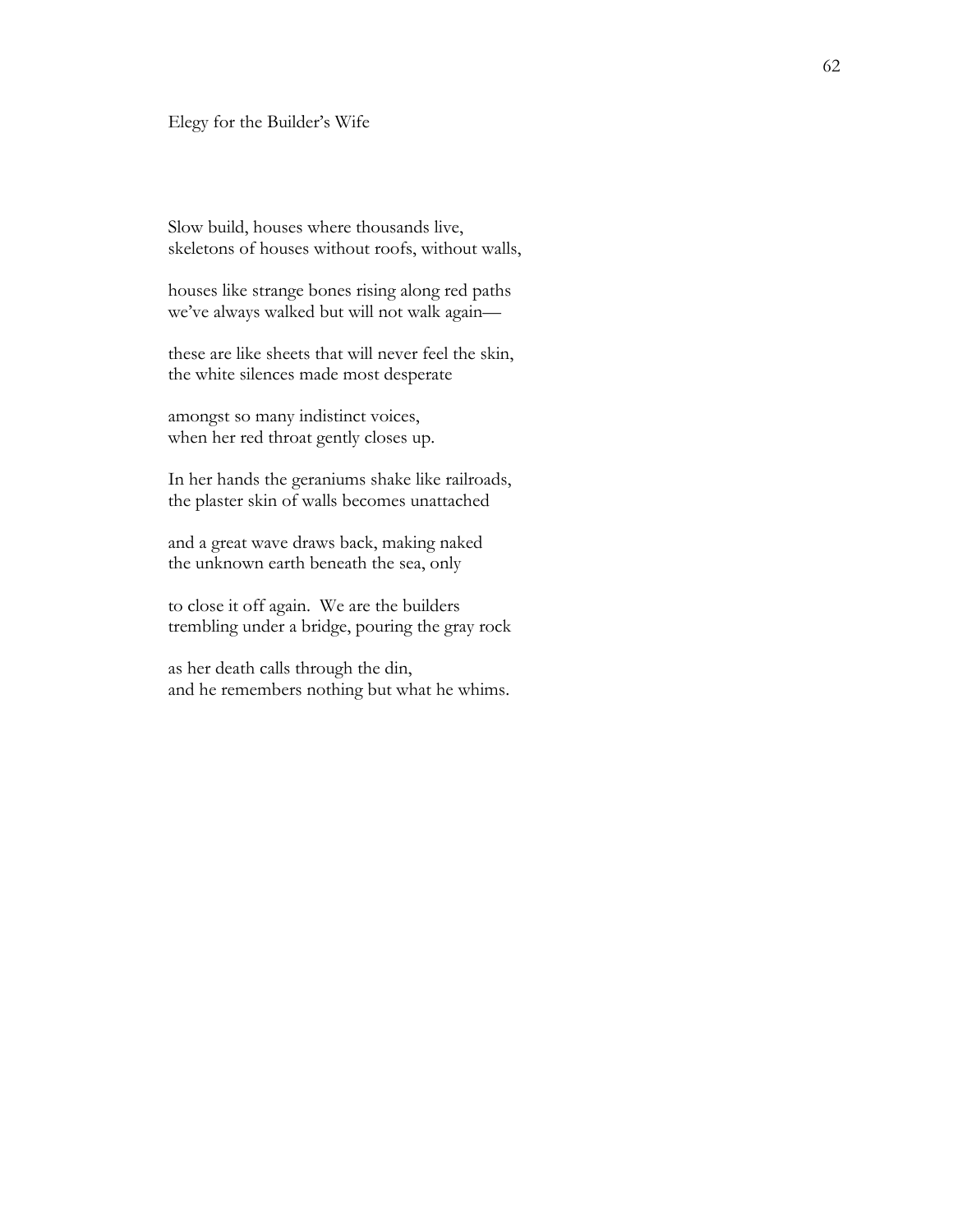## Elegy for the Builder's Wife

Slow build, houses where thousands live,
skeletons of houses without roofs, without walls,

houses like strange bones rising along red paths
we've always walked but will not walk again—

these are like sheets that will never feel the skin,
the white silences made most desperate

amongst so many indistinct voices,
when her red throat gently closes up.

In her hands the geraniums shake like railroads,
the plaster skin of walls becomes unattached

and a great wave draws back, making naked
the unknown earth beneath the sea, only

to close it off again. We are the builders
trembling under a bridge, pouring the gray rock

as her death calls through the din,
and he remembers nothing but what he whims.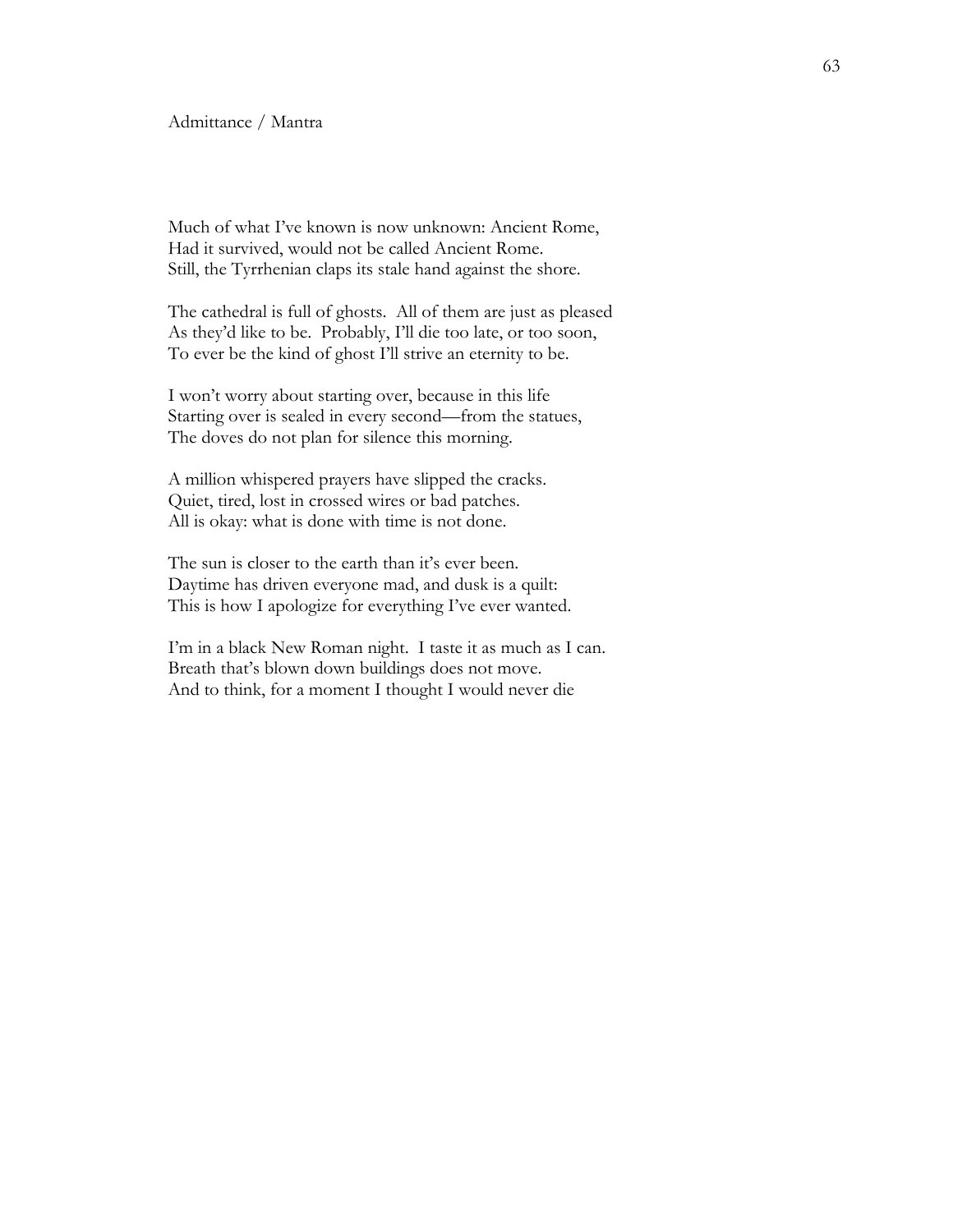Admittance / Mantra

Much of what I've known is now unknown: Ancient Rome,
Had it survived, would not be called Ancient Rome.
Still, the Tyrrhenian claps its stale hand against the shore.

The cathedral is full of ghosts. All of them are just as pleased
As they'd like to be. Probably, I'll die too late, or too soon,
To ever be the kind of ghost I'll strive an eternity to be.

I won't worry about starting over, because in this life
Starting over is sealed in every second—from the statues,
The doves do not plan for silence this morning.

A million whispered prayers have slipped the cracks.
Quiet, tired, lost in crossed wires or bad patches.
All is okay: what is done with time is not done.

The sun is closer to the earth than it's ever been.
Daytime has driven everyone mad, and dusk is a quilt:
This is how I apologize for everything I've ever wanted.

I'm in a black New Roman night. I taste it as much as I can.
Breath that's blown down buildings does not move.
And to think, for a moment I thought I would never die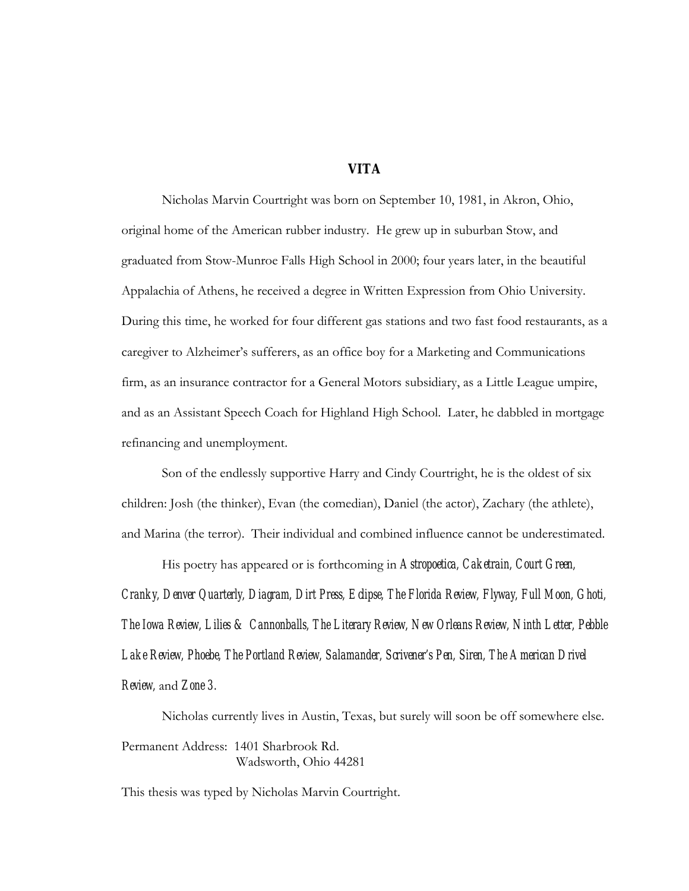## VITA

Nicholas Marvin Courtright was born on September 10, 1981, in Akron, Ohio, original home of the American rubber industry. He grew up in suburban Stow, and graduated from Stow-Munroe Falls High School in 2000; four years later, in the beautiful Appalachia of Athens, he received a degree in Written Expression from Ohio University. During this time, he worked for four different gas stations and two fast food restaurants, as a caregiver to Alzheimer's sufferers, as an office boy for a Marketing and Communications firm, as an insurance contractor for a General Motors subsidiary, as a Little League umpire, and as an Assistant Speech Coach for Highland High School. Later, he dabbled in mortgage refinancing and unemployment.

Son of the endlessly supportive Harry and Cindy Courtright, he is the oldest of six children: Josh (the thinker), Evan (the comedian), Daniel (the actor), Zachary (the athlete), and Marina (the terror). Their individual and combined influence cannot be underestimated.

His poetry has appeared or is forthcoming in *Astropoetica*, *Caketrain*, *Court Green*, *Cranky*, *Denver Quarterly*, *Diagram*, *Dirt Press*, *Eclipse*, *The Florida Review*, *Flyway*, *Full Moon*, *Ghoti*, *The Iowa Review*, *Lilies & Cannonballs*, *The Literary Review*, *New Orleans Review*, *Ninth Letter*, *Pebble Lake Review*, *Phoebe*, *The Portland Review*, *Salamander*, *Scrivener's Pen*, *Siren*, *The American Drivel Review*, and *Zone 3*.

Nicholas currently lives in Austin, Texas, but surely will soon be off somewhere else.

Permanent Address: 1401 Sharbrook Rd.
Wadsworth, Ohio 44281

This thesis was typed by Nicholas Marvin Courtright.